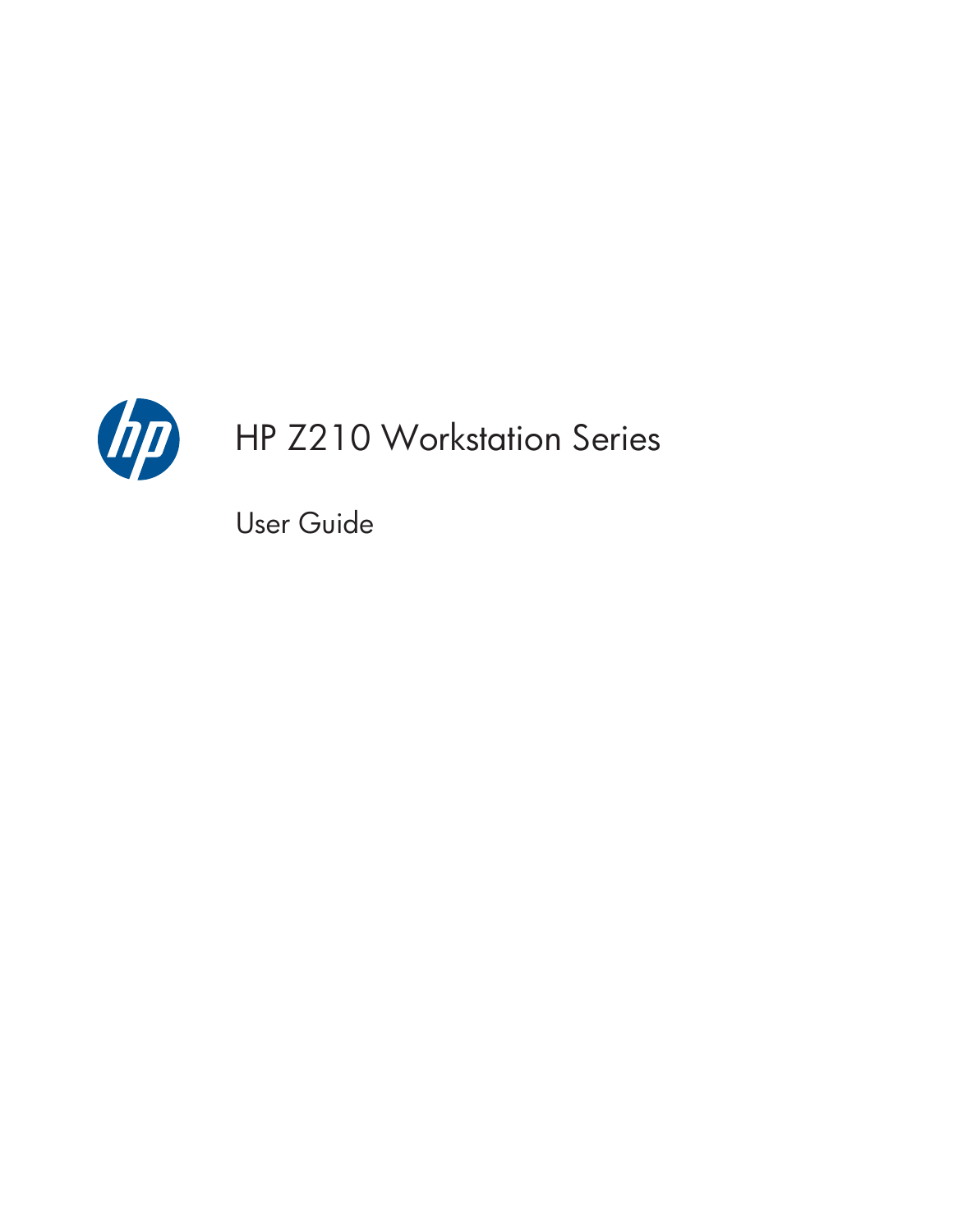# HP Z210 Workstation Series

## User Guide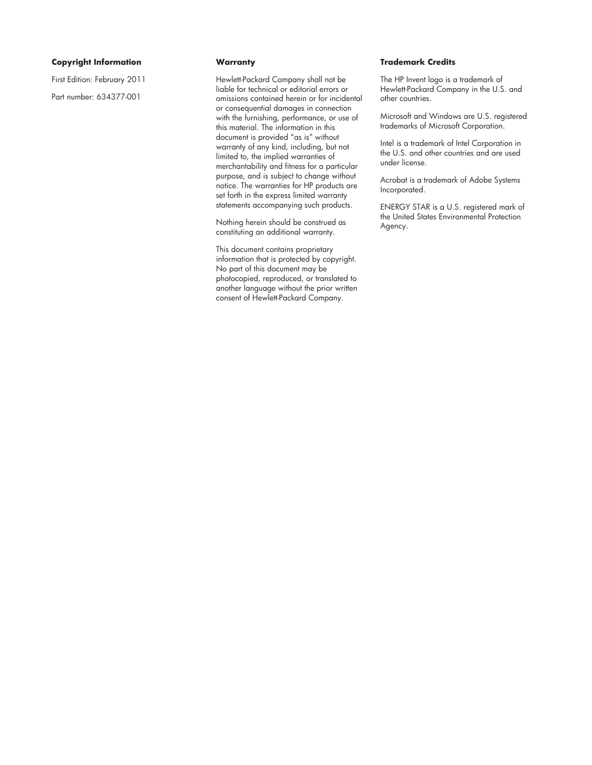**Copyright Information**

First Edition: February 2011

Part number: 634377-001

**Warranty**

Hewlett-Packard Company shall not be liable for technical or editorial errors or omissions contained herein or for incidental or consequential damages in connection with the furnishing, performance, or use of this material. The information in this document is provided "as is" without warranty of any kind, including, but not limited to, the implied warranties of merchantability and fitness for a particular purpose, and is subject to change without notice. The warranties for HP products are set forth in the express limited warranty statements accompanying such products.

Nothing herein should be construed as constituting an additional warranty.

This document contains proprietary information that is protected by copyright. No part of this document may be photocopied, reproduced, or translated to another language without the prior written consent of Hewlett-Packard Company.

**Trademark Credits**

The HP Invent logo is a trademark of Hewlett-Packard Company in the U.S. and other countries.

Microsoft and Windows are U.S. registered trademarks of Microsoft Corporation.

Intel is a trademark of Intel Corporation in the U.S. and other countries and are used under license.

Acrobat is a trademark of Adobe Systems Incorporated.

ENERGY STAR is a U.S. registered mark of the United States Environmental Protection Agency.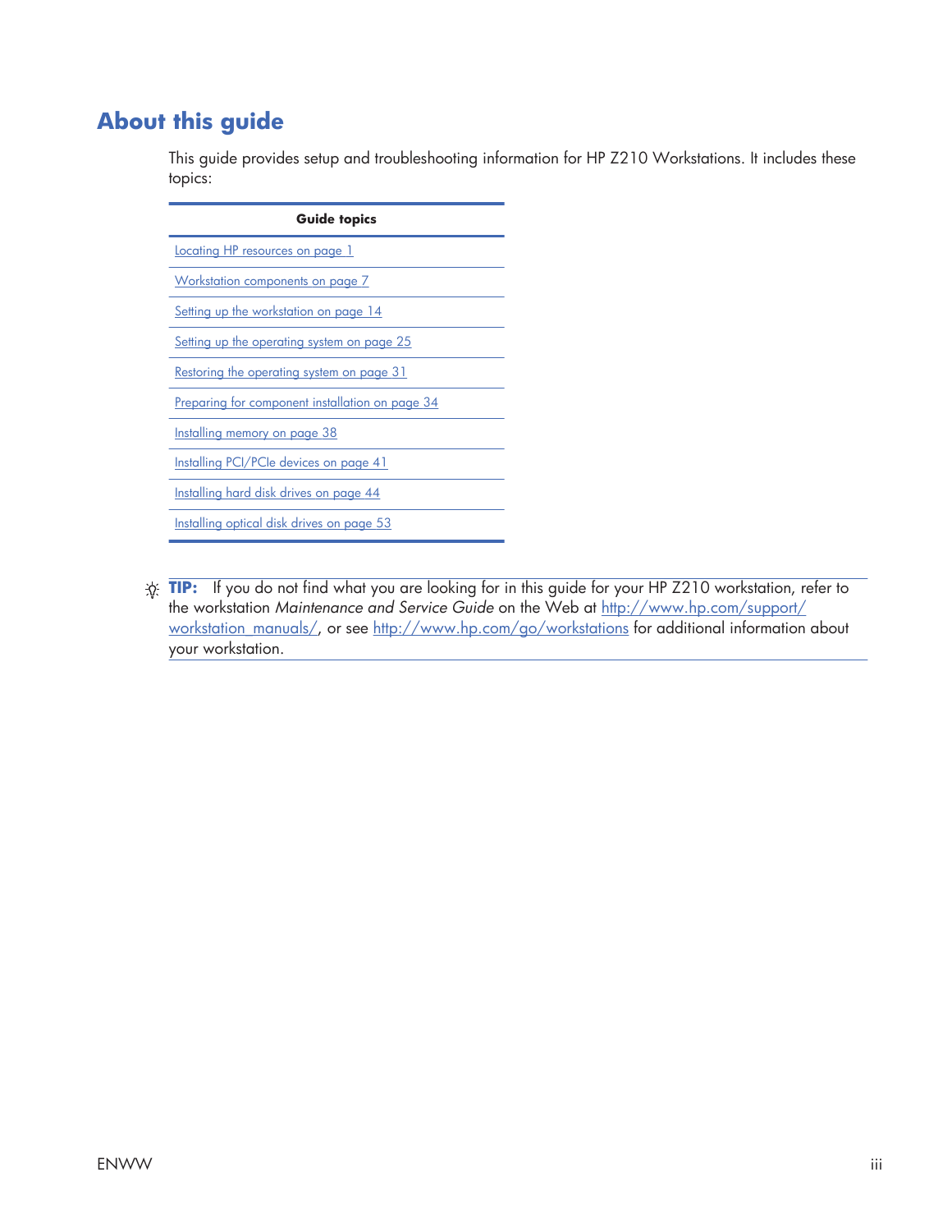# About this guide

This guide provides setup and troubleshooting information for HP Z210 Workstations. It includes these topics:

| Guide topics |
|---|
| Locating HP resources on page 1 |
| Workstation components on page 7 |
| Setting up the workstation on page 14 |
| Setting up the operating system on page 25 |
| Restoring the operating system on page 31 |
| Preparing for component installation on page 34 |
| Installing memory on page 38 |
| Installing PCI/PCIe devices on page 41 |
| Installing hard disk drives on page 44 |
| Installing optical disk drives on page 53 |

**TIP:** If you do not find what you are looking for in this guide for your HP Z210 workstation, refer to the workstation *Maintenance and Service Guide* on the Web at http://www.hp.com/support/workstation_manuals/, or see http://www.hp.com/go/workstations for additional information about your workstation.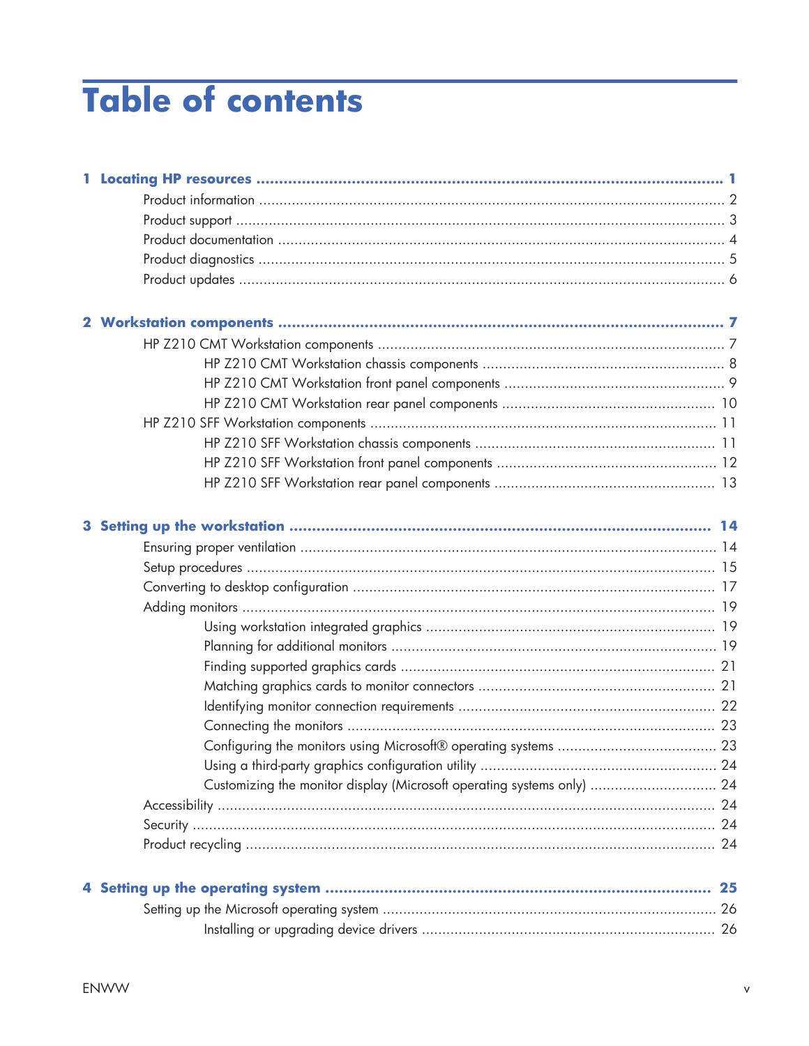# Table of contents

**1 Locating HP resources ..... 1**

- Product information ..... 2
- Product support ..... 3
- Product documentation ..... 4
- Product diagnostics ..... 5
- Product updates ..... 6

**2 Workstation components ..... 7**

- HP Z210 CMT Workstation components ..... 7
  - HP Z210 CMT Workstation chassis components ..... 8
  - HP Z210 CMT Workstation front panel components ..... 9
  - HP Z210 CMT Workstation rear panel components ..... 10
- HP Z210 SFF Workstation components ..... 11
  - HP Z210 SFF Workstation chassis components ..... 11
  - HP Z210 SFF Workstation front panel components ..... 12
  - HP Z210 SFF Workstation rear panel components ..... 13

**3 Setting up the workstation ..... 14**

- Ensuring proper ventilation ..... 14
- Setup procedures ..... 15
- Converting to desktop configuration ..... 17
- Adding monitors ..... 19
  - Using workstation integrated graphics ..... 19
  - Planning for additional monitors ..... 19
  - Finding supported graphics cards ..... 21
  - Matching graphics cards to monitor connectors ..... 21
  - Identifying monitor connection requirements ..... 22
  - Connecting the monitors ..... 23
  - Configuring the monitors using Microsoft® operating systems ..... 23
  - Using a third-party graphics configuration utility ..... 24
  - Customizing the monitor display (Microsoft operating systems only) ..... 24
- Accessibility ..... 24
- Security ..... 24
- Product recycling ..... 24

**4 Setting up the operating system ..... 25**

- Setting up the Microsoft operating system ..... 26
  - Installing or upgrading device drivers ..... 26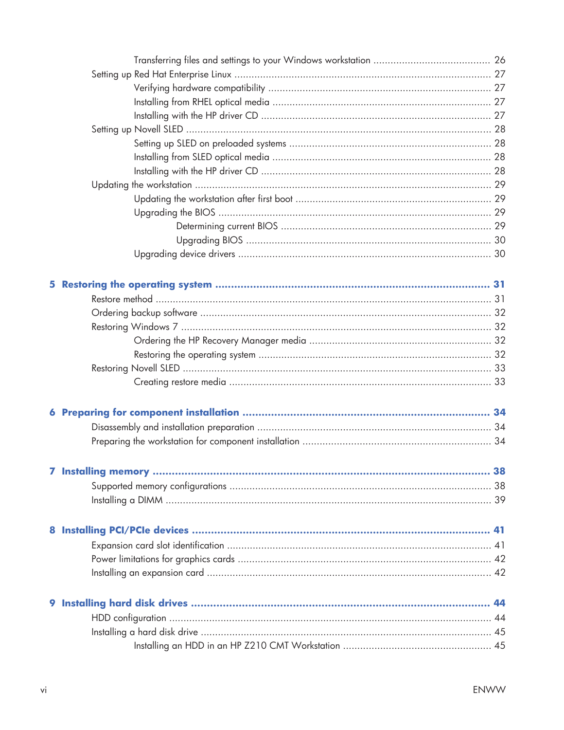Transferring files and settings to your Windows workstation ........................................ 26

Setting up Red Hat Enterprise Linux ........................................................................................ 27

Verifying hardware compatibility ............................................................................ 27

Installing from RHEL optical media .......................................................................... 27

Installing with the HP driver CD ............................................................................... 27

Setting up Novell SLED ......................................................................................................... 28

Setting up SLED on preloaded systems .................................................................... 28

Installing from SLED optical media .......................................................................... 28

Installing with the HP driver CD ............................................................................... 28

Updating the workstation ...................................................................................................... 29

Updating the workstation after first boot ................................................................... 29

Upgrading the BIOS .............................................................................................. 29

Determining current BIOS ........................................................................ 29

Upgrading BIOS .................................................................................... 30

Upgrading device drivers ....................................................................................... 30

**5 Restoring the operating system ........................................................................................ 31**

Restore method .................................................................................................................... 31

Ordering backup software .................................................................................................... 32

Restoring Windows 7 ........................................................................................................... 32

Ordering the HP Recovery Manager media ............................................................... 32

Restoring the operating system ................................................................................ 32

Restoring Novell SLED .......................................................................................................... 33

Creating restore media .......................................................................................... 33

**6 Preparing for component installation .............................................................................. 34**

Disassembly and installation preparation ................................................................................ 34

Preparing the workstation for component installation ................................................................ 34

**7 Installing memory .......................................................................................................... 38**

Supported memory configurations .......................................................................................... 38

Installing a DIMM ................................................................................................................ 39

**8 Installing PCI/PCIe devices ............................................................................................. 41**

Expansion card slot identification .......................................................................................... 41

Power limitations for graphics cards ....................................................................................... 42

Installing an expansion card .................................................................................................. 42

**9 Installing hard disk drives ............................................................................................... 44**

HDD configuration ............................................................................................................... 44

Installing a hard disk drive .................................................................................................... 45

Installing an HDD in an HP Z210 CMT Workstation ................................................... 45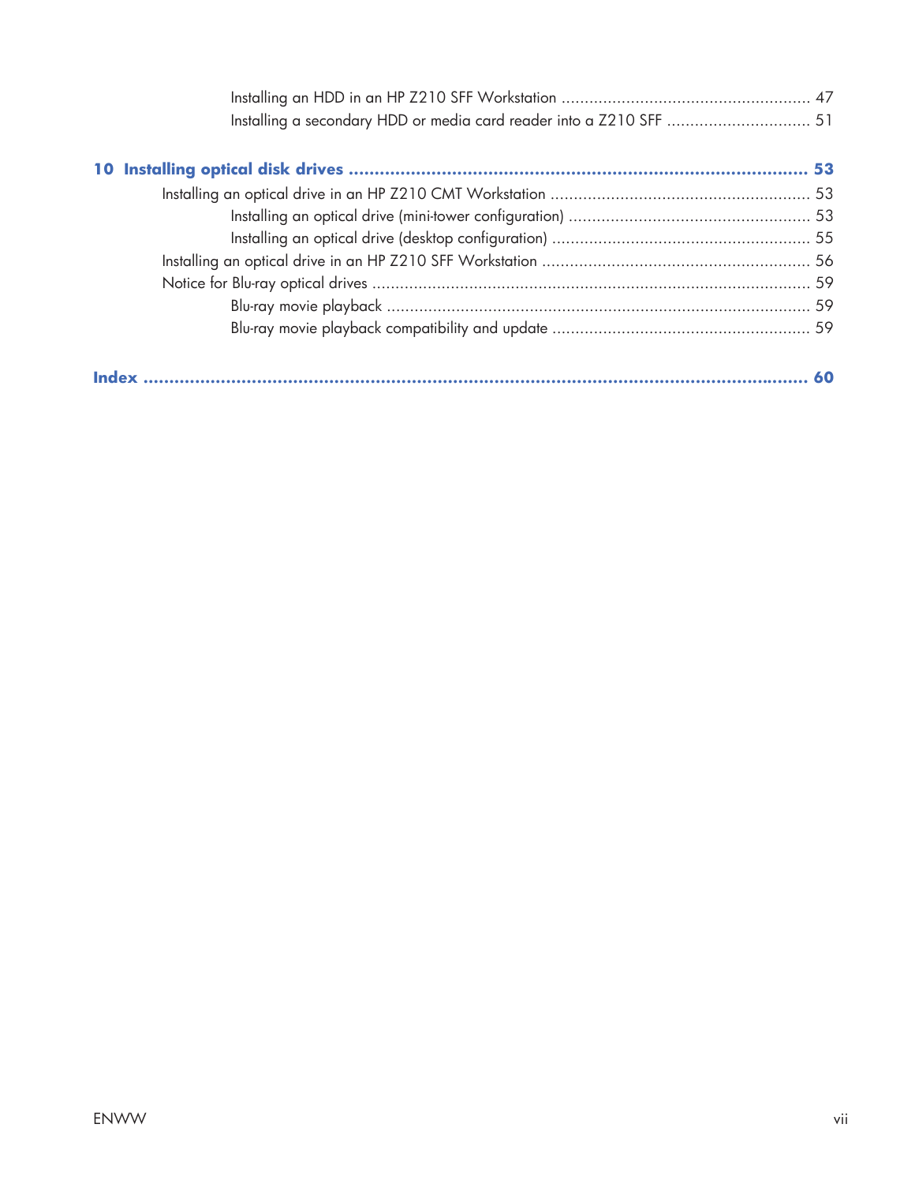Installing an HDD in an HP Z210 SFF Workstation ..................................................... 47

Installing a secondary HDD or media card reader into a Z210 SFF ............................... 51

**10 Installing optical disk drives ........................................................................................ 53**

Installing an optical drive in an HP Z210 CMT Workstation ....................................................... 53

Installing an optical drive (mini-tower configuration) .................................................... 53

Installing an optical drive (desktop configuration) ....................................................... 55

Installing an optical drive in an HP Z210 SFF Workstation ......................................................... 56

Notice for Blu-ray optical drives ............................................................................................. 59

Blu-ray movie playback ........................................................................................... 59

Blu-ray movie playback compatibility and update ....................................................... 59

**Index ........................................................................................................................... 60**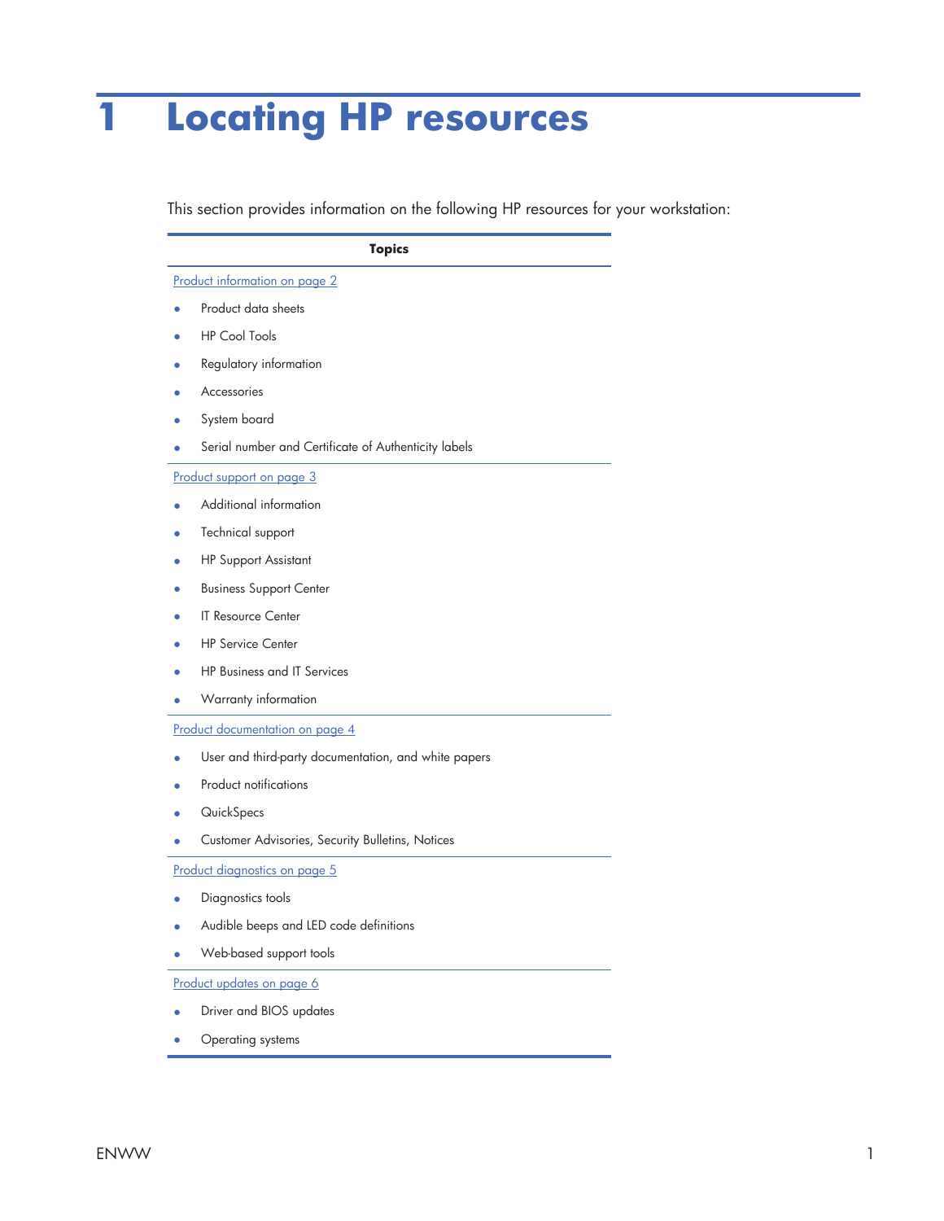# 1 Locating HP resources

This section provides information on the following HP resources for your workstation:

| Topics |
| --- |
| Product information on page 2<br>• Product data sheets<br>• HP Cool Tools<br>• Regulatory information<br>• Accessories<br>• System board<br>• Serial number and Certificate of Authenticity labels |
| Product support on page 3<br>• Additional information<br>• Technical support<br>• HP Support Assistant<br>• Business Support Center<br>• IT Resource Center<br>• HP Service Center<br>• HP Business and IT Services<br>• Warranty information |
| Product documentation on page 4<br>• User and third-party documentation, and white papers<br>• Product notifications<br>• QuickSpecs<br>• Customer Advisories, Security Bulletins, Notices |
| Product diagnostics on page 5<br>• Diagnostics tools<br>• Audible beeps and LED code definitions<br>• Web-based support tools |
| Product updates on page 6<br>• Driver and BIOS updates<br>• Operating systems |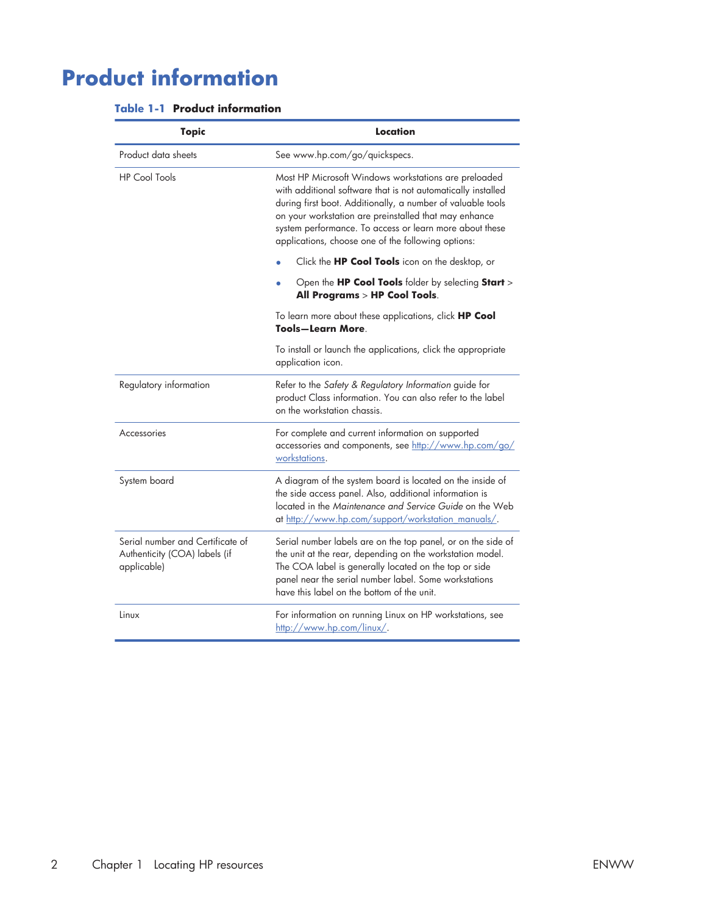# Product information

**Table 1-1 Product information**

| Topic | Location |
| --- | --- |
| Product data sheets | See www.hp.com/go/quickspecs. |
| HP Cool Tools | Most HP Microsoft Windows workstations are preloaded with additional software that is not automatically installed during first boot. Additionally, a number of valuable tools on your workstation are preinstalled that may enhance system performance. To access or learn more about these applications, choose one of the following options:<br>• Click the **HP Cool Tools** icon on the desktop, or<br>• Open the **HP Cool Tools** folder by selecting **Start** > **All Programs** > **HP Cool Tools**.<br>To learn more about these applications, click **HP Cool Tools—Learn More**.<br>To install or launch the applications, click the appropriate application icon. |
| Regulatory information | Refer to the *Safety & Regulatory Information* guide for product Class information. You can also refer to the label on the workstation chassis. |
| Accessories | For complete and current information on supported accessories and components, see http://www.hp.com/go/workstations. |
| System board | A diagram of the system board is located on the inside of the side access panel. Also, additional information is located in the *Maintenance and Service Guide* on the Web at http://www.hp.com/support/workstation_manuals/. |
| Serial number and Certificate of Authenticity (COA) labels (if applicable) | Serial number labels are on the top panel, or on the side of the unit at the rear, depending on the workstation model. The COA label is generally located on the top or side panel near the serial number label. Some workstations have this label on the bottom of the unit. |
| Linux | For information on running Linux on HP workstations, see http://www.hp.com/linux/. |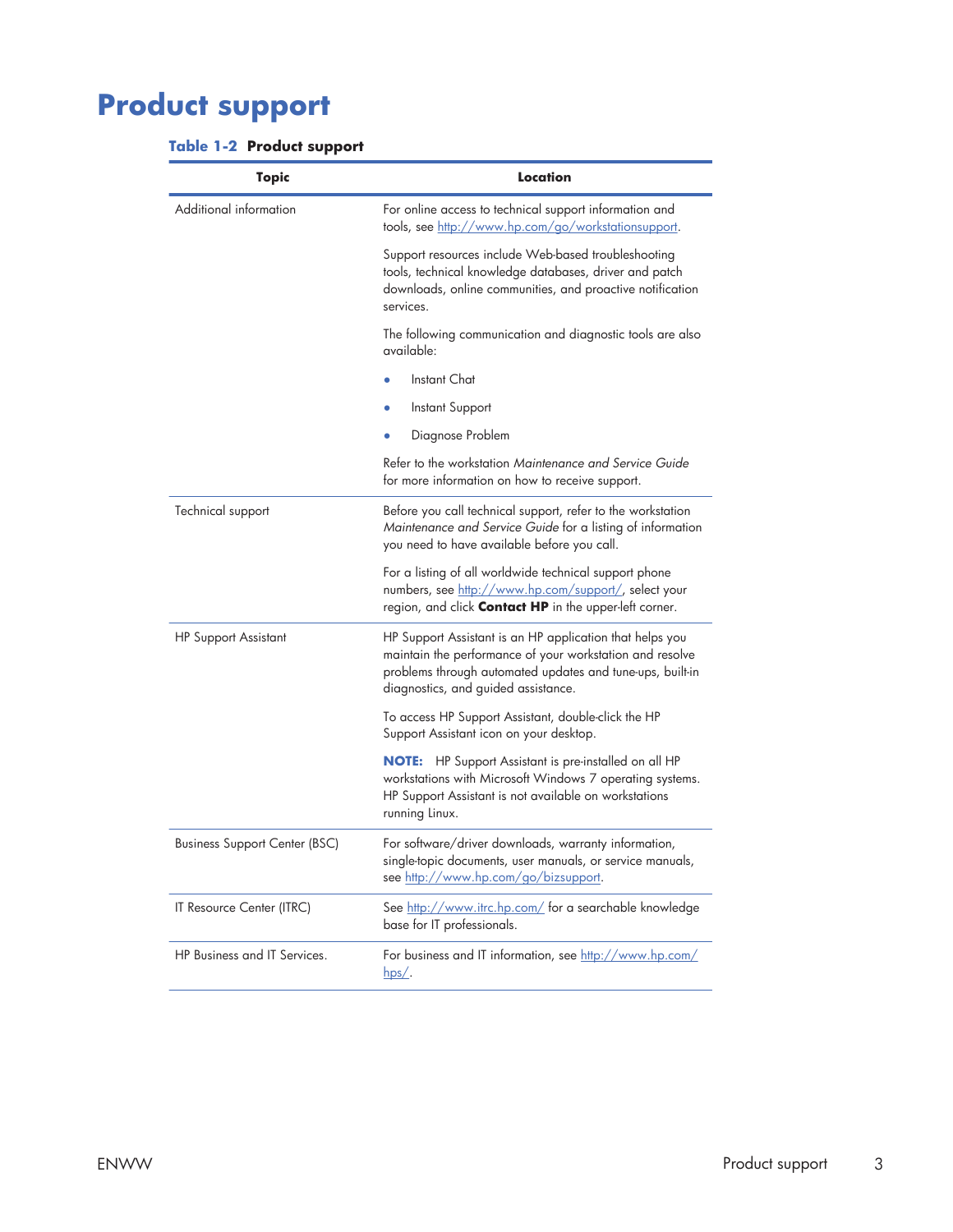# Product support

**Table 1-2 Product support**

| Topic | Location |
|---|---|
| Additional information | For online access to technical support information and tools, see http://www.hp.com/go/workstationsupport.<br><br>Support resources include Web-based troubleshooting tools, technical knowledge databases, driver and patch downloads, online communities, and proactive notification services.<br><br>The following communication and diagnostic tools are also available:<br><br>• Instant Chat<br>• Instant Support<br>• Diagnose Problem<br><br>Refer to the workstation *Maintenance and Service Guide* for more information on how to receive support. |
| Technical support | Before you call technical support, refer to the workstation *Maintenance and Service Guide* for a listing of information you need to have available before you call.<br><br>For a listing of all worldwide technical support phone numbers, see http://www.hp.com/support/, select your region, and click **Contact HP** in the upper-left corner. |
| HP Support Assistant | HP Support Assistant is an HP application that helps you maintain the performance of your workstation and resolve problems through automated updates and tune-ups, built-in diagnostics, and guided assistance.<br><br>To access HP Support Assistant, double-click the HP Support Assistant icon on your desktop.<br><br>**NOTE:** HP Support Assistant is pre-installed on all HP workstations with Microsoft Windows 7 operating systems. HP Support Assistant is not available on workstations running Linux. |
| Business Support Center (BSC) | For software/driver downloads, warranty information, single-topic documents, user manuals, or service manuals, see http://www.hp.com/go/bizsupport. |
| IT Resource Center (ITRC) | See http://www.itrc.hp.com/ for a searchable knowledge base for IT professionals. |
| HP Business and IT Services. | For business and IT information, see http://www.hp.com/hps/. |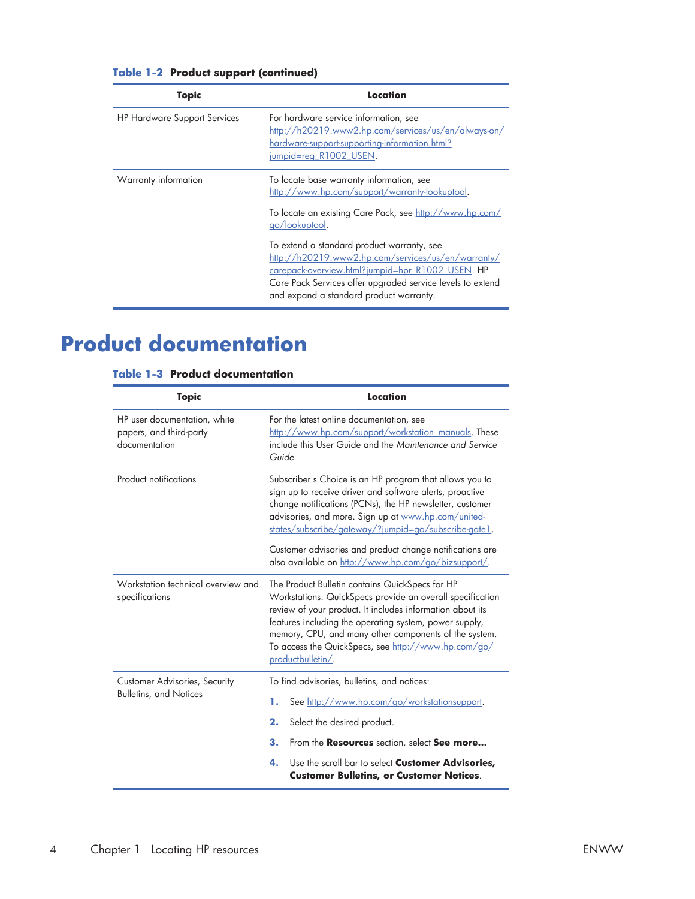**Table 1-2 Product support (continued)**

| Topic | Location |
|---|---|
| HP Hardware Support Services | For hardware service information, see http://h20219.www2.hp.com/services/us/en/always-on/hardware-support-supporting-information.html?jumpid=reg_R1002_USEN. |
| Warranty information | To locate base warranty information, see http://www.hp.com/support/warranty-lookuptool.<br><br>To locate an existing Care Pack, see http://www.hp.com/go/lookuptool.<br><br>To extend a standard product warranty, see http://h20219.www2.hp.com/services/us/en/warranty/carepack-overview.html?jumpid=hpr_R1002_USEN. HP Care Pack Services offer upgraded service levels to extend and expand a standard product warranty. |

# Product documentation

**Table 1-3 Product documentation**

| Topic | Location |
|---|---|
| HP user documentation, white papers, and third-party documentation | For the latest online documentation, see http://www.hp.com/support/workstation_manuals. These include this User Guide and the *Maintenance and Service Guide.* |
| Product notifications | Subscriber's Choice is an HP program that allows you to sign up to receive driver and software alerts, proactive change notifications (PCNs), the HP newsletter, customer advisories, and more. Sign up at www.hp.com/united-states/subscribe/gateway/?jumpid=go/subscribe-gate1.<br><br>Customer advisories and product change notifications are also available on http://www.hp.com/go/bizsupport/. |
| Workstation technical overview and specifications | The Product Bulletin contains QuickSpecs for HP Workstations. QuickSpecs provide an overall specification review of your product. It includes information about its features including the operating system, power supply, memory, CPU, and many other components of the system. To access the QuickSpecs, see http://www.hp.com/go/productbulletin/. |
| Customer Advisories, Security Bulletins, and Notices | To find advisories, bulletins, and notices:<br><br>**1.** See http://www.hp.com/go/workstationsupport.<br><br>**2.** Select the desired product.<br><br>**3.** From the **Resources** section, select **See more...**<br><br>**4.** Use the scroll bar to select **Customer Advisories, Customer Bulletins, or Customer Notices**. |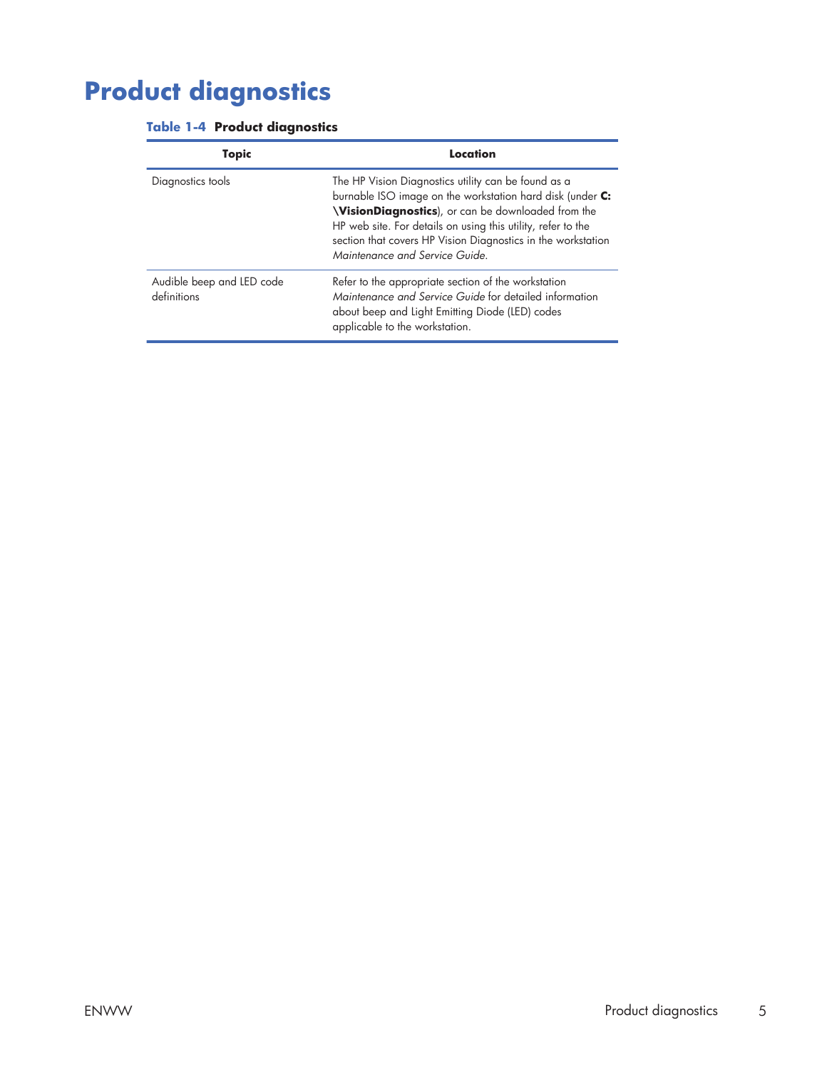# Product diagnostics

**Table 1-4  Product diagnostics**

| Topic | Location |
| --- | --- |
| Diagnostics tools | The HP Vision Diagnostics utility can be found as a burnable ISO image on the workstation hard disk (under **C:\VisionDiagnostics**), or can be downloaded from the HP web site. For details on using this utility, refer to the section that covers HP Vision Diagnostics in the workstation *Maintenance and Service Guide*. |
| Audible beep and LED code definitions | Refer to the appropriate section of the workstation *Maintenance and Service Guide* for detailed information about beep and Light Emitting Diode (LED) codes applicable to the workstation. |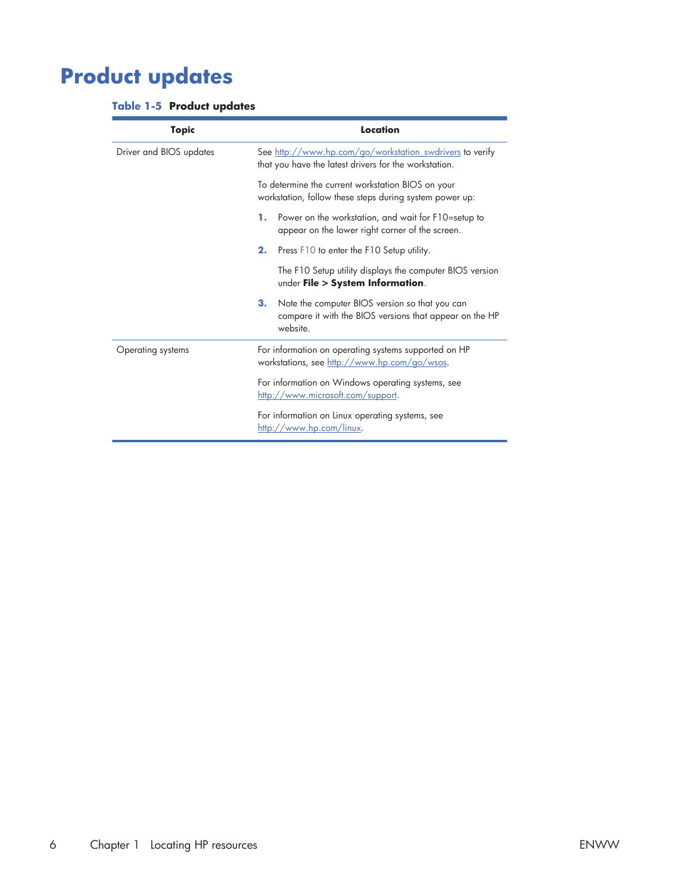# Product updates

**Table 1-5 Product updates**

| Topic | Location |
|---|---|
| Driver and BIOS updates | See http://www.hp.com/go/workstation_swdrivers to verify that you have the latest drivers for the workstation.<br><br>To determine the current workstation BIOS on your workstation, follow these steps during system power up:<br><br>1. Power on the workstation, and wait for F10=setup to appear on the lower right corner of the screen.<br>2. Press F10 to enter the F10 Setup utility.<br>The F10 Setup utility displays the computer BIOS version under **File > System Information**.<br>3. Note the computer BIOS version so that you can compare it with the BIOS versions that appear on the HP website. |
| Operating systems | For information on operating systems supported on HP workstations, see http://www.hp.com/go/wsos.<br><br>For information on Windows operating systems, see http://www.microsoft.com/support.<br><br>For information on Linux operating systems, see http://www.hp.com/linux. |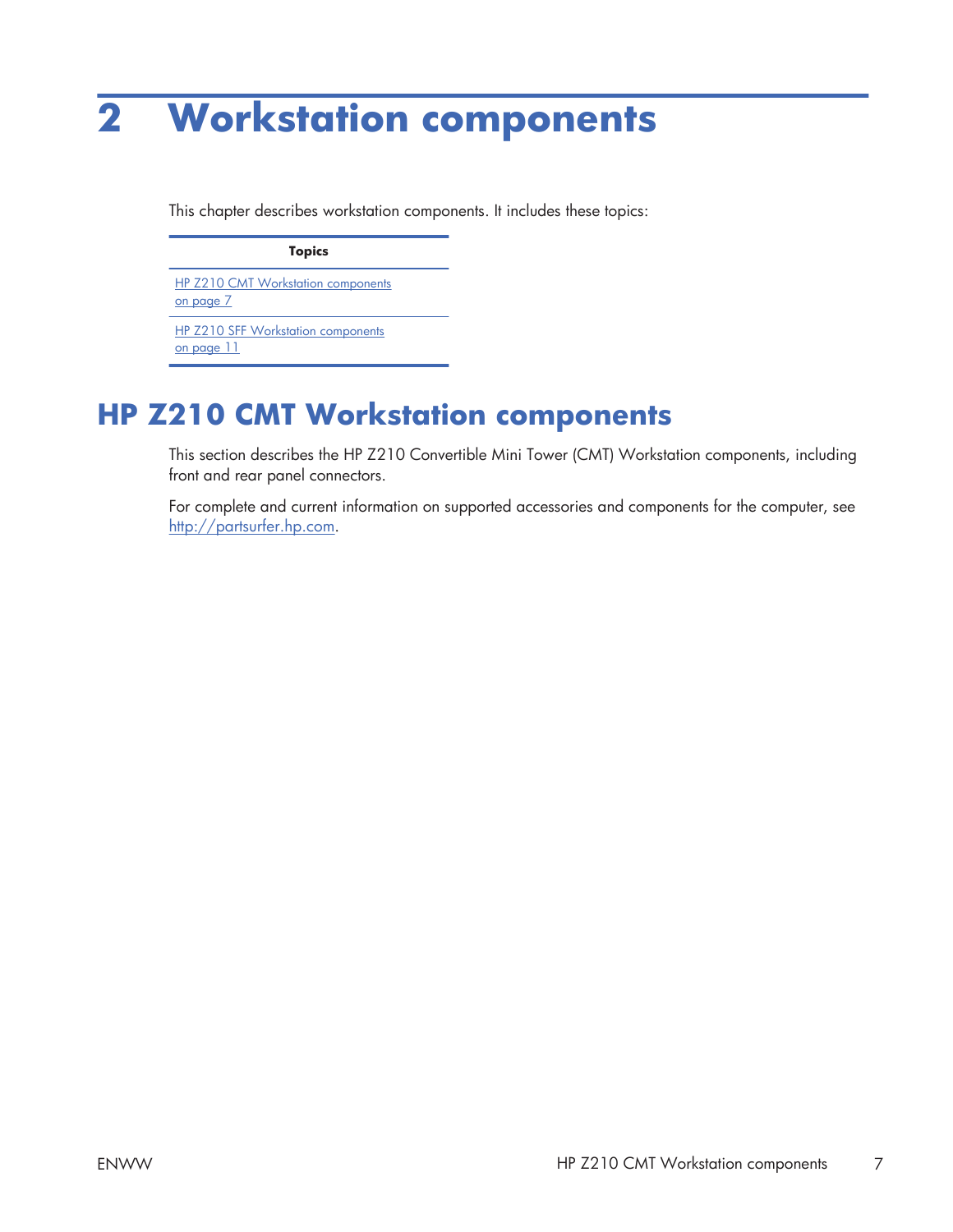# 2 Workstation components

This chapter describes workstation components. It includes these topics:

| Topics |
| --- |
| HP Z210 CMT Workstation components on page 7 |
| HP Z210 SFF Workstation components on page 11 |

## HP Z210 CMT Workstation components

This section describes the HP Z210 Convertible Mini Tower (CMT) Workstation components, including front and rear panel connectors.

For complete and current information on supported accessories and components for the computer, see http://partsurfer.hp.com.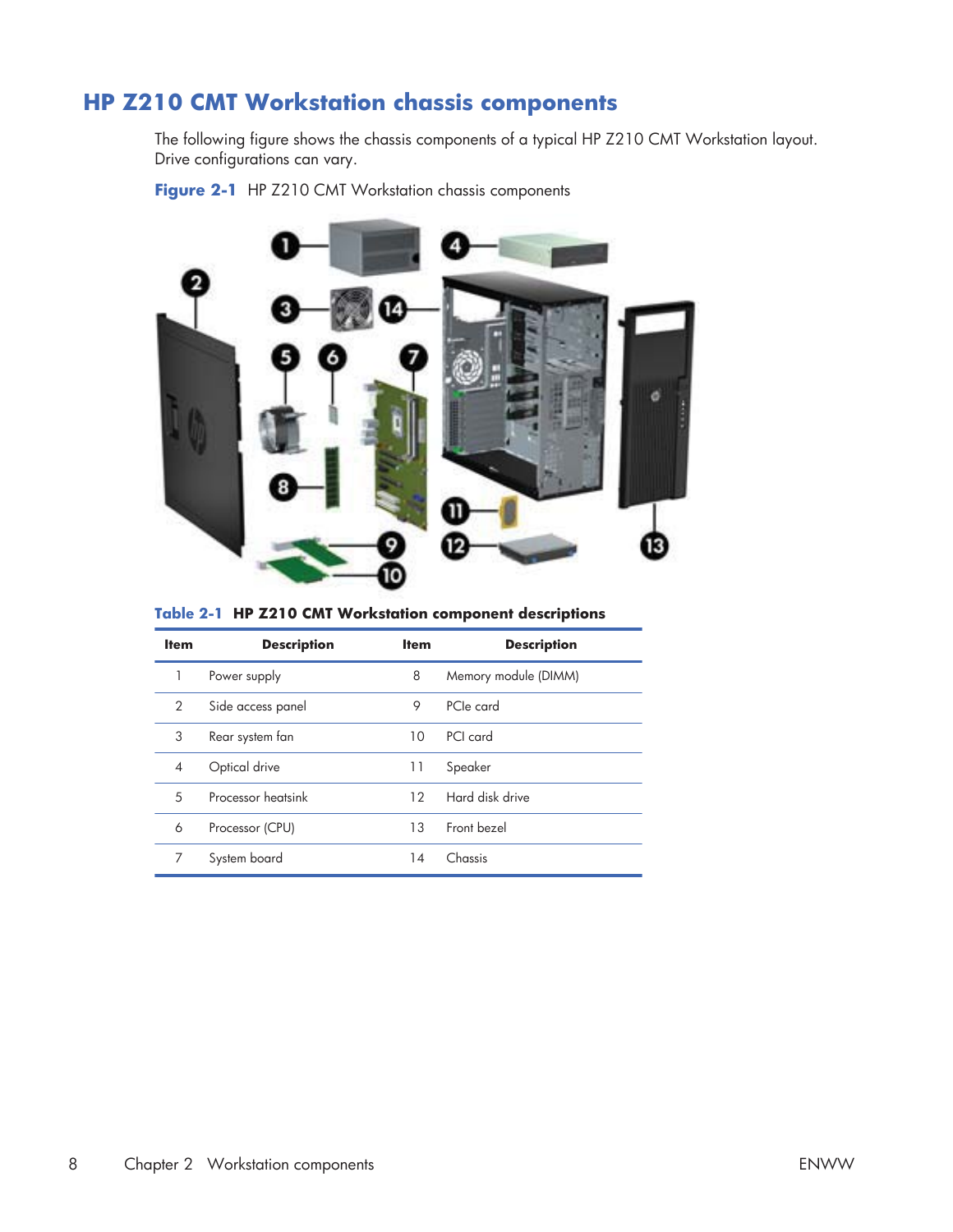## HP Z210 CMT Workstation chassis components

The following figure shows the chassis components of a typical HP Z210 CMT Workstation layout. Drive configurations can vary.

**Figure 2-1** HP Z210 CMT Workstation chassis components

**Table 2-1 HP Z210 CMT Workstation component descriptions**

| Item | Description | Item | Description |
|---|---|---|---|
| 1 | Power supply | 8 | Memory module (DIMM) |
| 2 | Side access panel | 9 | PCIe card |
| 3 | Rear system fan | 10 | PCI card |
| 4 | Optical drive | 11 | Speaker |
| 5 | Processor heatsink | 12 | Hard disk drive |
| 6 | Processor (CPU) | 13 | Front bezel |
| 7 | System board | 14 | Chassis |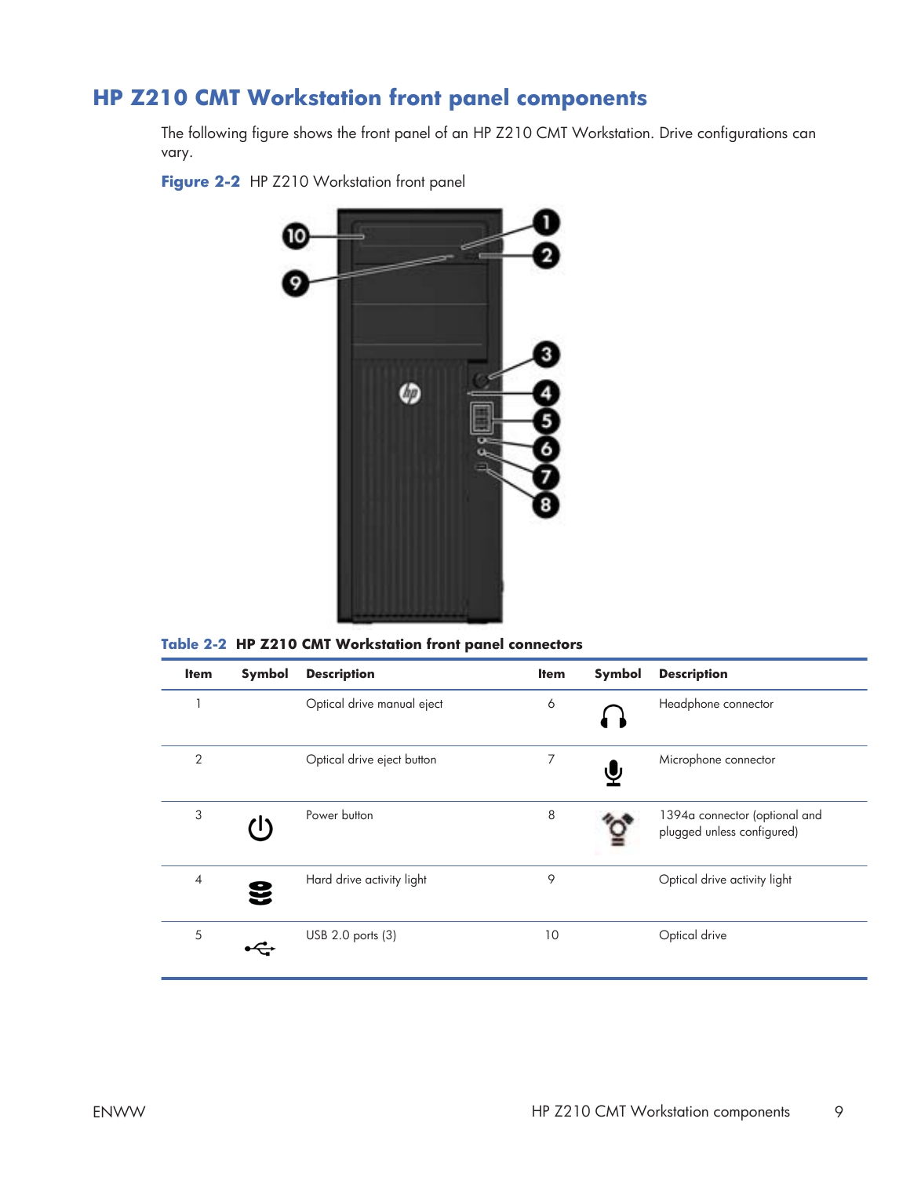## HP Z210 CMT Workstation front panel components

The following figure shows the front panel of an HP Z210 CMT Workstation. Drive configurations can vary.

**Figure 2-2** HP Z210 Workstation front panel

**Table 2-2 HP Z210 CMT Workstation front panel connectors**

| Item | Symbol | Description | Item | Symbol | Description |
|---|---|---|---|---|---|
| 1 | | Optical drive manual eject | 6 | | Headphone connector |
| 2 | | Optical drive eject button | 7 | | Microphone connector |
| 3 | | Power button | 8 | | 1394a connector (optional and plugged unless configured) |
| 4 | | Hard drive activity light | 9 | | Optical drive activity light |
| 5 | | USB 2.0 ports (3) | 10 | | Optical drive |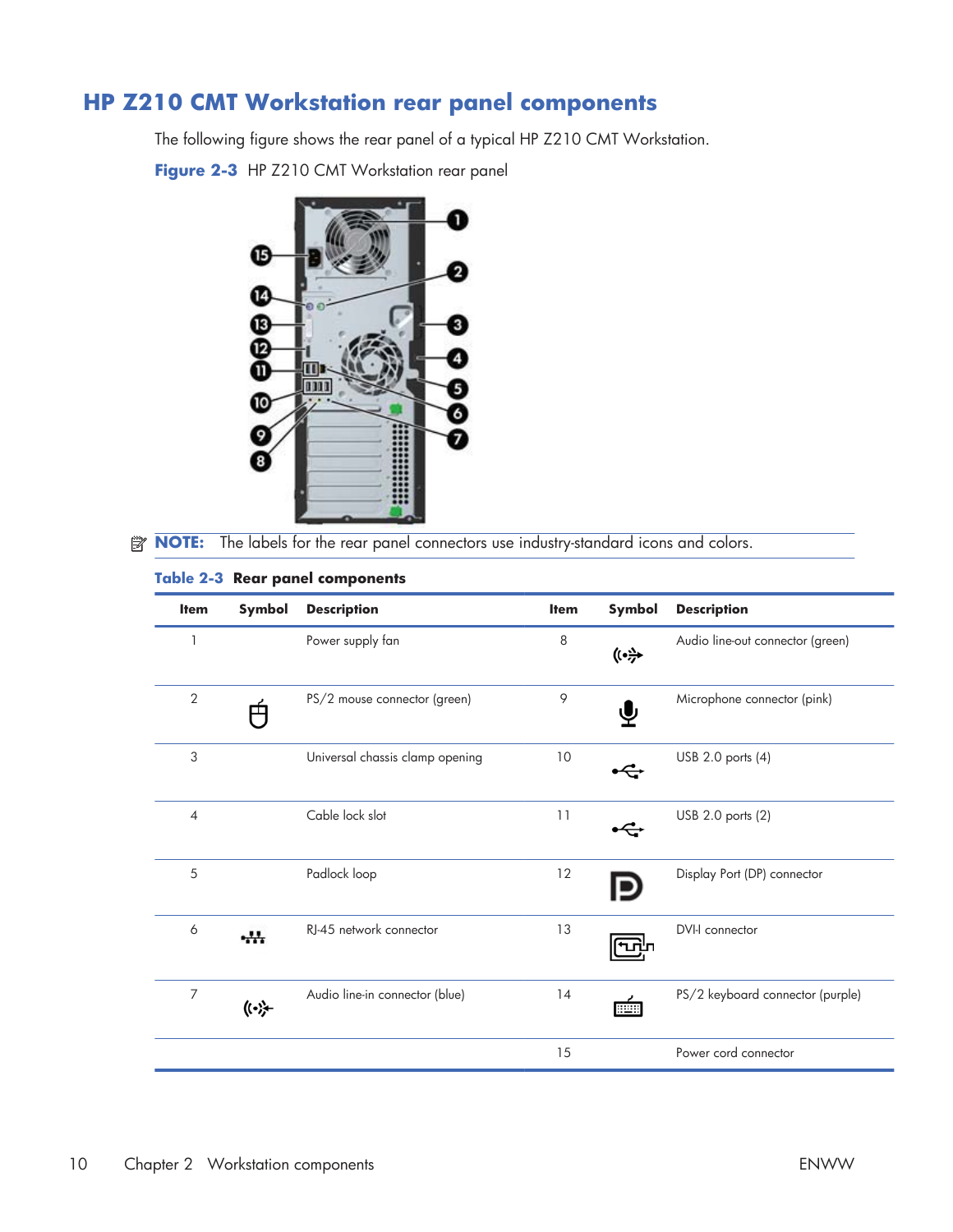## HP Z210 CMT Workstation rear panel components

The following figure shows the rear panel of a typical HP Z210 CMT Workstation.

**Figure 2-3** HP Z210 CMT Workstation rear panel

**NOTE:** The labels for the rear panel connectors use industry-standard icons and colors.

**Table 2-3 Rear panel components**

| Item | Symbol | Description | Item | Symbol | Description |
|---|---|---|---|---|---|
| 1 | | Power supply fan | 8 | | Audio line-out connector (green) |
| 2 | | PS/2 mouse connector (green) | 9 | | Microphone connector (pink) |
| 3 | | Universal chassis clamp opening | 10 | | USB 2.0 ports (4) |
| 4 | | Cable lock slot | 11 | | USB 2.0 ports (2) |
| 5 | | Padlock loop | 12 | | Display Port (DP) connector |
| 6 | | RJ-45 network connector | 13 | | DVI-I connector |
| 7 | | Audio line-in connector (blue) | 14 | | PS/2 keyboard connector (purple) |
| | | | 15 | | Power cord connector |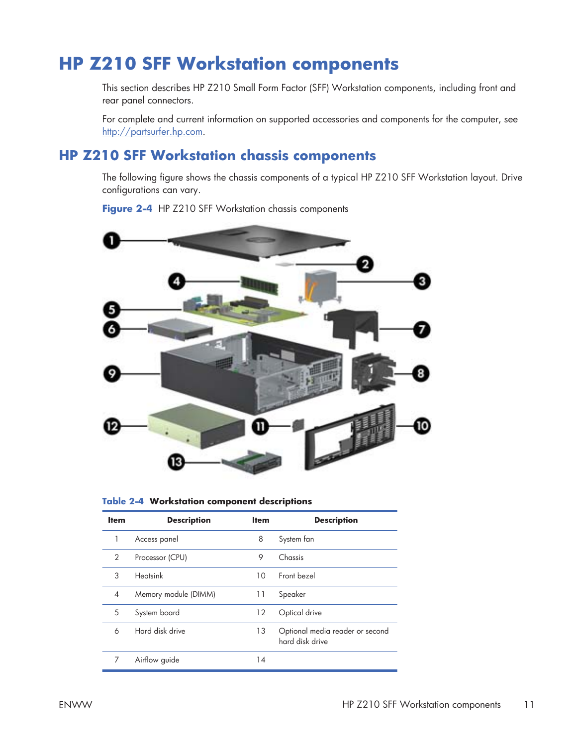# HP Z210 SFF Workstation components

This section describes HP Z210 Small Form Factor (SFF) Workstation components, including front and rear panel connectors.

For complete and current information on supported accessories and components for the computer, see http://partsurfer.hp.com.

## HP Z210 SFF Workstation chassis components

The following figure shows the chassis components of a typical HP Z210 SFF Workstation layout. Drive configurations can vary.

**Figure 2-4** HP Z210 SFF Workstation chassis components

**Table 2-4 Workstation component descriptions**

| Item | Description | Item | Description |
|---|---|---|---|
| 1 | Access panel | 8 | System fan |
| 2 | Processor (CPU) | 9 | Chassis |
| 3 | Heatsink | 10 | Front bezel |
| 4 | Memory module (DIMM) | 11 | Speaker |
| 5 | System board | 12 | Optical drive |
| 6 | Hard disk drive | 13 | Optional media reader or second hard disk drive |
| 7 | Airflow guide | 14 | |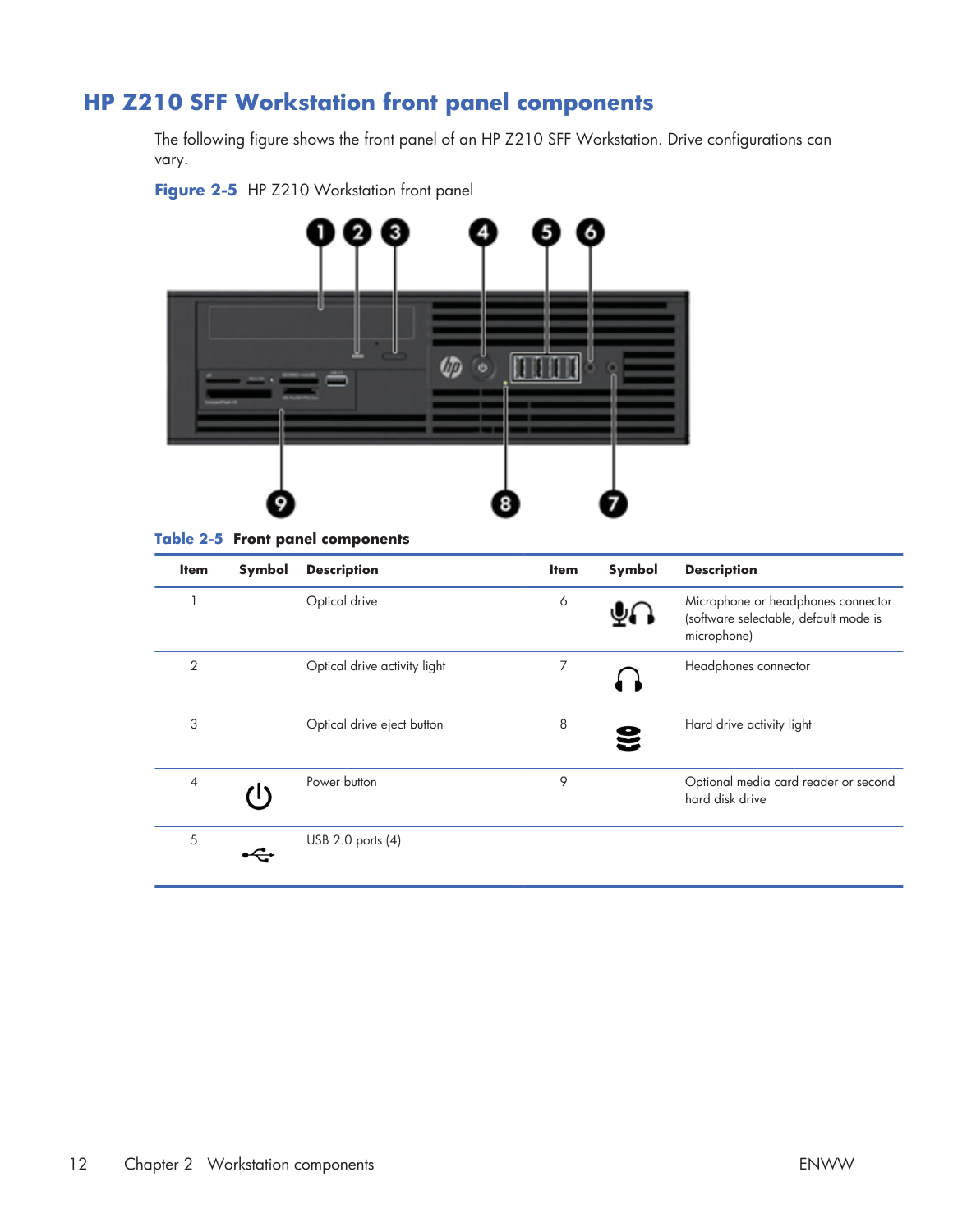## HP Z210 SFF Workstation front panel components

The following figure shows the front panel of an HP Z210 SFF Workstation. Drive configurations can vary.

**Figure 2-5** HP Z210 Workstation front panel

**Table 2-5 Front panel components**

| Item | Symbol | Description | Item | Symbol | Description |
|---|---|---|---|---|---|
| 1 | | Optical drive | 6 | | Microphone or headphones connector (software selectable, default mode is microphone) |
| 2 | | Optical drive activity light | 7 | | Headphones connector |
| 3 | | Optical drive eject button | 8 | | Hard drive activity light |
| 4 | | Power button | 9 | | Optional media card reader or second hard disk drive |
| 5 | | USB 2.0 ports (4) | | | |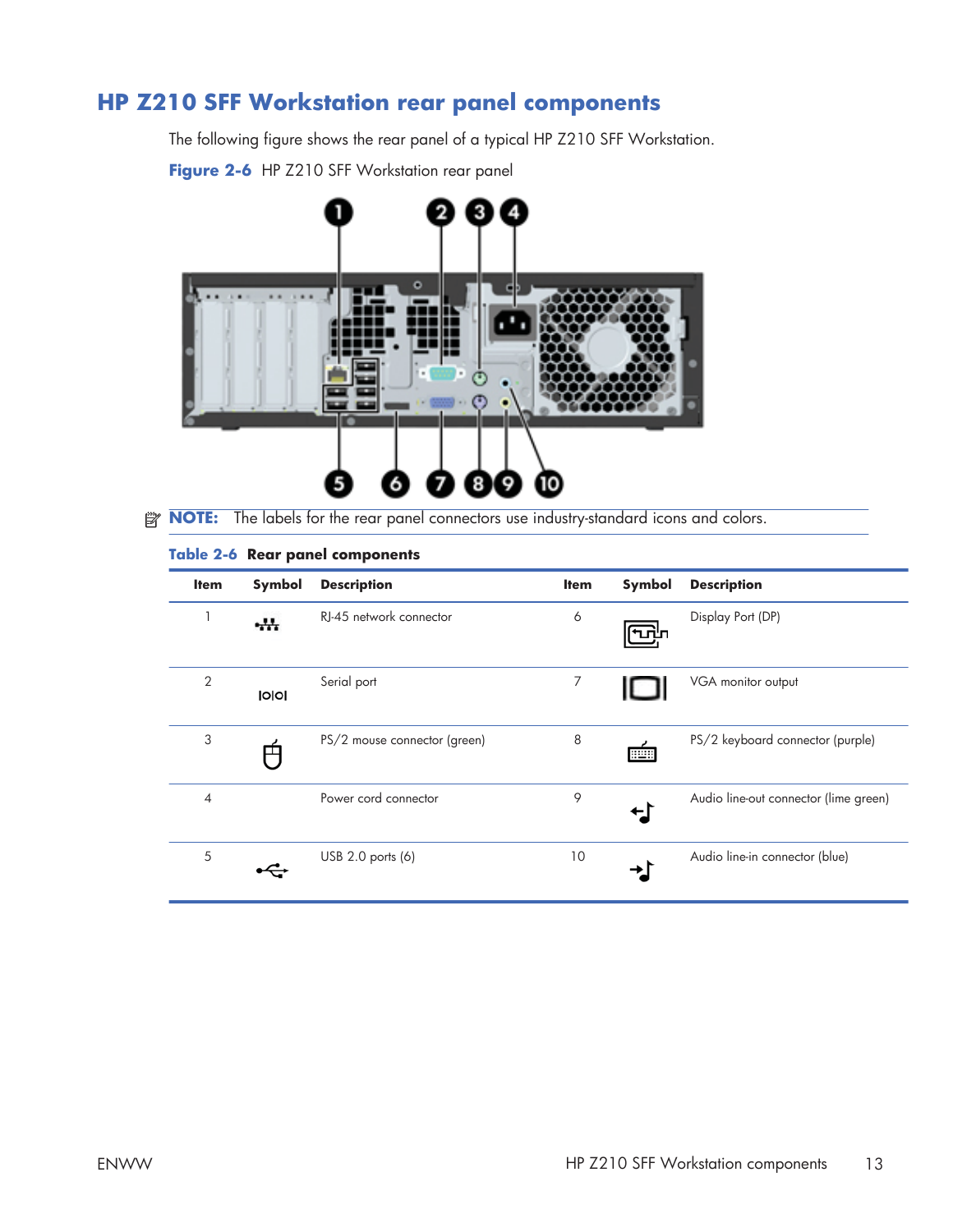## HP Z210 SFF Workstation rear panel components

The following figure shows the rear panel of a typical HP Z210 SFF Workstation.

**Figure 2-6** HP Z210 SFF Workstation rear panel

**NOTE:** The labels for the rear panel connectors use industry-standard icons and colors.

**Table 2-6 Rear panel components**

| Item | Symbol | Description | Item | Symbol | Description |
|---|---|---|---|---|---|
| 1 | | RJ-45 network connector | 6 | | Display Port (DP) |
| 2 | IOIOI | Serial port | 7 | | VGA monitor output |
| 3 | | PS/2 mouse connector (green) | 8 | | PS/2 keyboard connector (purple) |
| 4 | | Power cord connector | 9 | | Audio line-out connector (lime green) |
| 5 | | USB 2.0 ports (6) | 10 | | Audio line-in connector (blue) |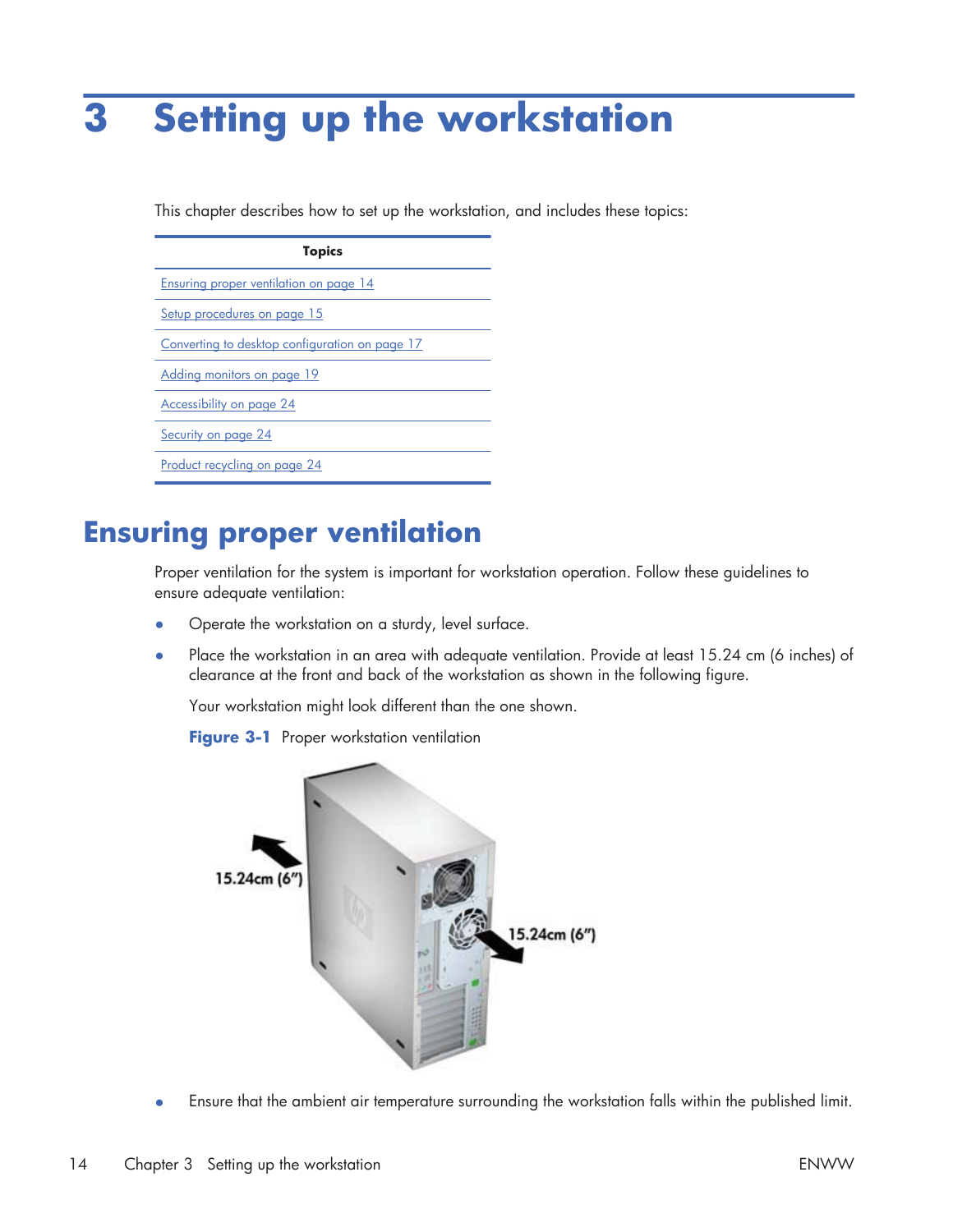# 3 Setting up the workstation

This chapter describes how to set up the workstation, and includes these topics:

| Topics |
| --- |
| Ensuring proper ventilation on page 14 |
| Setup procedures on page 15 |
| Converting to desktop configuration on page 17 |
| Adding monitors on page 19 |
| Accessibility on page 24 |
| Security on page 24 |
| Product recycling on page 24 |

## Ensuring proper ventilation

Proper ventilation for the system is important for workstation operation. Follow these guidelines to ensure adequate ventilation:

- Operate the workstation on a sturdy, level surface.
- Place the workstation in an area with adequate ventilation. Provide at least 15.24 cm (6 inches) of clearance at the front and back of the workstation as shown in the following figure.

  Your workstation might look different than the one shown.

  **Figure 3-1** Proper workstation ventilation

- Ensure that the ambient air temperature surrounding the workstation falls within the published limit.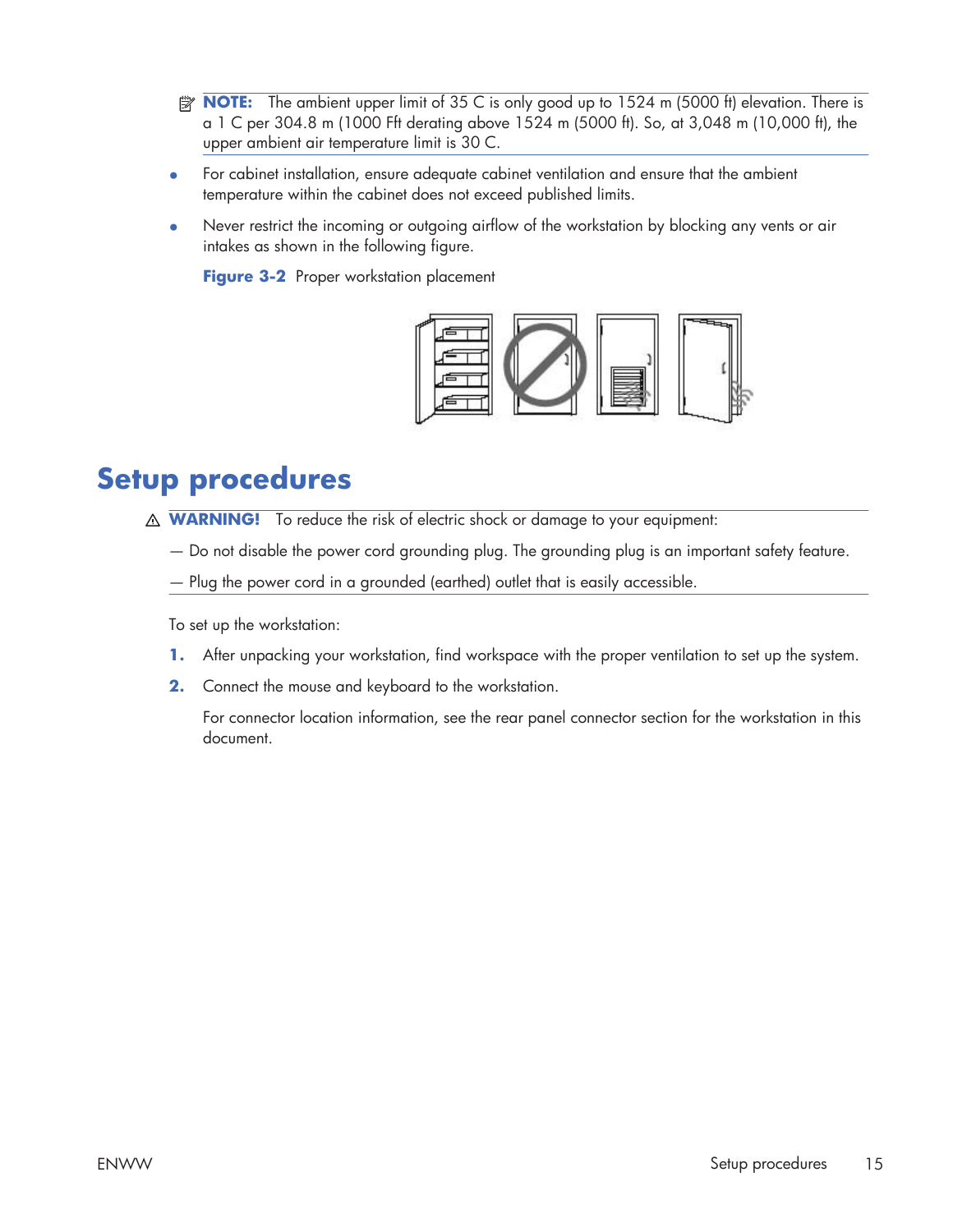**NOTE:** The ambient upper limit of 35 C is only good up to 1524 m (5000 ft) elevation. There is a 1 C per 304.8 m (1000 Fft derating above 1524 m (5000 ft). So, at 3,048 m (10,000 ft), the upper ambient air temperature limit is 30 C.

- For cabinet installation, ensure adequate cabinet ventilation and ensure that the ambient temperature within the cabinet does not exceed published limits.
- Never restrict the incoming or outgoing airflow of the workstation by blocking any vents or air intakes as shown in the following figure.

**Figure 3-2** Proper workstation placement

# Setup procedures

**WARNING!** To reduce the risk of electric shock or damage to your equipment:

— Do not disable the power cord grounding plug. The grounding plug is an important safety feature.

— Plug the power cord in a grounded (earthed) outlet that is easily accessible.

To set up the workstation:

1. After unpacking your workstation, find workspace with the proper ventilation to set up the system.
2. Connect the mouse and keyboard to the workstation.

   For connector location information, see the rear panel connector section for the workstation in this document.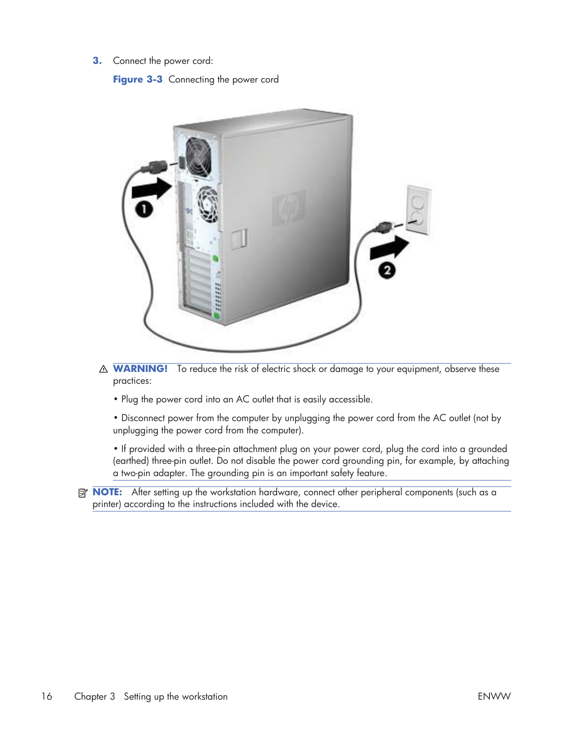3. Connect the power cord:

**Figure 3-3** Connecting the power cord

⚠ **WARNING!** To reduce the risk of electric shock or damage to your equipment, observe these practices:

• Plug the power cord into an AC outlet that is easily accessible.

• Disconnect power from the computer by unplugging the power cord from the AC outlet (not by unplugging the power cord from the computer).

• If provided with a three-pin attachment plug on your power cord, plug the cord into a grounded (earthed) three-pin outlet. Do not disable the power cord grounding pin, for example, by attaching a two-pin adapter. The grounding pin is an important safety feature.

**NOTE:** After setting up the workstation hardware, connect other peripheral components (such as a printer) according to the instructions included with the device.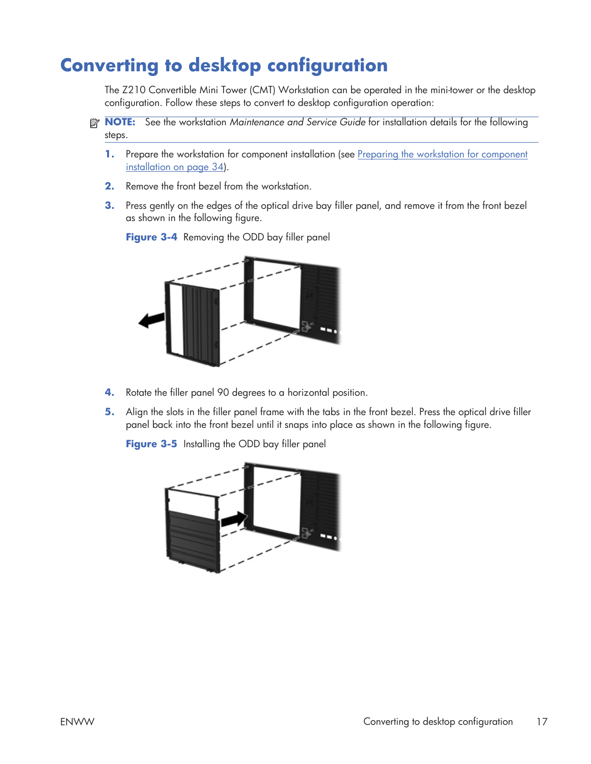# Converting to desktop configuration

The Z210 Convertible Mini Tower (CMT) Workstation can be operated in the mini-tower or the desktop configuration. Follow these steps to convert to desktop configuration operation:

**NOTE:** See the workstation *Maintenance and Service Guide* for installation details for the following steps.

1. Prepare the workstation for component installation (see Preparing the workstation for component installation on page 34).

2. Remove the front bezel from the workstation.

3. Press gently on the edges of the optical drive bay filler panel, and remove it from the front bezel as shown in the following figure.

   **Figure 3-4** Removing the ODD bay filler panel

4. Rotate the filler panel 90 degrees to a horizontal position.

5. Align the slots in the filler panel frame with the tabs in the front bezel. Press the optical drive filler panel back into the front bezel until it snaps into place as shown in the following figure.

   **Figure 3-5** Installing the ODD bay filler panel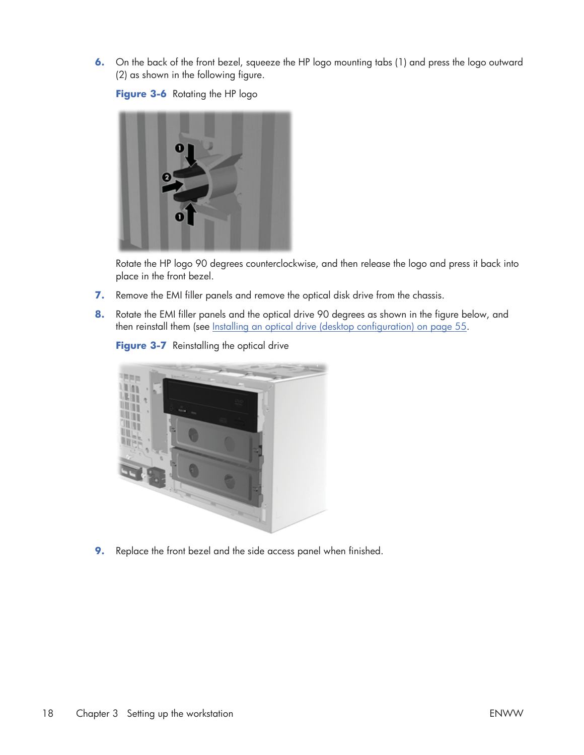6. On the back of the front bezel, squeeze the HP logo mounting tabs (1) and press the logo outward (2) as shown in the following figure.

   **Figure 3-6** Rotating the HP logo

   Rotate the HP logo 90 degrees counterclockwise, and then release the logo and press it back into place in the front bezel.

7. Remove the EMI filler panels and remove the optical disk drive from the chassis.

8. Rotate the EMI filler panels and the optical drive 90 degrees as shown in the figure below, and then reinstall them (see Installing an optical drive (desktop configuration) on page 55.

   **Figure 3-7** Reinstalling the optical drive

9. Replace the front bezel and the side access panel when finished.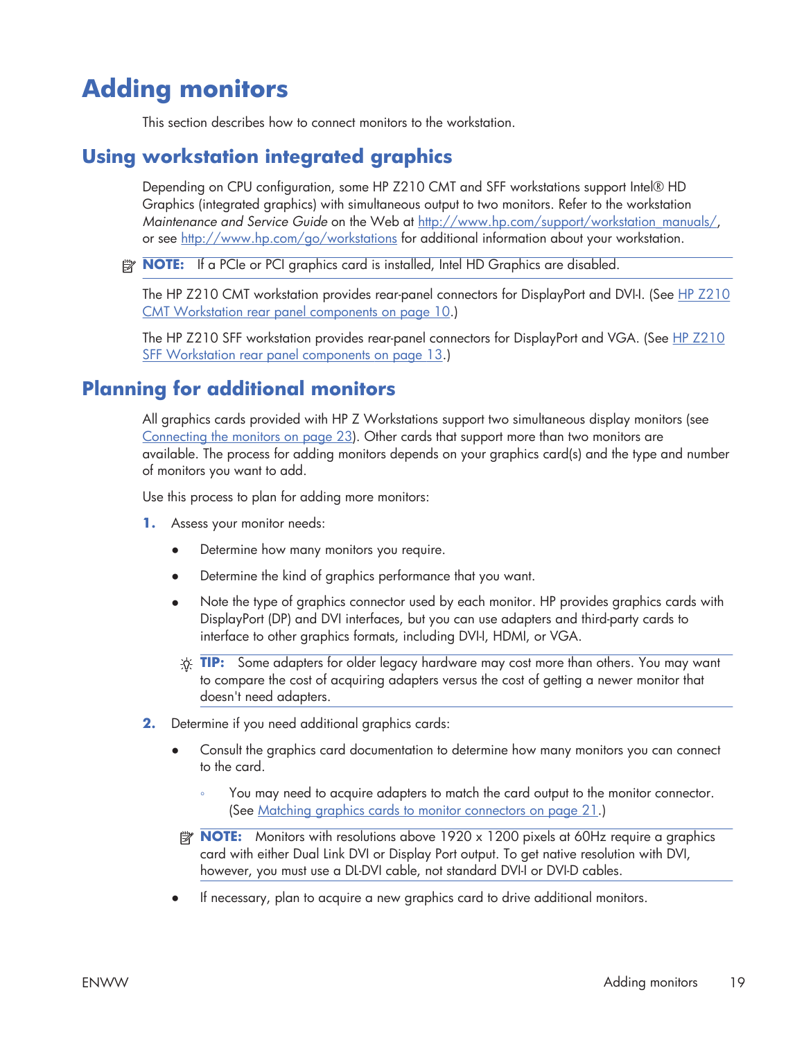# Adding monitors

This section describes how to connect monitors to the workstation.

## Using workstation integrated graphics

Depending on CPU configuration, some HP Z210 CMT and SFF workstations support Intel® HD Graphics (integrated graphics) with simultaneous output to two monitors. Refer to the workstation *Maintenance and Service Guide* on the Web at http://www.hp.com/support/workstation_manuals/, or see http://www.hp.com/go/workstations for additional information about your workstation.

**NOTE:** If a PCIe or PCI graphics card is installed, Intel HD Graphics are disabled.

The HP Z210 CMT workstation provides rear-panel connectors for DisplayPort and DVI-I. (See HP Z210 CMT Workstation rear panel components on page 10.)

The HP Z210 SFF workstation provides rear-panel connectors for DisplayPort and VGA. (See HP Z210 SFF Workstation rear panel components on page 13.)

## Planning for additional monitors

All graphics cards provided with HP Z Workstations support two simultaneous display monitors (see Connecting the monitors on page 23). Other cards that support more than two monitors are available. The process for adding monitors depends on your graphics card(s) and the type and number of monitors you want to add.

Use this process to plan for adding more monitors:

1. Assess your monitor needs:
   - Determine how many monitors you require.
   - Determine the kind of graphics performance that you want.
   - Note the type of graphics connector used by each monitor. HP provides graphics cards with DisplayPort (DP) and DVI interfaces, but you can use adapters and third-party cards to interface to other graphics formats, including DVI-I, HDMI, or VGA.

   **TIP:** Some adapters for older legacy hardware may cost more than others. You may want to compare the cost of acquiring adapters versus the cost of getting a newer monitor that doesn't need adapters.

2. Determine if you need additional graphics cards:
   - Consult the graphics card documentation to determine how many monitors you can connect to the card.
     - You may need to acquire adapters to match the card output to the monitor connector. (See Matching graphics cards to monitor connectors on page 21.)

   **NOTE:** Monitors with resolutions above 1920 x 1200 pixels at 60Hz require a graphics card with either Dual Link DVI or Display Port output. To get native resolution with DVI, however, you must use a DL-DVI cable, not standard DVI-I or DVI-D cables.

   - If necessary, plan to acquire a new graphics card to drive additional monitors.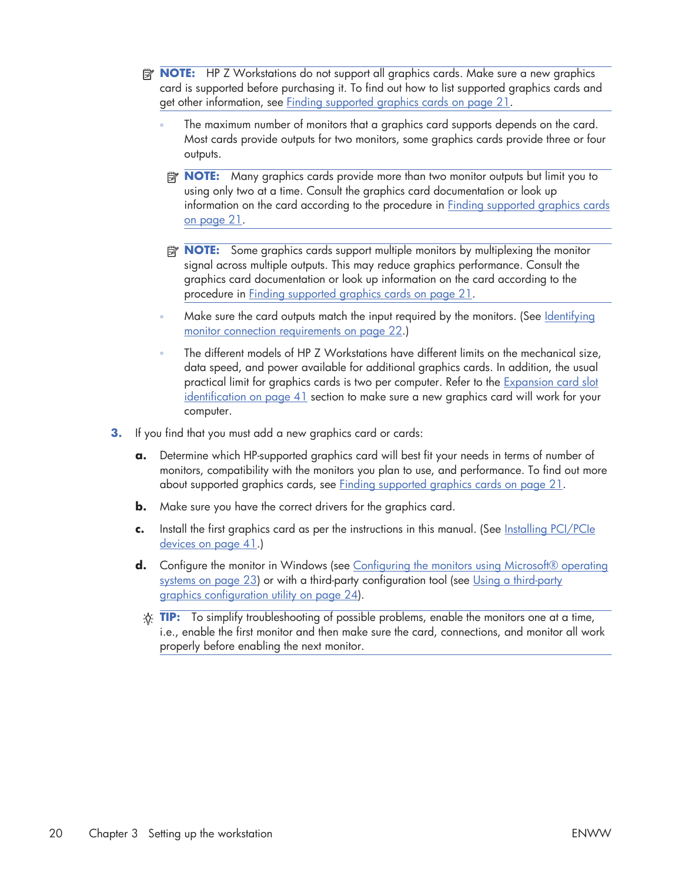**NOTE:** HP Z Workstations do not support all graphics cards. Make sure a new graphics card is supported before purchasing it. To find out how to list supported graphics cards and get other information, see Finding supported graphics cards on page 21.

- The maximum number of monitors that a graphics card supports depends on the card. Most cards provide outputs for two monitors, some graphics cards provide three or four outputs.

  **NOTE:** Many graphics cards provide more than two monitor outputs but limit you to using only two at a time. Consult the graphics card documentation or look up information on the card according to the procedure in Finding supported graphics cards on page 21.

  **NOTE:** Some graphics cards support multiple monitors by multiplexing the monitor signal across multiple outputs. This may reduce graphics performance. Consult the graphics card documentation or look up information on the card according to the procedure in Finding supported graphics cards on page 21.

- Make sure the card outputs match the input required by the monitors. (See Identifying monitor connection requirements on page 22.)
- The different models of HP Z Workstations have different limits on the mechanical size, data speed, and power available for additional graphics cards. In addition, the usual practical limit for graphics cards is two per computer. Refer to the Expansion card slot identification on page 41 section to make sure a new graphics card will work for your computer.

3. If you find that you must add a new graphics card or cards:

   a. Determine which HP-supported graphics card will best fit your needs in terms of number of monitors, compatibility with the monitors you plan to use, and performance. To find out more about supported graphics cards, see Finding supported graphics cards on page 21.

   b. Make sure you have the correct drivers for the graphics card.

   c. Install the first graphics card as per the instructions in this manual. (See Installing PCI/PCIe devices on page 41.)

   d. Configure the monitor in Windows (see Configuring the monitors using Microsoft® operating systems on page 23) or with a third-party configuration tool (see Using a third-party graphics configuration utility on page 24).

   **TIP:** To simplify troubleshooting of possible problems, enable the monitors one at a time, i.e., enable the first monitor and then make sure the card, connections, and monitor all work properly before enabling the next monitor.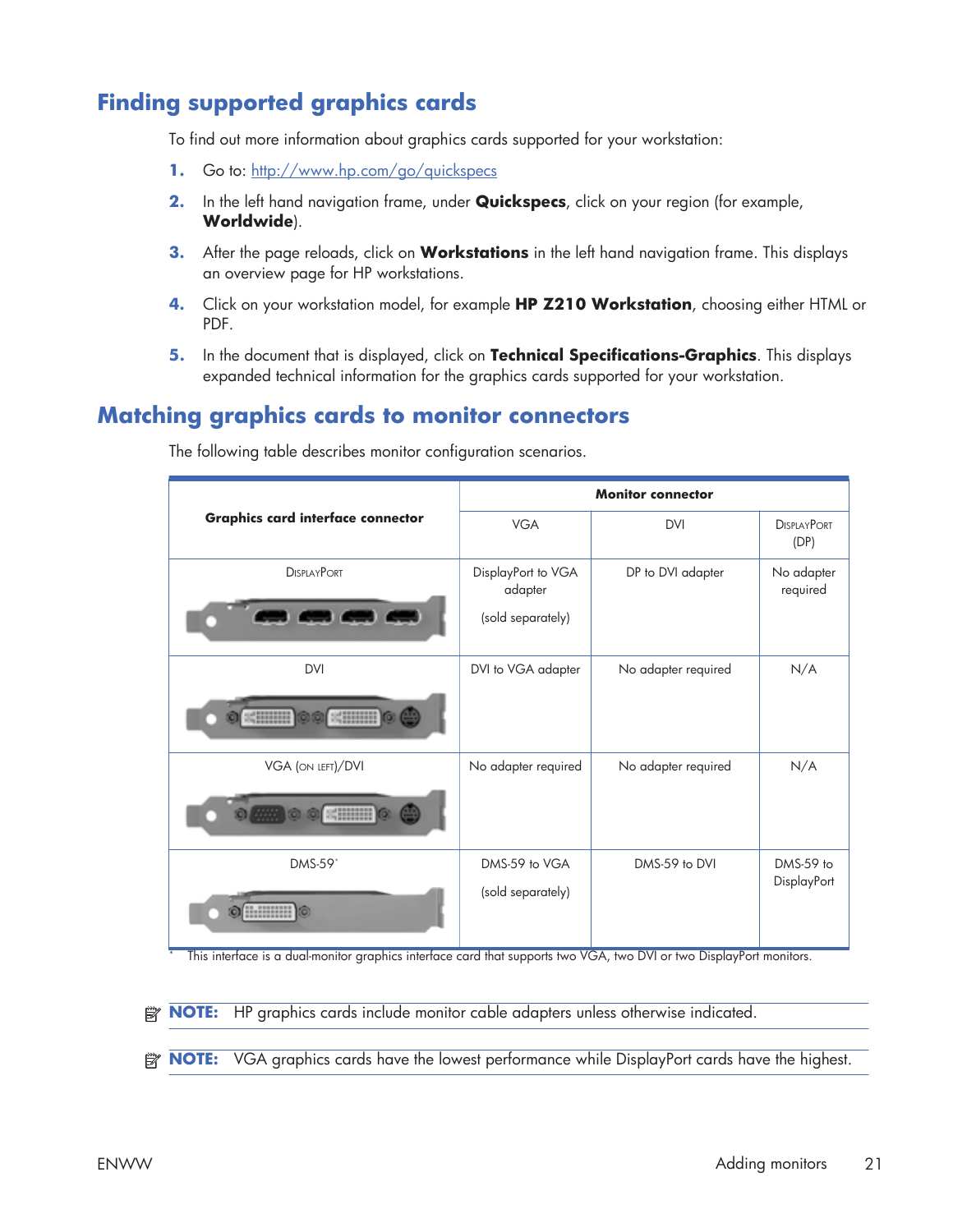## Finding supported graphics cards

To find out more information about graphics cards supported for your workstation:

1. Go to: http://www.hp.com/go/quickspecs
2. In the left hand navigation frame, under **Quickspecs**, click on your region (for example, **Worldwide**).
3. After the page reloads, click on **Workstations** in the left hand navigation frame. This displays an overview page for HP workstations.
4. Click on your workstation model, for example **HP Z210 Workstation**, choosing either HTML or PDF.
5. In the document that is displayed, click on **Technical Specifications-Graphics**. This displays expanded technical information for the graphics cards supported for your workstation.

## Matching graphics cards to monitor connectors

The following table describes monitor configuration scenarios.

| Graphics card interface connector | Monitor connector | | |
|---|---|---|---|
| | VGA | DVI | DisplayPort (DP) |
| DisplayPort | DisplayPort to VGA adapter (sold separately) | DP to DVI adapter | No adapter required |
| DVI | DVI to VGA adapter | No adapter required | N/A |
| VGA (on left)/DVI | No adapter required | No adapter required | N/A |
| DMS-59* | DMS-59 to VGA (sold separately) | DMS-59 to DVI | DMS-59 to DisplayPort |

\* This interface is a dual-monitor graphics interface card that supports two VGA, two DVI or two DisplayPort monitors.

**NOTE:** HP graphics cards include monitor cable adapters unless otherwise indicated.

**NOTE:** VGA graphics cards have the lowest performance while DisplayPort cards have the highest.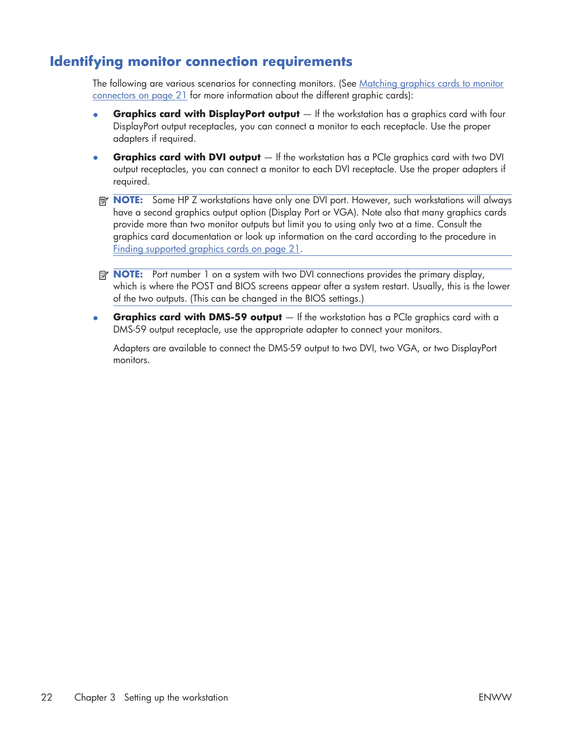## Identifying monitor connection requirements

The following are various scenarios for connecting monitors. (See Matching graphics cards to monitor connectors on page 21 for more information about the different graphic cards):

- **Graphics card with DisplayPort output** — If the workstation has a graphics card with four DisplayPort output receptacles, you can connect a monitor to each receptacle. Use the proper adapters if required.
- **Graphics card with DVI output** — If the workstation has a PCIe graphics card with two DVI output receptacles, you can connect a monitor to each DVI receptacle. Use the proper adapters if required.

  **NOTE:** Some HP Z workstations have only one DVI port. However, such workstations will always have a second graphics output option (Display Port or VGA). Note also that many graphics cards provide more than two monitor outputs but limit you to using only two at a time. Consult the graphics card documentation or look up information on the card according to the procedure in Finding supported graphics cards on page 21.

  **NOTE:** Port number 1 on a system with two DVI connections provides the primary display, which is where the POST and BIOS screens appear after a system restart. Usually, this is the lower of the two outputs. (This can be changed in the BIOS settings.)

- **Graphics card with DMS-59 output** — If the workstation has a PCIe graphics card with a DMS-59 output receptacle, use the appropriate adapter to connect your monitors.

  Adapters are available to connect the DMS-59 output to two DVI, two VGA, or two DisplayPort monitors.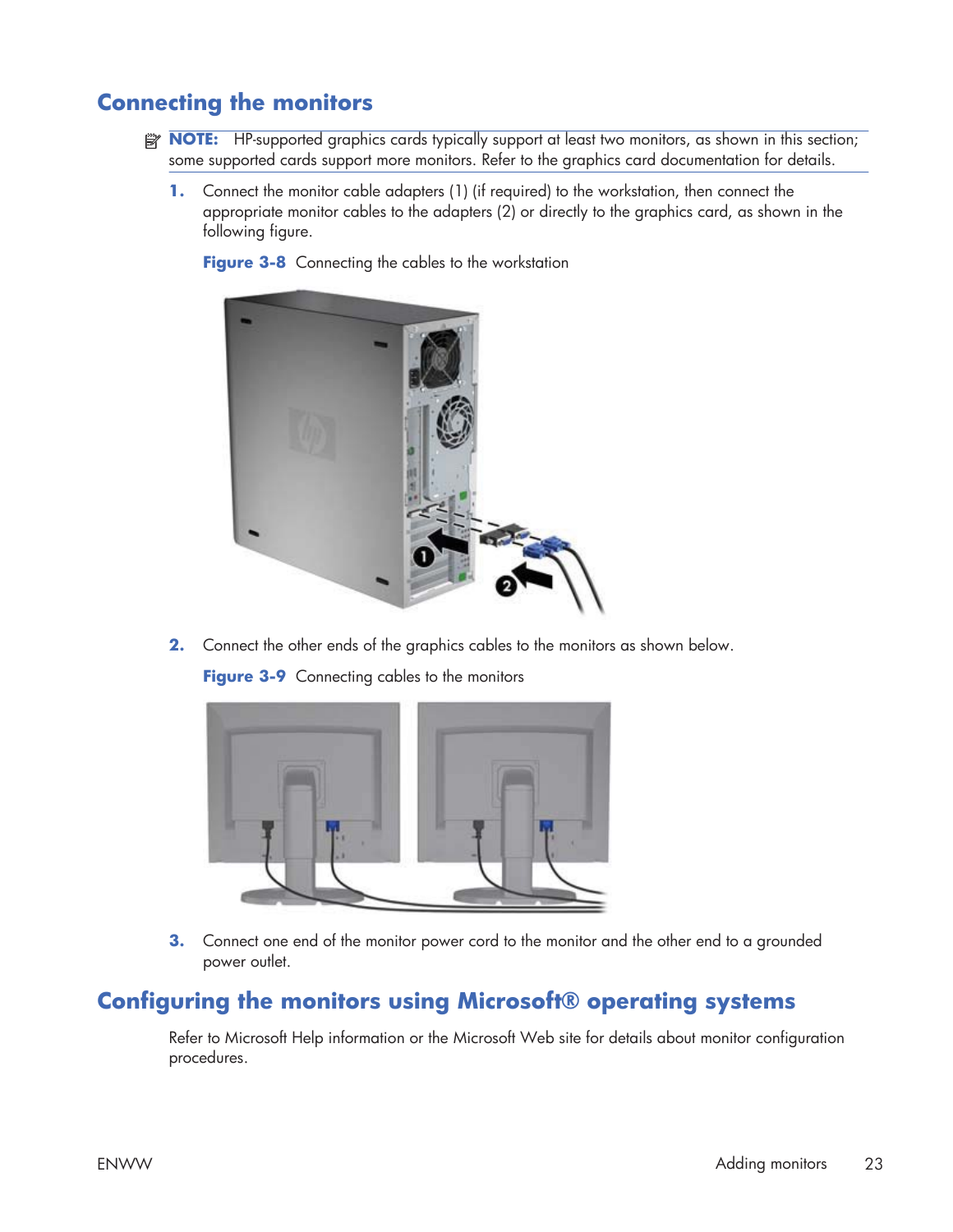## Connecting the monitors

**NOTE:** HP-supported graphics cards typically support at least two monitors, as shown in this section; some supported cards support more monitors. Refer to the graphics card documentation for details.

1. Connect the monitor cable adapters (1) (if required) to the workstation, then connect the appropriate monitor cables to the adapters (2) or directly to the graphics card, as shown in the following figure.

   **Figure 3-8** Connecting the cables to the workstation

2. Connect the other ends of the graphics cables to the monitors as shown below.

   **Figure 3-9** Connecting cables to the monitors

3. Connect one end of the monitor power cord to the monitor and the other end to a grounded power outlet.

## Configuring the monitors using Microsoft® operating systems

Refer to Microsoft Help information or the Microsoft Web site for details about monitor configuration procedures.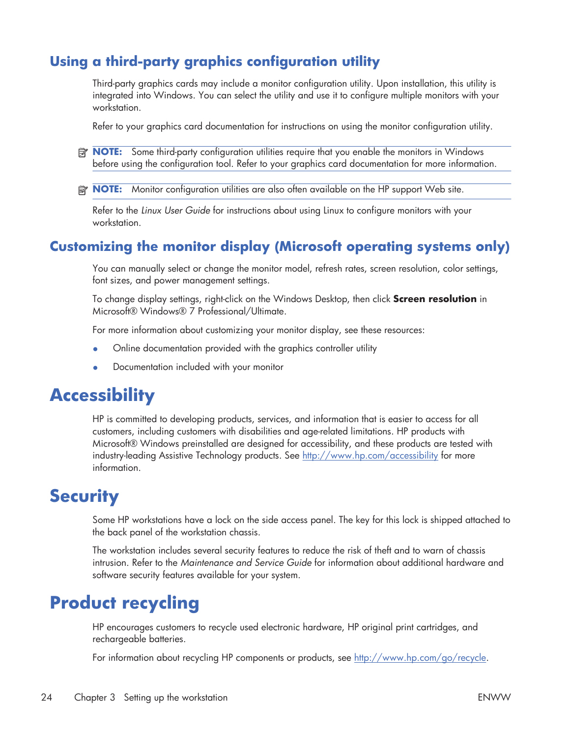## Using a third-party graphics configuration utility

Third-party graphics cards may include a monitor configuration utility. Upon installation, this utility is integrated into Windows. You can select the utility and use it to configure multiple monitors with your workstation.

Refer to your graphics card documentation for instructions on using the monitor configuration utility.

> **NOTE:** Some third-party configuration utilities require that you enable the monitors in Windows before using the configuration tool. Refer to your graphics card documentation for more information.

> **NOTE:** Monitor configuration utilities are also often available on the HP support Web site.

Refer to the *Linux User Guide* for instructions about using Linux to configure monitors with your workstation.

## Customizing the monitor display (Microsoft operating systems only)

You can manually select or change the monitor model, refresh rates, screen resolution, color settings, font sizes, and power management settings.

To change display settings, right-click on the Windows Desktop, then click **Screen resolution** in Microsoft® Windows® 7 Professional/Ultimate.

For more information about customizing your monitor display, see these resources:

- Online documentation provided with the graphics controller utility
- Documentation included with your monitor

# Accessibility

HP is committed to developing products, services, and information that is easier to access for all customers, including customers with disabilities and age-related limitations. HP products with Microsoft® Windows preinstalled are designed for accessibility, and these products are tested with industry-leading Assistive Technology products. See http://www.hp.com/accessibility for more information.

# Security

Some HP workstations have a lock on the side access panel. The key for this lock is shipped attached to the back panel of the workstation chassis.

The workstation includes several security features to reduce the risk of theft and to warn of chassis intrusion. Refer to the *Maintenance and Service Guide* for information about additional hardware and software security features available for your system.

# Product recycling

HP encourages customers to recycle used electronic hardware, HP original print cartridges, and rechargeable batteries.

For information about recycling HP components or products, see http://www.hp.com/go/recycle.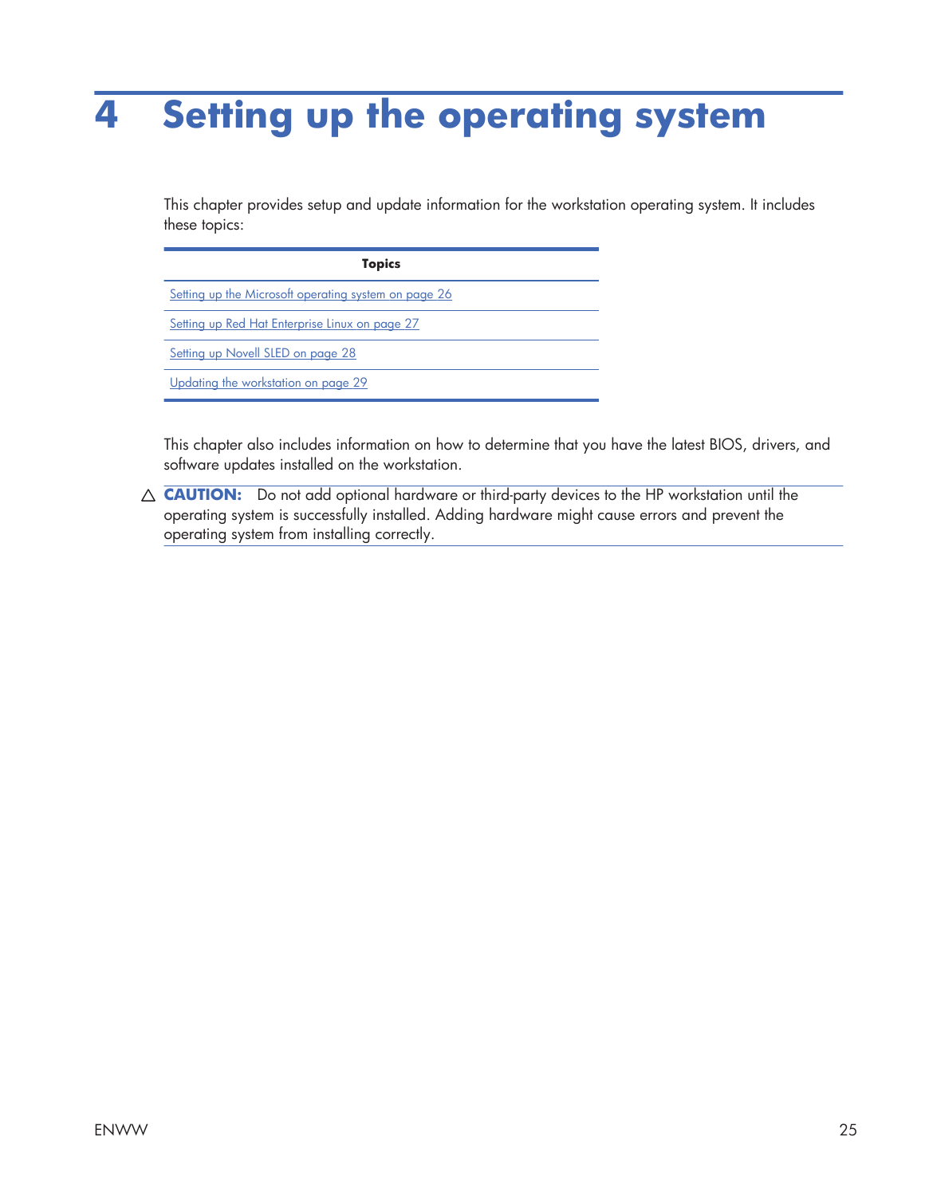# 4 Setting up the operating system

This chapter provides setup and update information for the workstation operating system. It includes these topics:

| Topics |
| --- |
| Setting up the Microsoft operating system on page 26 |
| Setting up Red Hat Enterprise Linux on page 27 |
| Setting up Novell SLED on page 28 |
| Updating the workstation on page 29 |

This chapter also includes information on how to determine that you have the latest BIOS, drivers, and software updates installed on the workstation.

△ **CAUTION:** Do not add optional hardware or third-party devices to the HP workstation until the operating system is successfully installed. Adding hardware might cause errors and prevent the operating system from installing correctly.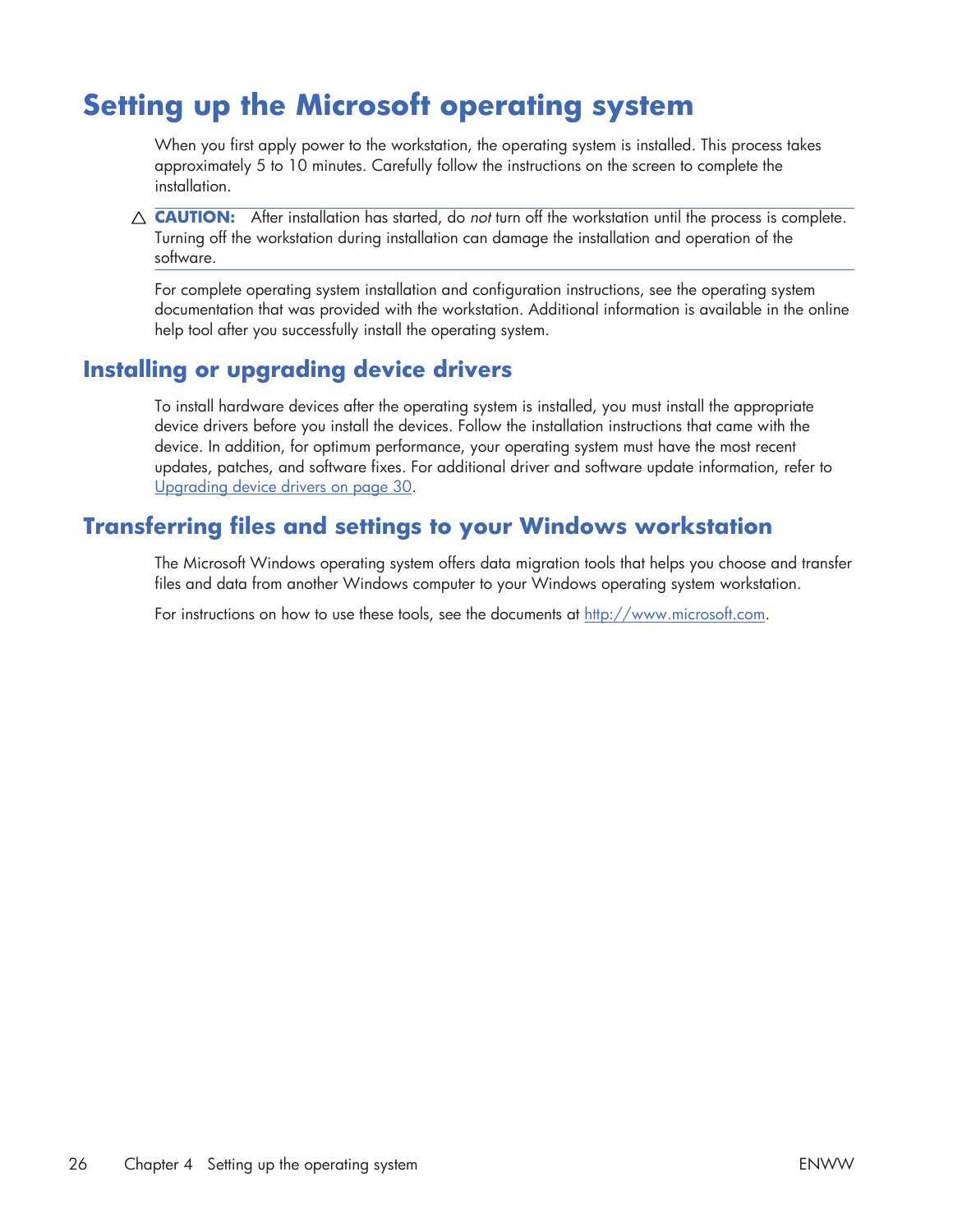# Setting up the Microsoft operating system

When you first apply power to the workstation, the operating system is installed. This process takes approximately 5 to 10 minutes. Carefully follow the instructions on the screen to complete the installation.

> △ **CAUTION:** After installation has started, do *not* turn off the workstation until the process is complete. Turning off the workstation during installation can damage the installation and operation of the software.

For complete operating system installation and configuration instructions, see the operating system documentation that was provided with the workstation. Additional information is available in the online help tool after you successfully install the operating system.

## Installing or upgrading device drivers

To install hardware devices after the operating system is installed, you must install the appropriate device drivers before you install the devices. Follow the installation instructions that came with the device. In addition, for optimum performance, your operating system must have the most recent updates, patches, and software fixes. For additional driver and software update information, refer to Upgrading device drivers on page 30.

## Transferring files and settings to your Windows workstation

The Microsoft Windows operating system offers data migration tools that helps you choose and transfer files and data from another Windows computer to your Windows operating system workstation.

For instructions on how to use these tools, see the documents at http://www.microsoft.com.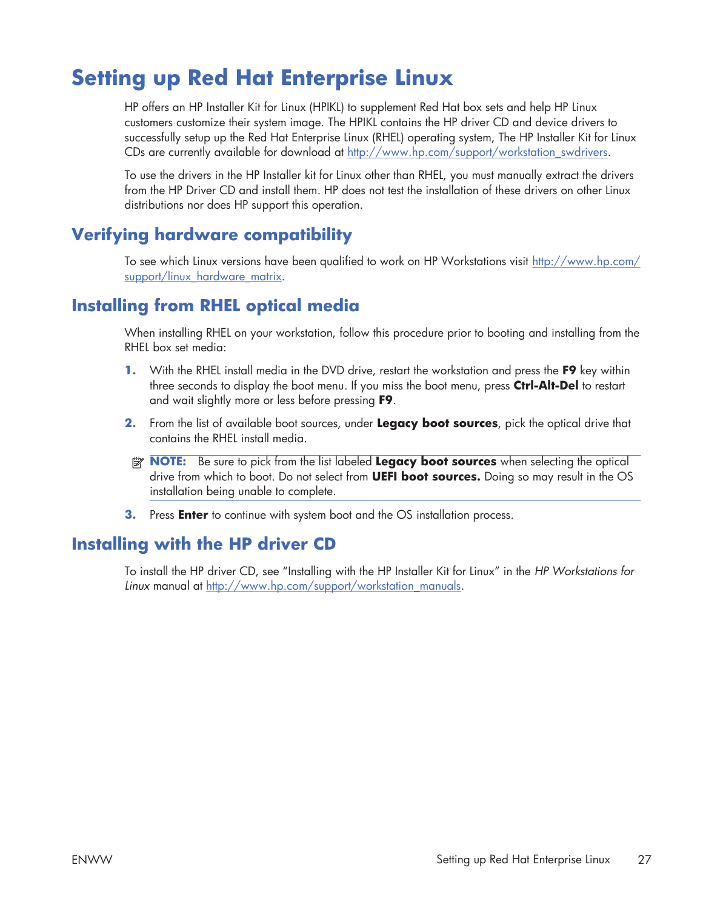# Setting up Red Hat Enterprise Linux

HP offers an HP Installer Kit for Linux (HPIKL) to supplement Red Hat box sets and help HP Linux customers customize their system image. The HPIKL contains the HP driver CD and device drivers to successfully setup up the Red Hat Enterprise Linux (RHEL) operating system, The HP Installer Kit for Linux CDs are currently available for download at http://www.hp.com/support/workstation_swdrivers.

To use the drivers in the HP Installer kit for Linux other than RHEL, you must manually extract the drivers from the HP Driver CD and install them. HP does not test the installation of these drivers on other Linux distributions nor does HP support this operation.

## Verifying hardware compatibility

To see which Linux versions have been qualified to work on HP Workstations visit http://www.hp.com/support/linux_hardware_matrix.

## Installing from RHEL optical media

When installing RHEL on your workstation, follow this procedure prior to booting and installing from the RHEL box set media:

1. With the RHEL install media in the DVD drive, restart the workstation and press the **F9** key within three seconds to display the boot menu. If you miss the boot menu, press **Ctrl-Alt-Del** to restart and wait slightly more or less before pressing **F9**.

2. From the list of available boot sources, under **Legacy boot sources**, pick the optical drive that contains the RHEL install media.

   **NOTE:** Be sure to pick from the list labeled **Legacy boot sources** when selecting the optical drive from which to boot. Do not select from **UEFI boot sources.** Doing so may result in the OS installation being unable to complete.

3. Press **Enter** to continue with system boot and the OS installation process.

## Installing with the HP driver CD

To install the HP driver CD, see "Installing with the HP Installer Kit for Linux" in the *HP Workstations for Linux* manual at http://www.hp.com/support/workstation_manuals.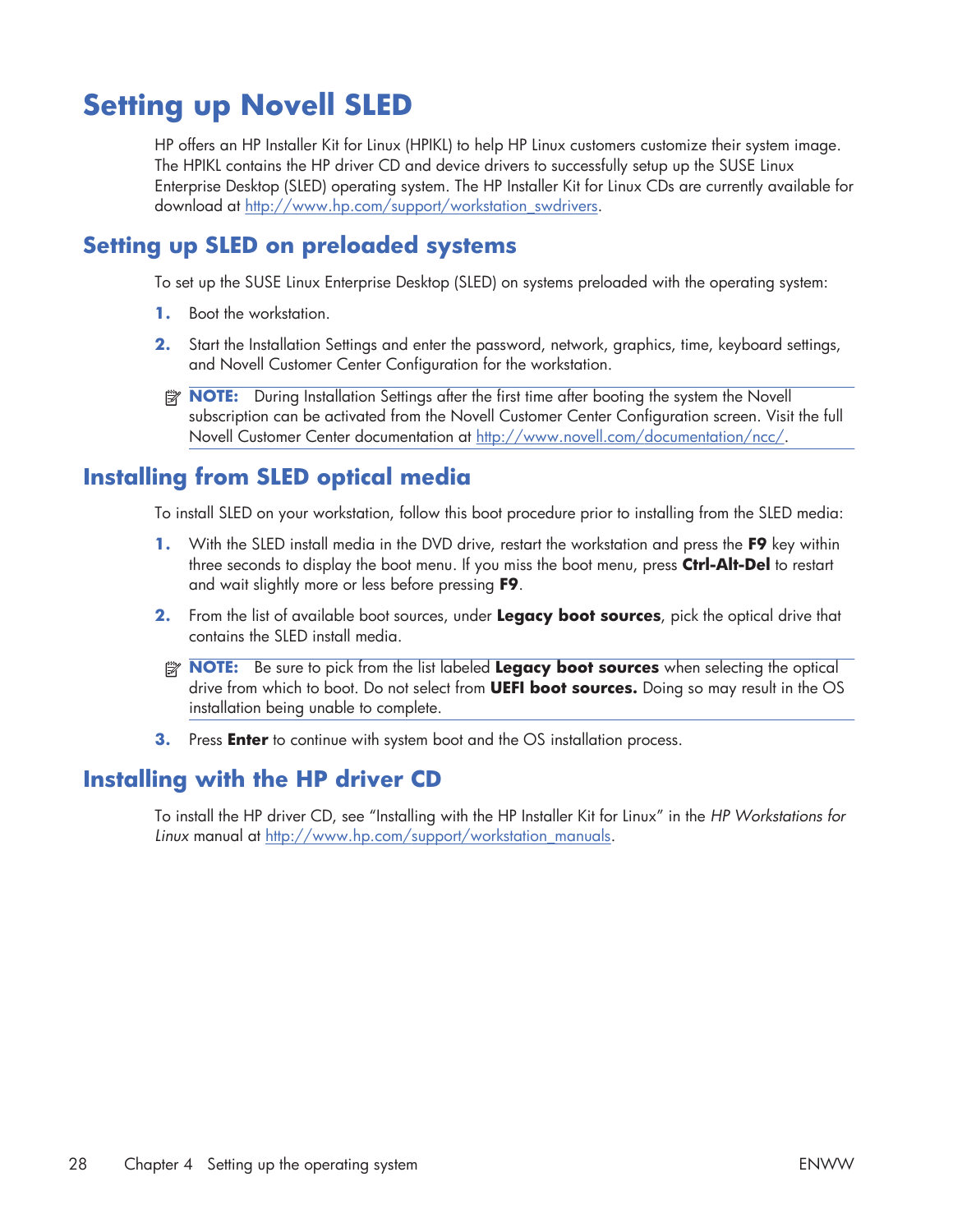# Setting up Novell SLED

HP offers an HP Installer Kit for Linux (HPIKL) to help HP Linux customers customize their system image. The HPIKL contains the HP driver CD and device drivers to successfully setup up the SUSE Linux Enterprise Desktop (SLED) operating system. The HP Installer Kit for Linux CDs are currently available for download at http://www.hp.com/support/workstation_swdrivers.

## Setting up SLED on preloaded systems

To set up the SUSE Linux Enterprise Desktop (SLED) on systems preloaded with the operating system:

1. Boot the workstation.
2. Start the Installation Settings and enter the password, network, graphics, time, keyboard settings, and Novell Customer Center Configuration for the workstation.

**NOTE:** During Installation Settings after the first time after booting the system the Novell subscription can be activated from the Novell Customer Center Configuration screen. Visit the full Novell Customer Center documentation at http://www.novell.com/documentation/ncc/.

## Installing from SLED optical media

To install SLED on your workstation, follow this boot procedure prior to installing from the SLED media:

1. With the SLED install media in the DVD drive, restart the workstation and press the **F9** key within three seconds to display the boot menu. If you miss the boot menu, press **Ctrl-Alt-Del** to restart and wait slightly more or less before pressing **F9**.
2. From the list of available boot sources, under **Legacy boot sources**, pick the optical drive that contains the SLED install media.

   **NOTE:** Be sure to pick from the list labeled **Legacy boot sources** when selecting the optical drive from which to boot. Do not select from **UEFI boot sources.** Doing so may result in the OS installation being unable to complete.

3. Press **Enter** to continue with system boot and the OS installation process.

## Installing with the HP driver CD

To install the HP driver CD, see "Installing with the HP Installer Kit for Linux" in the *HP Workstations for Linux* manual at http://www.hp.com/support/workstation_manuals.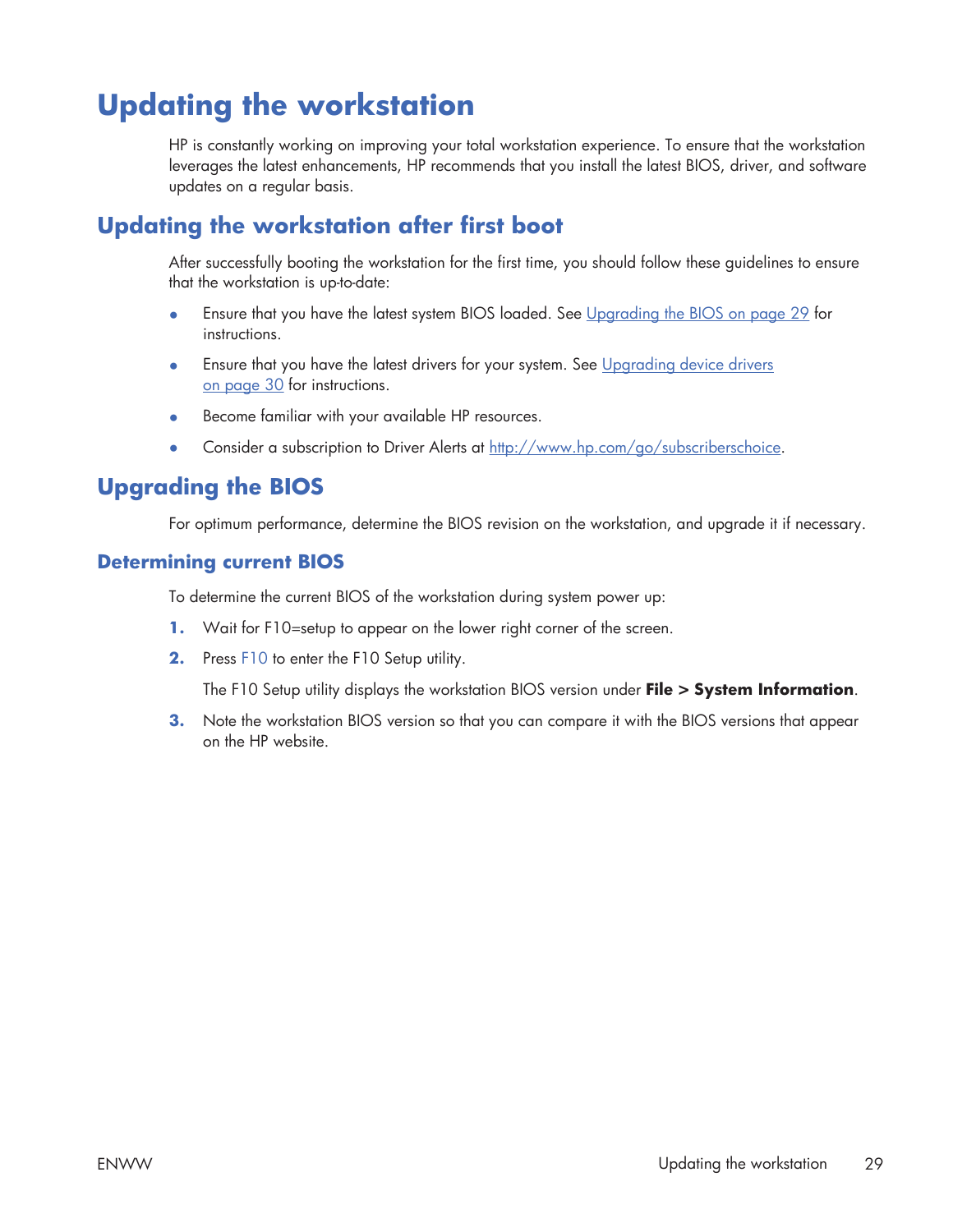# Updating the workstation

HP is constantly working on improving your total workstation experience. To ensure that the workstation leverages the latest enhancements, HP recommends that you install the latest BIOS, driver, and software updates on a regular basis.

## Updating the workstation after first boot

After successfully booting the workstation for the first time, you should follow these guidelines to ensure that the workstation is up-to-date:

- Ensure that you have the latest system BIOS loaded. See Upgrading the BIOS on page 29 for instructions.
- Ensure that you have the latest drivers for your system. See Upgrading device drivers on page 30 for instructions.
- Become familiar with your available HP resources.
- Consider a subscription to Driver Alerts at http://www.hp.com/go/subscriberschoice.

## Upgrading the BIOS

For optimum performance, determine the BIOS revision on the workstation, and upgrade it if necessary.

### Determining current BIOS

To determine the current BIOS of the workstation during system power up:

1. Wait for F10=setup to appear on the lower right corner of the screen.
2. Press F10 to enter the F10 Setup utility.

   The F10 Setup utility displays the workstation BIOS version under **File > System Information**.
3. Note the workstation BIOS version so that you can compare it with the BIOS versions that appear on the HP website.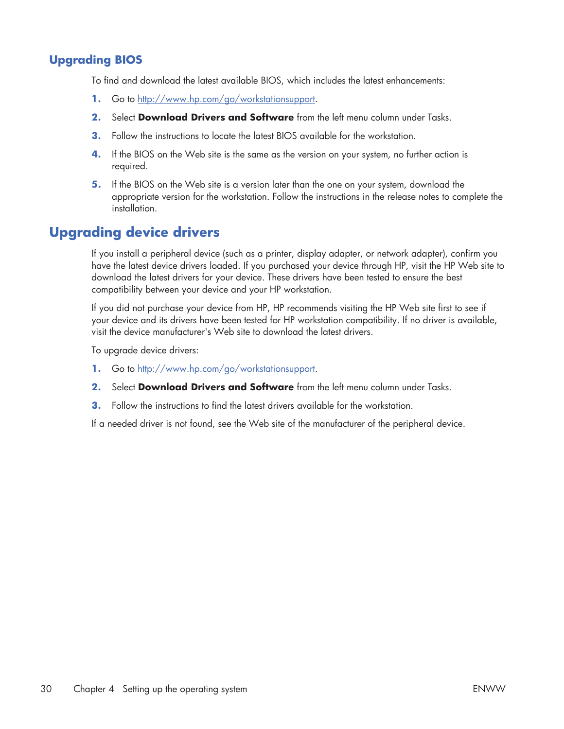### Upgrading BIOS

To find and download the latest available BIOS, which includes the latest enhancements:

1. Go to http://www.hp.com/go/workstationsupport.
2. Select **Download Drivers and Software** from the left menu column under Tasks.
3. Follow the instructions to locate the latest BIOS available for the workstation.
4. If the BIOS on the Web site is the same as the version on your system, no further action is required.
5. If the BIOS on the Web site is a version later than the one on your system, download the appropriate version for the workstation. Follow the instructions in the release notes to complete the installation.

## Upgrading device drivers

If you install a peripheral device (such as a printer, display adapter, or network adapter), confirm you have the latest device drivers loaded. If you purchased your device through HP, visit the HP Web site to download the latest drivers for your device. These drivers have been tested to ensure the best compatibility between your device and your HP workstation.

If you did not purchase your device from HP, HP recommends visiting the HP Web site first to see if your device and its drivers have been tested for HP workstation compatibility. If no driver is available, visit the device manufacturer's Web site to download the latest drivers.

To upgrade device drivers:

1. Go to http://www.hp.com/go/workstationsupport.
2. Select **Download Drivers and Software** from the left menu column under Tasks.
3. Follow the instructions to find the latest drivers available for the workstation.

If a needed driver is not found, see the Web site of the manufacturer of the peripheral device.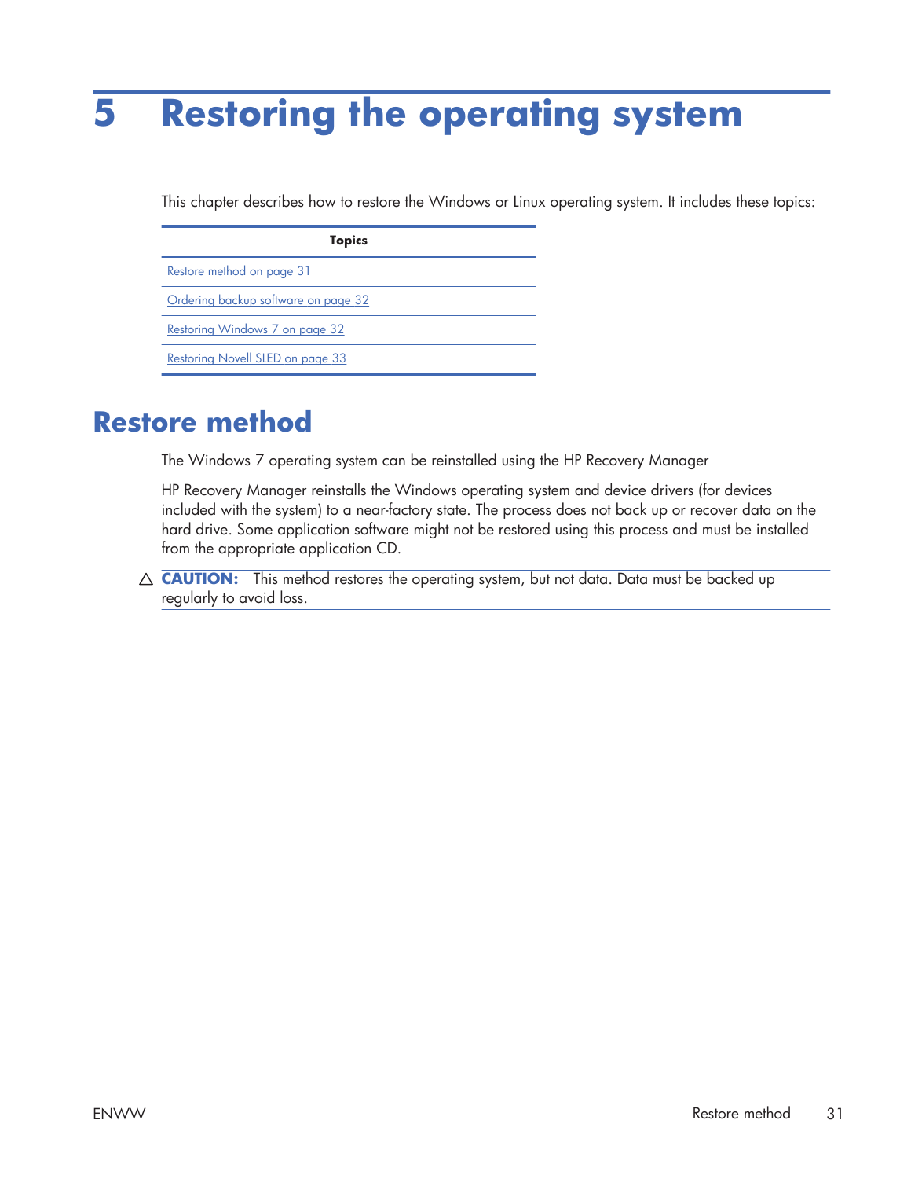# 5 Restoring the operating system

This chapter describes how to restore the Windows or Linux operating system. It includes these topics:

| Topics |
| --- |
| Restore method on page 31 |
| Ordering backup software on page 32 |
| Restoring Windows 7 on page 32 |
| Restoring Novell SLED on page 33 |

## Restore method

The Windows 7 operating system can be reinstalled using the HP Recovery Manager

HP Recovery Manager reinstalls the Windows operating system and device drivers (for devices included with the system) to a near-factory state. The process does not back up or recover data on the hard drive. Some application software might not be restored using this process and must be installed from the appropriate application CD.

**CAUTION:** This method restores the operating system, but not data. Data must be backed up regularly to avoid loss.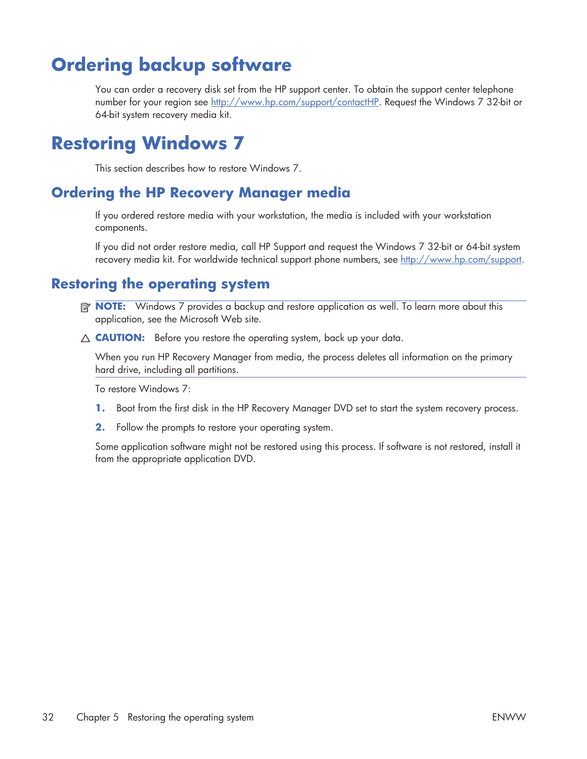# Ordering backup software

You can order a recovery disk set from the HP support center. To obtain the support center telephone number for your region see http://www.hp.com/support/contactHP. Request the Windows 7 32-bit or 64-bit system recovery media kit.

# Restoring Windows 7

This section describes how to restore Windows 7.

## Ordering the HP Recovery Manager media

If you ordered restore media with your workstation, the media is included with your workstation components.

If you did not order restore media, call HP Support and request the Windows 7 32-bit or 64-bit system recovery media kit. For worldwide technical support phone numbers, see http://www.hp.com/support.

## Restoring the operating system

**NOTE:** Windows 7 provides a backup and restore application as well. To learn more about this application, see the Microsoft Web site.

**CAUTION:** Before you restore the operating system, back up your data.

When you run HP Recovery Manager from media, the process deletes all information on the primary hard drive, including all partitions.

To restore Windows 7:

1. Boot from the first disk in the HP Recovery Manager DVD set to start the system recovery process.
2. Follow the prompts to restore your operating system.

Some application software might not be restored using this process. If software is not restored, install it from the appropriate application DVD.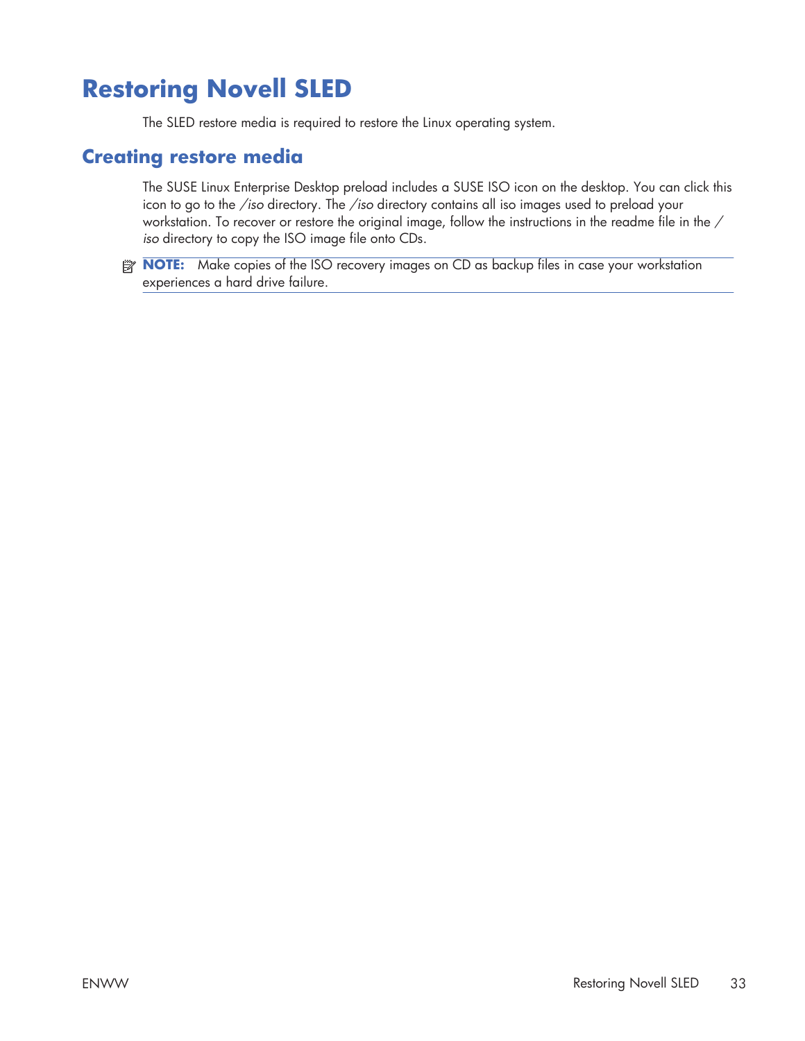# Restoring Novell SLED

The SLED restore media is required to restore the Linux operating system.

## Creating restore media

The SUSE Linux Enterprise Desktop preload includes a SUSE ISO icon on the desktop. You can click this icon to go to the */iso* directory. The */iso* directory contains all iso images used to preload your workstation. To recover or restore the original image, follow the instructions in the readme file in the */iso* directory to copy the ISO image file onto CDs.

**NOTE:** Make copies of the ISO recovery images on CD as backup files in case your workstation experiences a hard drive failure.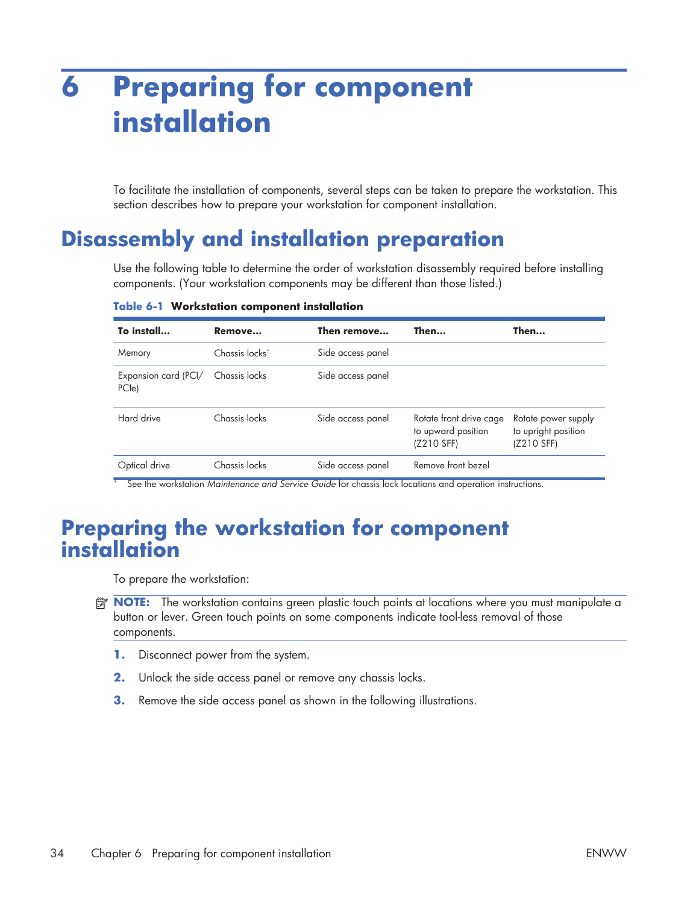# 6 Preparing for component installation

To facilitate the installation of components, several steps can be taken to prepare the workstation. This section describes how to prepare your workstation for component installation.

## Disassembly and installation preparation

Use the following table to determine the order of workstation disassembly required before installing components. (Your workstation components may be different than those listed.)

**Table 6-1 Workstation component installation**

| To install... | Remove... | Then remove... | Then... | Then... |
|---|---|---|---|---|
| Memory | Chassis locks* | Side access panel | | |
| Expansion card (PCI/PCIe) | Chassis locks | Side access panel | | |
| Hard drive | Chassis locks | Side access panel | Rotate front drive cage to upward position (Z210 SFF) | Rotate power supply to upright position (Z210 SFF) |
| Optical drive | Chassis locks | Side access panel | Remove front bezel | |

\* See the workstation *Maintenance and Service Guide* for chassis lock locations and operation instructions.

## Preparing the workstation for component installation

To prepare the workstation:

**NOTE:** The workstation contains green plastic touch points at locations where you must manipulate a button or lever. Green touch points on some components indicate tool-less removal of those components.

1. Disconnect power from the system.
2. Unlock the side access panel or remove any chassis locks.
3. Remove the side access panel as shown in the following illustrations.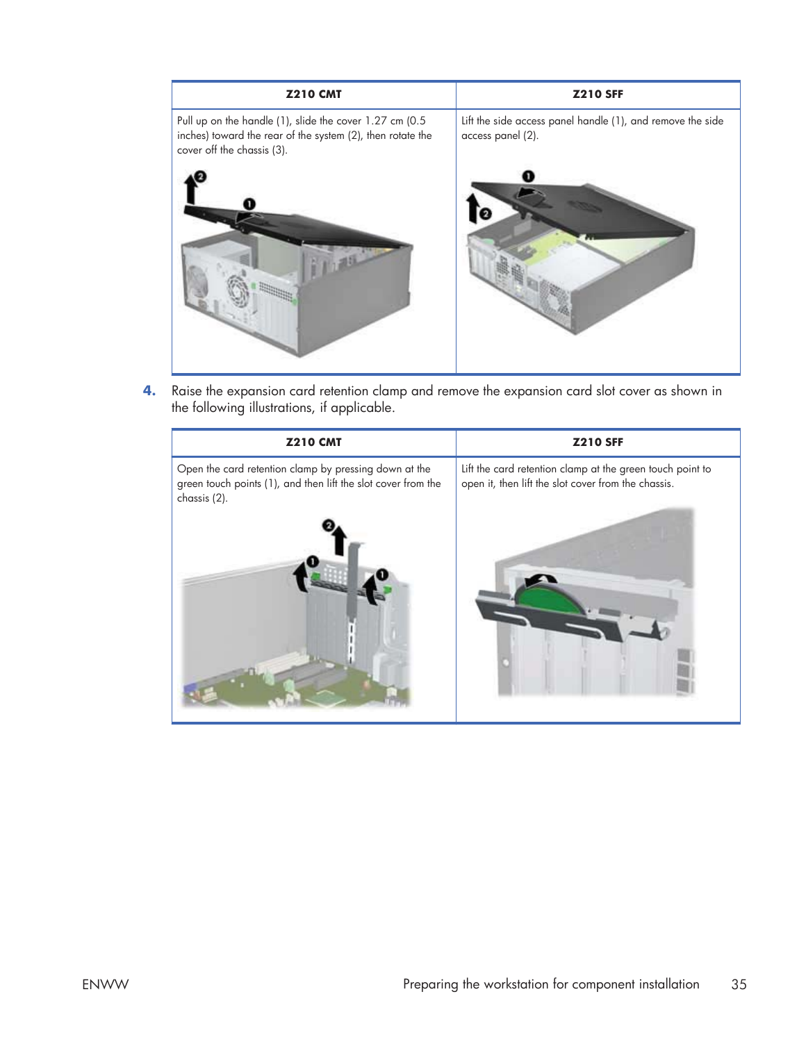| Z210 CMT | Z210 SFF |
| --- | --- |
| Pull up on the handle (1), slide the cover 1.27 cm (0.5 inches) toward the rear of the system (2), then rotate the cover off the chassis (3). | Lift the side access panel handle (1), and remove the side access panel (2). |

4. Raise the expansion card retention clamp and remove the expansion card slot cover as shown in the following illustrations, if applicable.

| Z210 CMT | Z210 SFF |
| --- | --- |
| Open the card retention clamp by pressing down at the green touch points (1), and then lift the slot cover from the chassis (2). | Lift the card retention clamp at the green touch point to open it, then lift the slot cover from the chassis. |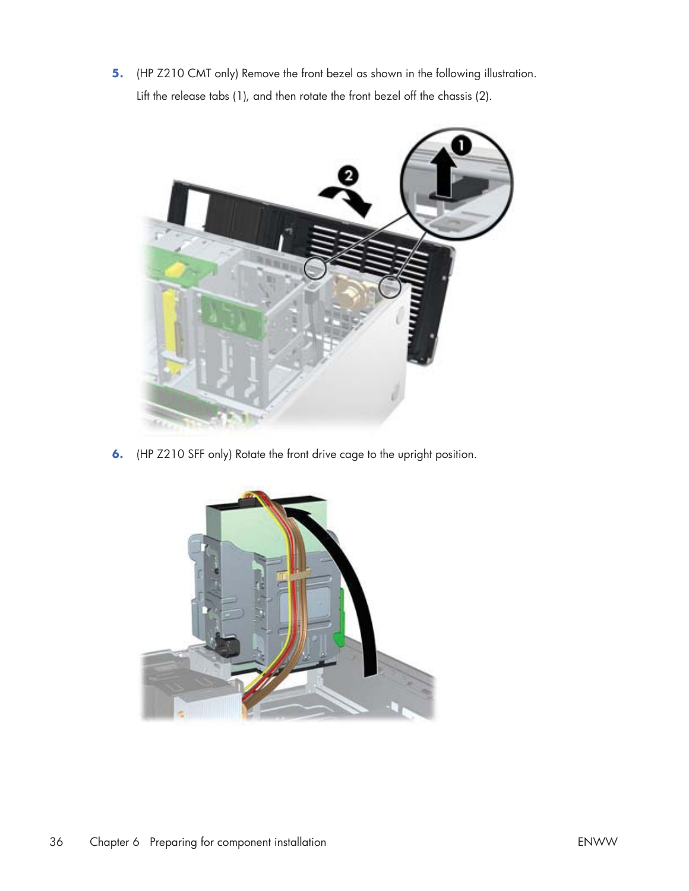5. (HP Z210 CMT only) Remove the front bezel as shown in the following illustration.

   Lift the release tabs (1), and then rotate the front bezel off the chassis (2).

6. (HP Z210 SFF only) Rotate the front drive cage to the upright position.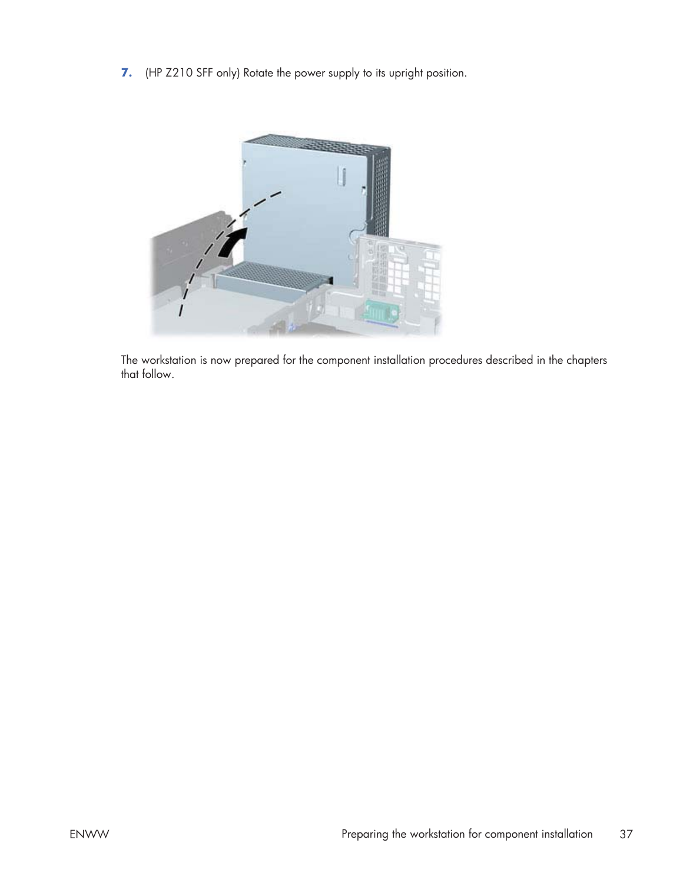7. (HP Z210 SFF only) Rotate the power supply to its upright position.

The workstation is now prepared for the component installation procedures described in the chapters that follow.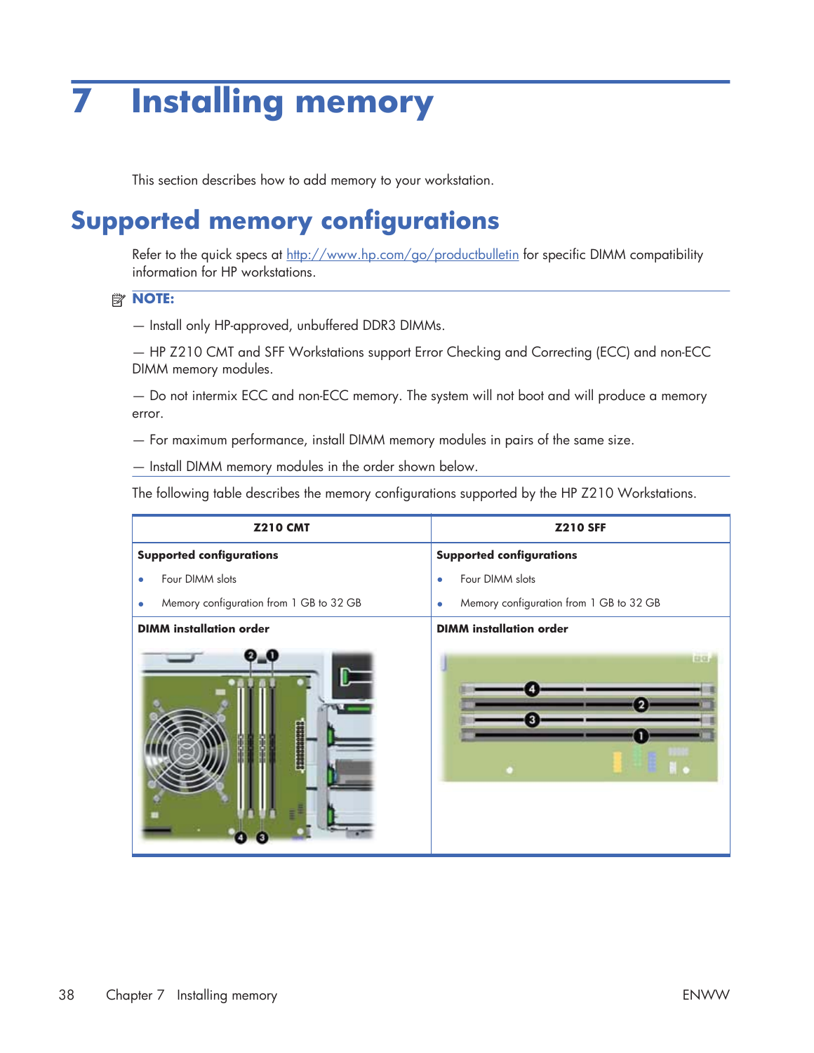# 7 Installing memory

This section describes how to add memory to your workstation.

## Supported memory configurations

Refer to the quick specs at http://www.hp.com/go/productbulletin for specific DIMM compatibility information for HP workstations.

**NOTE:**

— Install only HP-approved, unbuffered DDR3 DIMMs.

— HP Z210 CMT and SFF Workstations support Error Checking and Correcting (ECC) and non-ECC DIMM memory modules.

— Do not intermix ECC and non-ECC memory. The system will not boot and will produce a memory error.

— For maximum performance, install DIMM memory modules in pairs of the same size.

— Install DIMM memory modules in the order shown below.

The following table describes the memory configurations supported by the HP Z210 Workstations.

| Z210 CMT | Z210 SFF |
|---|---|
| **Supported configurations**<br>• Four DIMM slots<br>• Memory configuration from 1 GB to 32 GB | **Supported configurations**<br>• Four DIMM slots<br>• Memory configuration from 1 GB to 32 GB |
| **DIMM installation order** | **DIMM installation order** |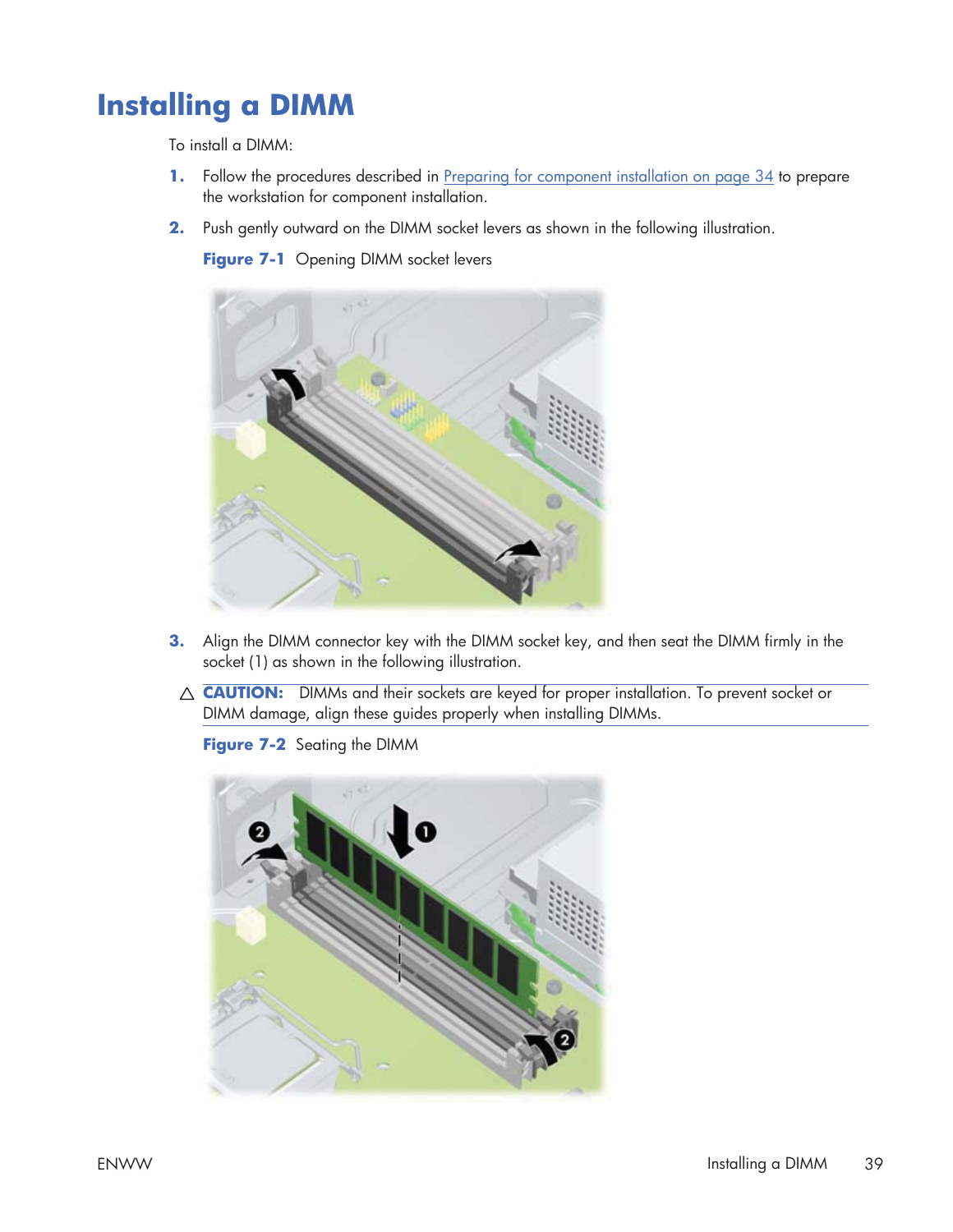# Installing a DIMM

To install a DIMM:

1. Follow the procedures described in Preparing for component installation on page 34 to prepare the workstation for component installation.
2. Push gently outward on the DIMM socket levers as shown in the following illustration.

   **Figure 7-1** Opening DIMM socket levers

3. Align the DIMM connector key with the DIMM socket key, and then seat the DIMM firmly in the socket (1) as shown in the following illustration.

   △ **CAUTION:** DIMMs and their sockets are keyed for proper installation. To prevent socket or DIMM damage, align these guides properly when installing DIMMs.

   **Figure 7-2** Seating the DIMM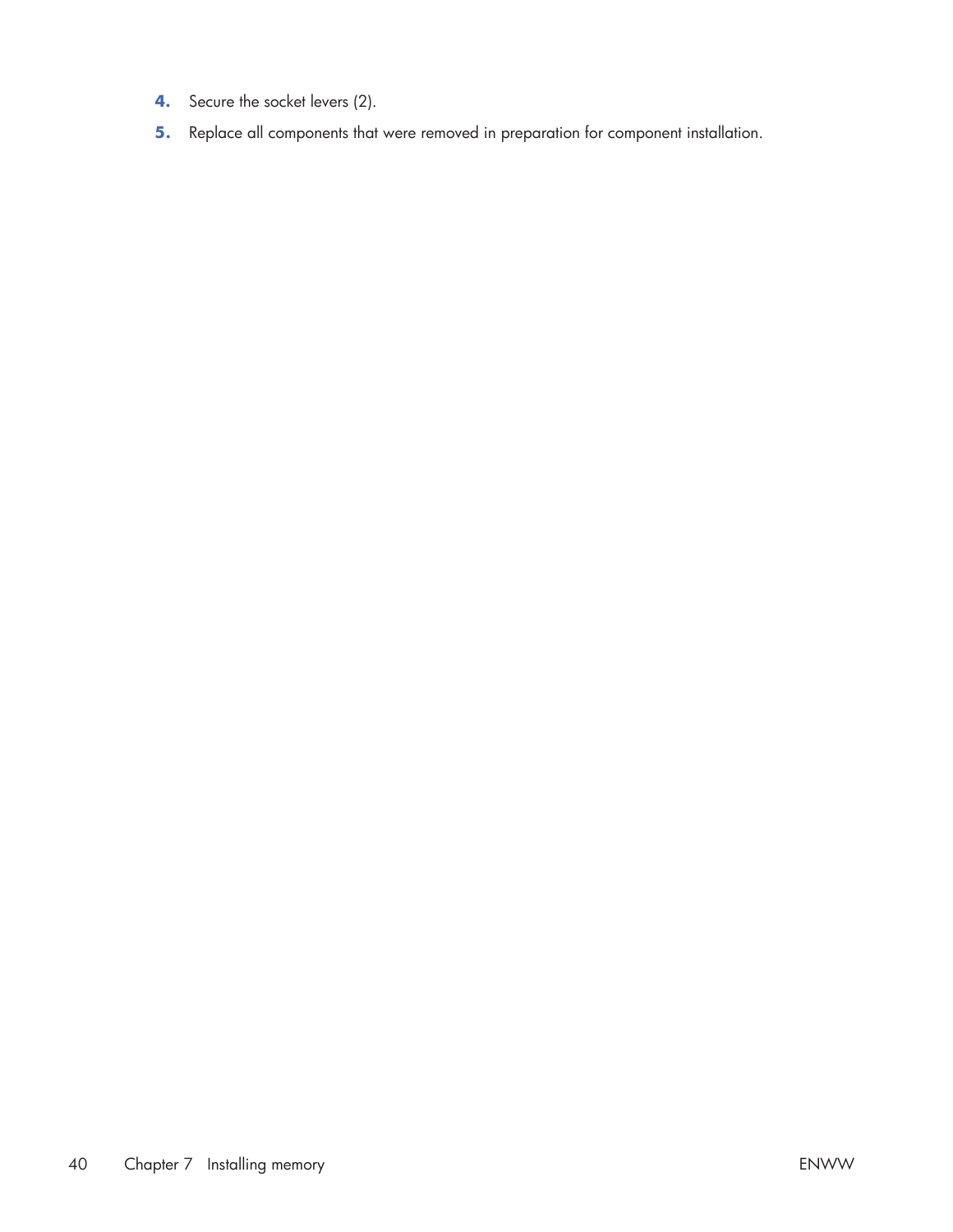4. Secure the socket levers (2).
5. Replace all components that were removed in preparation for component installation.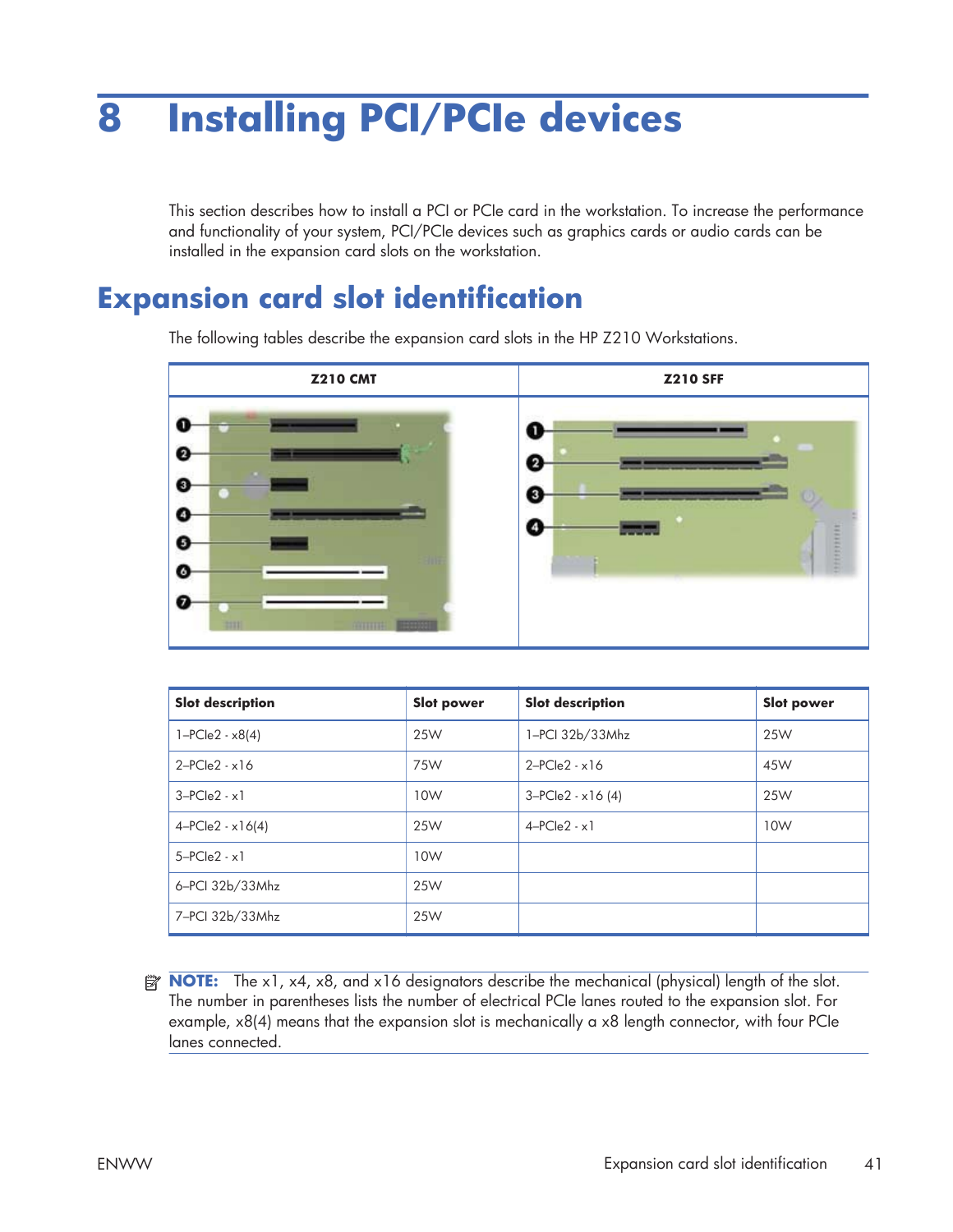# 8 Installing PCI/PCIe devices

This section describes how to install a PCI or PCIe card in the workstation. To increase the performance and functionality of your system, PCI/PCIe devices such as graphics cards or audio cards can be installed in the expansion card slots on the workstation.

## Expansion card slot identification

The following tables describe the expansion card slots in the HP Z210 Workstations.

| Z210 CMT | Z210 SFF |
|---|---|

| Slot description | Slot power | Slot description | Slot power |
|---|---|---|---|
| 1–PCIe2 - x8(4) | 25W | 1–PCI 32b/33Mhz | 25W |
| 2–PCIe2 - x16 | 75W | 2–PCIe2 - x16 | 45W |
| 3–PCIe2 - x1 | 10W | 3–PCIe2 - x16 (4) | 25W |
| 4–PCIe2 - x16(4) | 25W | 4–PCIe2 - x1 | 10W |
| 5–PCIe2 - x1 | 10W | | |
| 6–PCI 32b/33Mhz | 25W | | |
| 7–PCI 32b/33Mhz | 25W | | |

**NOTE:** The x1, x4, x8, and x16 designators describe the mechanical (physical) length of the slot. The number in parentheses lists the number of electrical PCIe lanes routed to the expansion slot. For example, x8(4) means that the expansion slot is mechanically a x8 length connector, with four PCIe lanes connected.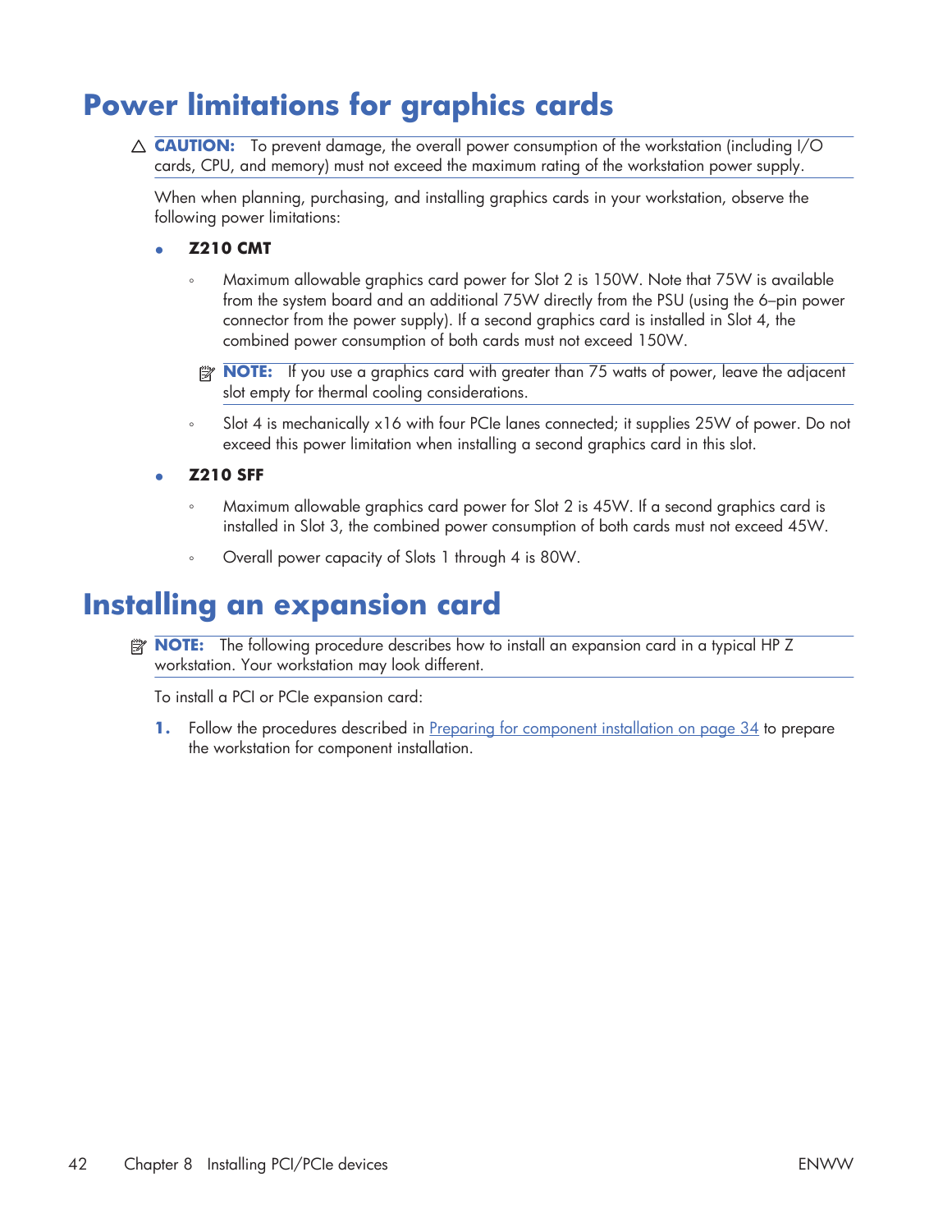# Power limitations for graphics cards

△ **CAUTION:** To prevent damage, the overall power consumption of the workstation (including I/O cards, CPU, and memory) must not exceed the maximum rating of the workstation power supply.

When when planning, purchasing, and installing graphics cards in your workstation, observe the following power limitations:

- **Z210 CMT**
  - Maximum allowable graphics card power for Slot 2 is 150W. Note that 75W is available from the system board and an additional 75W directly from the PSU (using the 6–pin power connector from the power supply). If a second graphics card is installed in Slot 4, the combined power consumption of both cards must not exceed 150W.

    **NOTE:** If you use a graphics card with greater than 75 watts of power, leave the adjacent slot empty for thermal cooling considerations.

  - Slot 4 is mechanically x16 with four PCIe lanes connected; it supplies 25W of power. Do not exceed this power limitation when installing a second graphics card in this slot.
- **Z210 SFF**
  - Maximum allowable graphics card power for Slot 2 is 45W. If a second graphics card is installed in Slot 3, the combined power consumption of both cards must not exceed 45W.
  - Overall power capacity of Slots 1 through 4 is 80W.

# Installing an expansion card

**NOTE:** The following procedure describes how to install an expansion card in a typical HP Z workstation. Your workstation may look different.

To install a PCI or PCIe expansion card:

1. Follow the procedures described in Preparing for component installation on page 34 to prepare the workstation for component installation.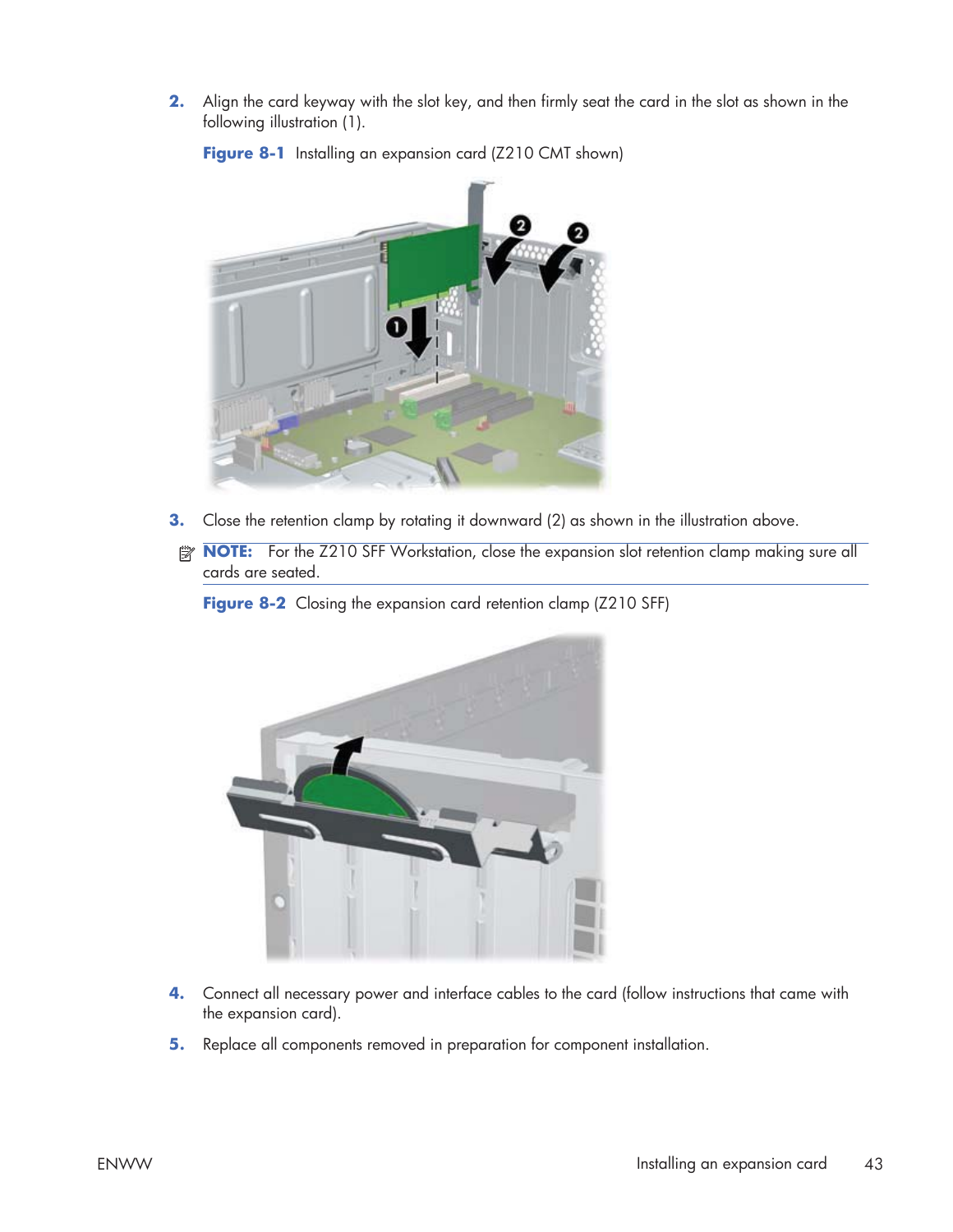2. Align the card keyway with the slot key, and then firmly seat the card in the slot as shown in the following illustration (1).

**Figure 8-1** Installing an expansion card (Z210 CMT shown)

3. Close the retention clamp by rotating it downward (2) as shown in the illustration above.

**NOTE:** For the Z210 SFF Workstation, close the expansion slot retention clamp making sure all cards are seated.

**Figure 8-2** Closing the expansion card retention clamp (Z210 SFF)

4. Connect all necessary power and interface cables to the card (follow instructions that came with the expansion card).

5. Replace all components removed in preparation for component installation.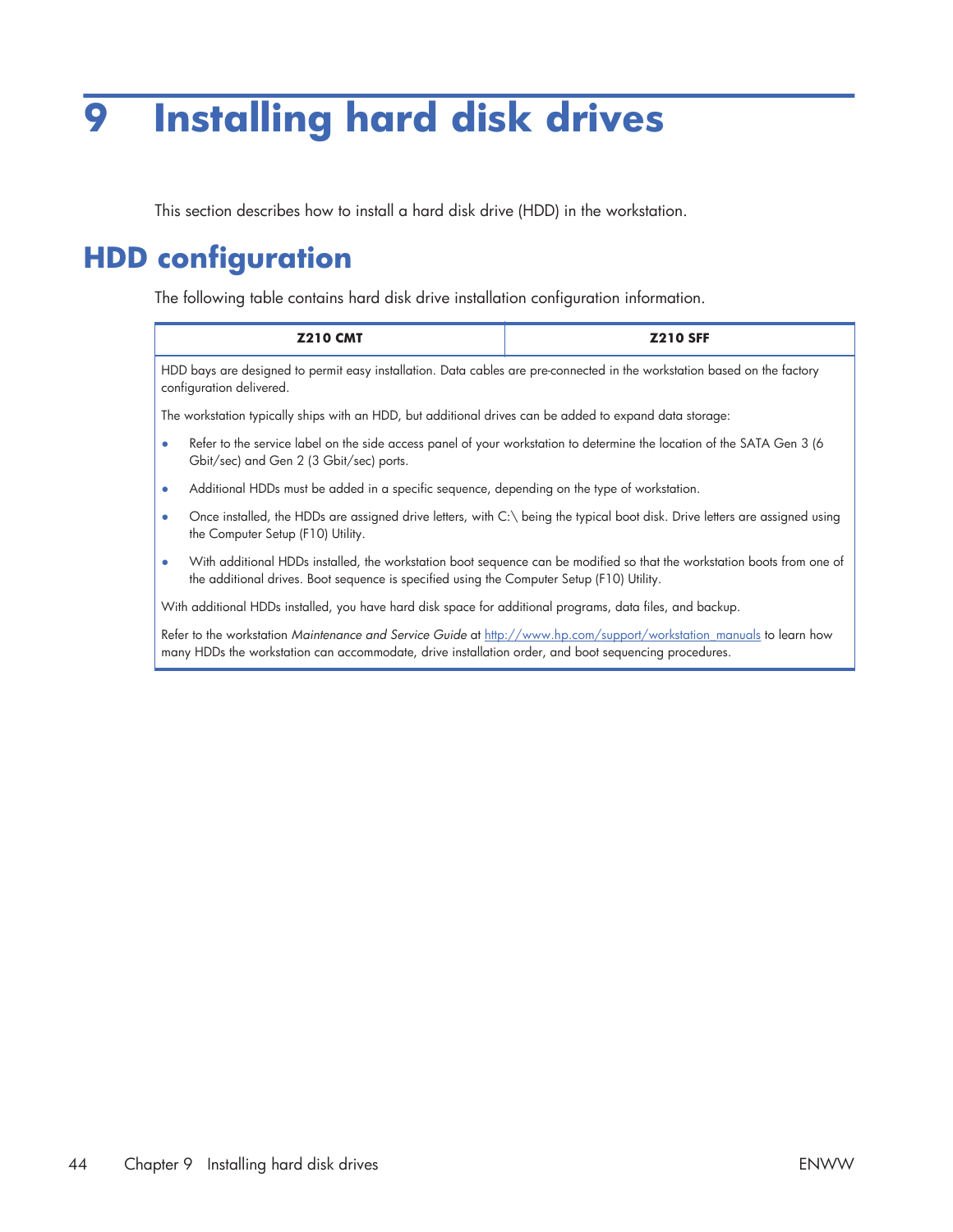# 9 Installing hard disk drives

This section describes how to install a hard disk drive (HDD) in the workstation.

## HDD configuration

The following table contains hard disk drive installation configuration information.

| Z210 CMT | Z210 SFF |
|---|---|
| HDD bays are designed to permit easy installation. Data cables are pre-connected in the workstation based on the factory configuration delivered.<br><br>The workstation typically ships with an HDD, but additional drives can be added to expand data storage:<br><br>• Refer to the service label on the side access panel of your workstation to determine the location of the SATA Gen 3 (6 Gbit/sec) and Gen 2 (3 Gbit/sec) ports.<br>• Additional HDDs must be added in a specific sequence, depending on the type of workstation.<br>• Once installed, the HDDs are assigned drive letters, with C:\ being the typical boot disk. Drive letters are assigned using the Computer Setup (F10) Utility.<br>• With additional HDDs installed, the workstation boot sequence can be modified so that the workstation boots from one of the additional drives. Boot sequence is specified using the Computer Setup (F10) Utility.<br><br>With additional HDDs installed, you have hard disk space for additional programs, data files, and backup.<br><br>Refer to the workstation *Maintenance and Service Guide* at http://www.hp.com/support/workstation_manuals to learn how many HDDs the workstation can accommodate, drive installation order, and boot sequencing procedures. | |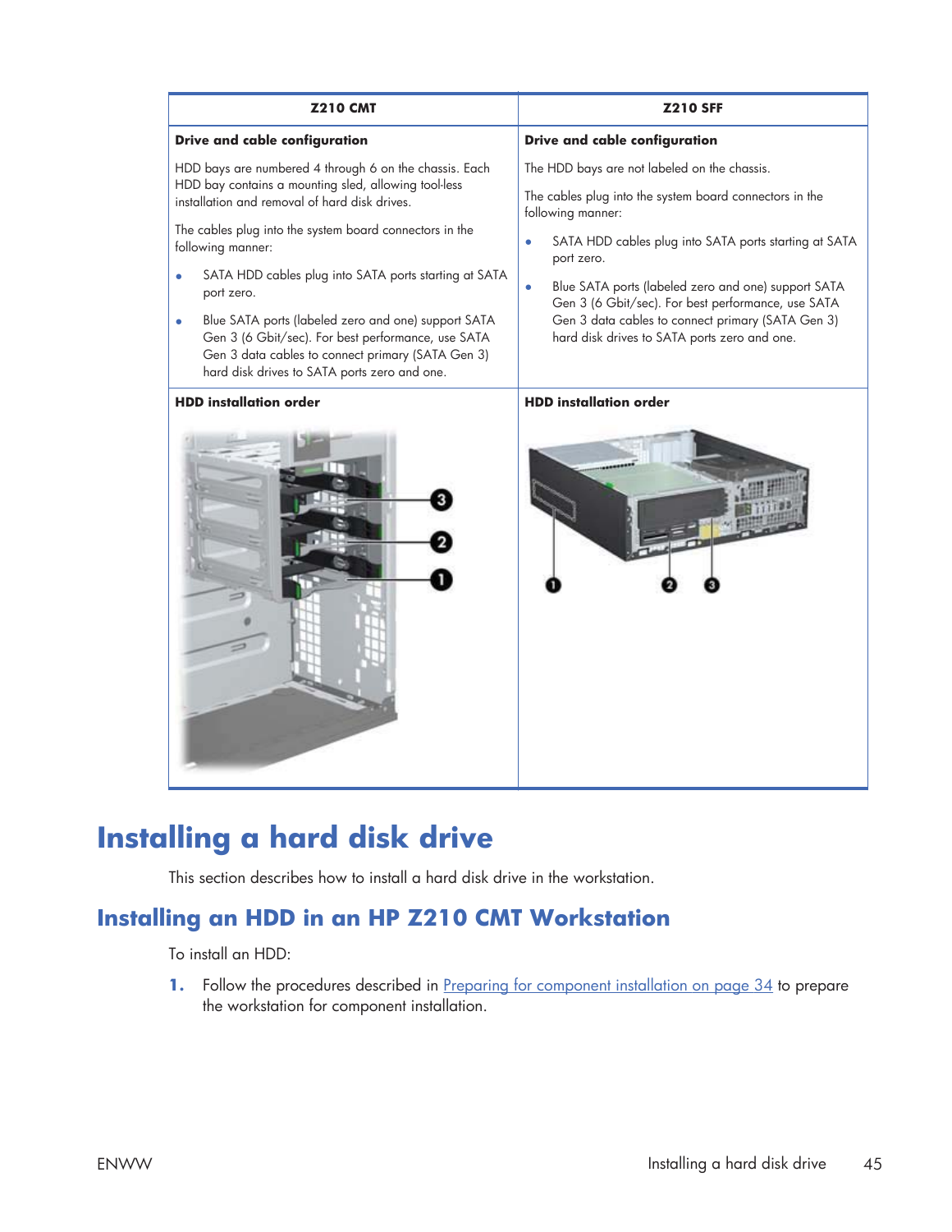| Z210 CMT | Z210 SFF |
|---|---|
| **Drive and cable configuration** | **Drive and cable configuration** |
| HDD bays are numbered 4 through 6 on the chassis. Each HDD bay contains a mounting sled, allowing tool-less installation and removal of hard disk drives.<br><br>The cables plug into the system board connectors in the following manner:<br><br>• SATA HDD cables plug into SATA ports starting at SATA port zero.<br>• Blue SATA ports (labeled zero and one) support SATA Gen 3 (6 Gbit/sec). For best performance, use SATA Gen 3 data cables to connect primary (SATA Gen 3) hard disk drives to SATA ports zero and one. | The HDD bays are not labeled on the chassis.<br><br>The cables plug into the system board connectors in the following manner:<br><br>• SATA HDD cables plug into SATA ports starting at SATA port zero.<br>• Blue SATA ports (labeled zero and one) support SATA Gen 3 (6 Gbit/sec). For best performance, use SATA Gen 3 data cables to connect primary (SATA Gen 3) hard disk drives to SATA ports zero and one. |
| **HDD installation order** | **HDD installation order** |

# Installing a hard disk drive

This section describes how to install a hard disk drive in the workstation.

## Installing an HDD in an HP Z210 CMT Workstation

To install an HDD:

1. Follow the procedures described in Preparing for component installation on page 34 to prepare the workstation for component installation.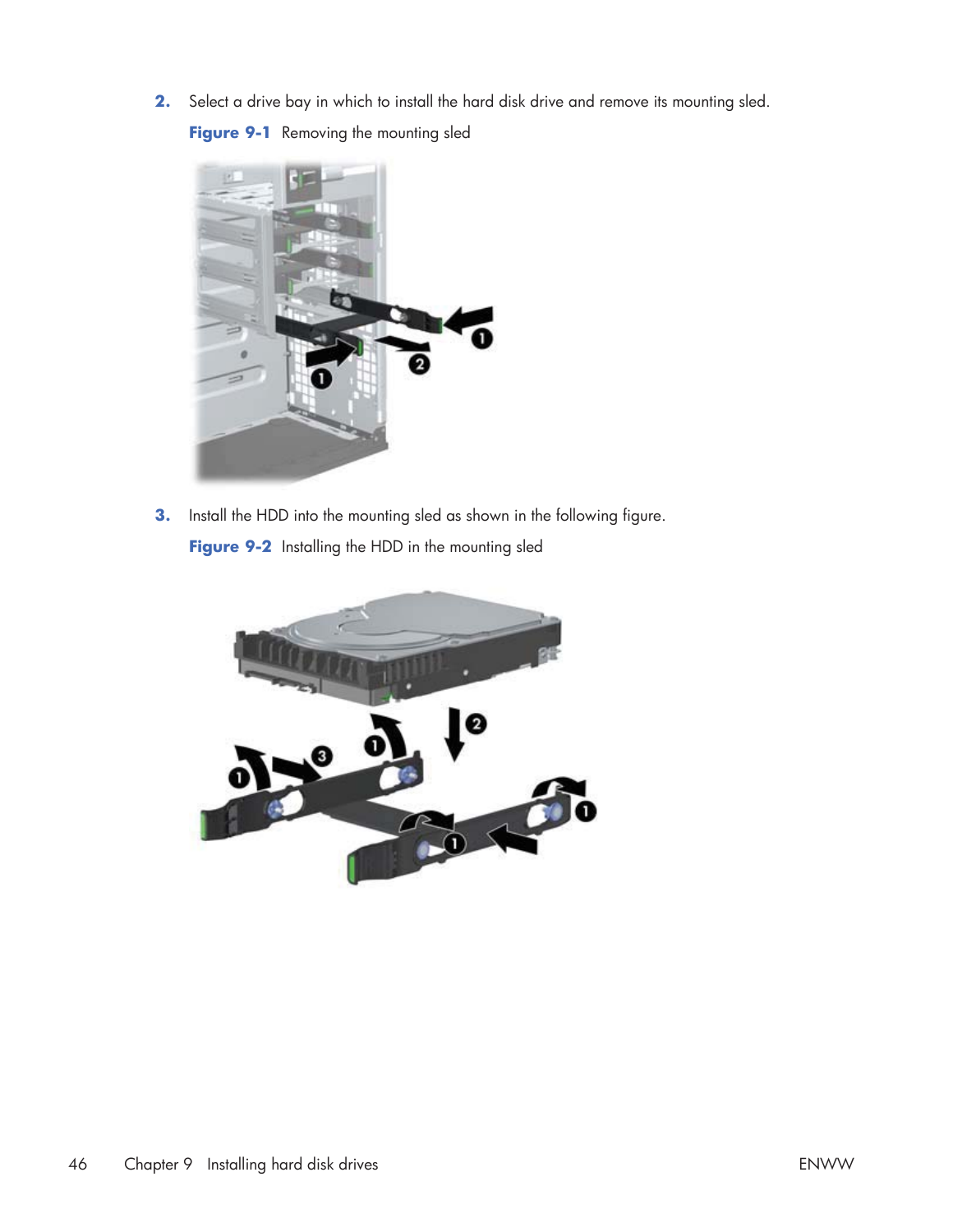2. Select a drive bay in which to install the hard disk drive and remove its mounting sled.

**Figure 9-1** Removing the mounting sled

3. Install the HDD into the mounting sled as shown in the following figure.

**Figure 9-2** Installing the HDD in the mounting sled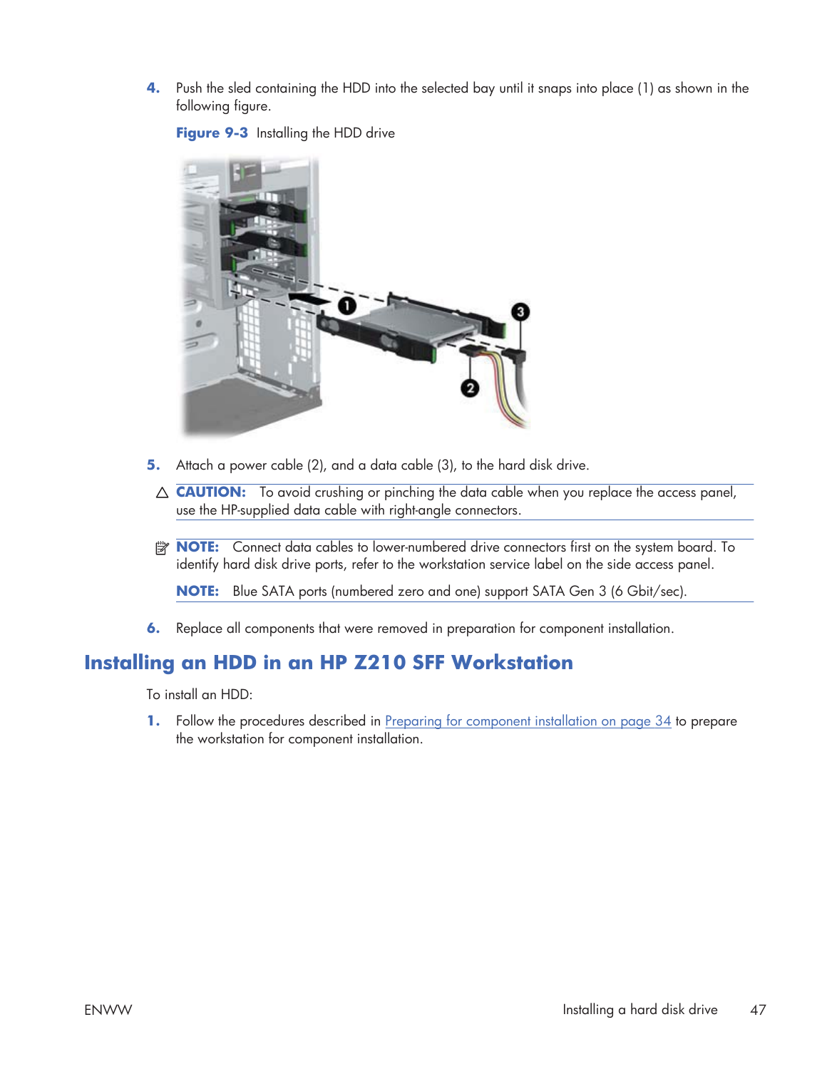4. Push the sled containing the HDD into the selected bay until it snaps into place (1) as shown in the following figure.

**Figure 9-3** Installing the HDD drive

5. Attach a power cable (2), and a data cable (3), to the hard disk drive.

   **CAUTION:** To avoid crushing or pinching the data cable when you replace the access panel, use the HP-supplied data cable with right-angle connectors.

   **NOTE:** Connect data cables to lower-numbered drive connectors first on the system board. To identify hard disk drive ports, refer to the workstation service label on the side access panel.

   **NOTE:** Blue SATA ports (numbered zero and one) support SATA Gen 3 (6 Gbit/sec).

6. Replace all components that were removed in preparation for component installation.

## Installing an HDD in an HP Z210 SFF Workstation

To install an HDD:

1. Follow the procedures described in Preparing for component installation on page 34 to prepare the workstation for component installation.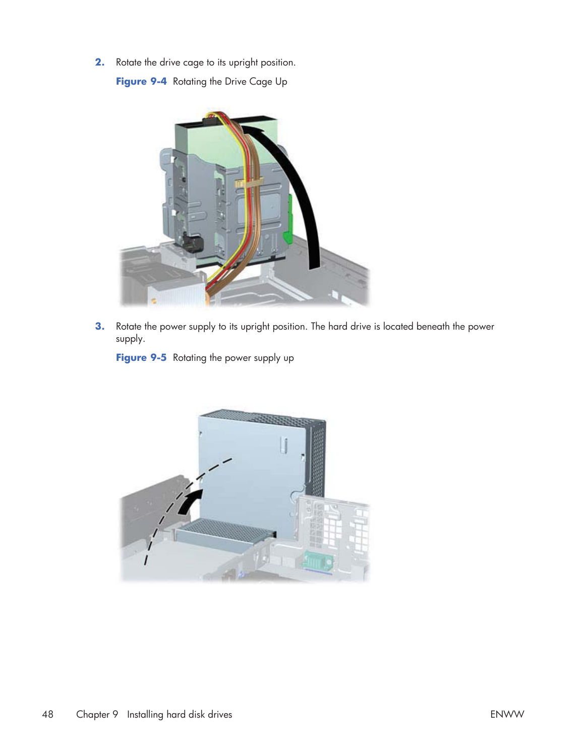2. Rotate the drive cage to its upright position.

   **Figure 9-4** Rotating the Drive Cage Up

3. Rotate the power supply to its upright position. The hard drive is located beneath the power supply.

   **Figure 9-5** Rotating the power supply up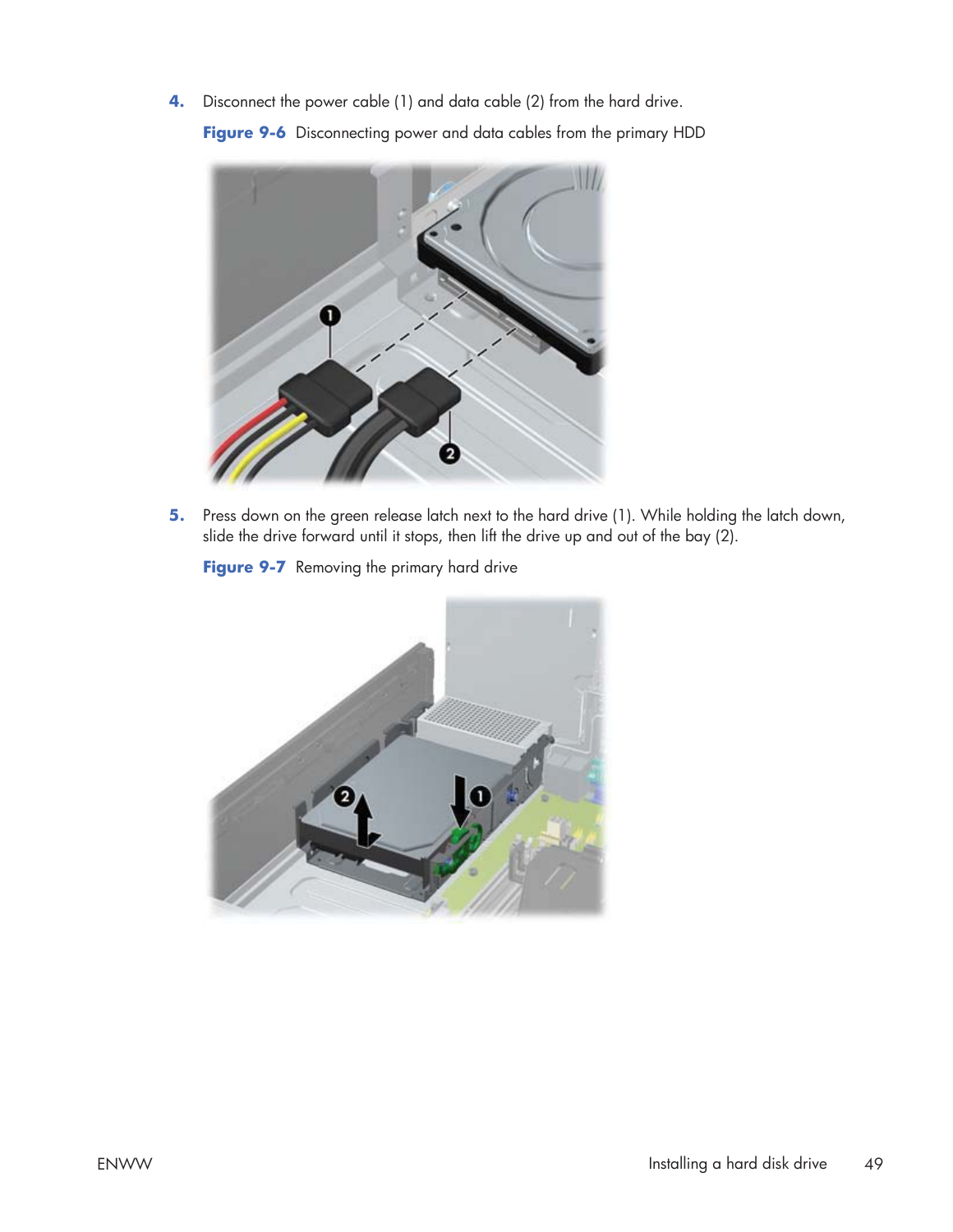4. Disconnect the power cable (1) and data cable (2) from the hard drive.

   **Figure 9-6** Disconnecting power and data cables from the primary HDD

5. Press down on the green release latch next to the hard drive (1). While holding the latch down, slide the drive forward until it stops, then lift the drive up and out of the bay (2).

   **Figure 9-7** Removing the primary hard drive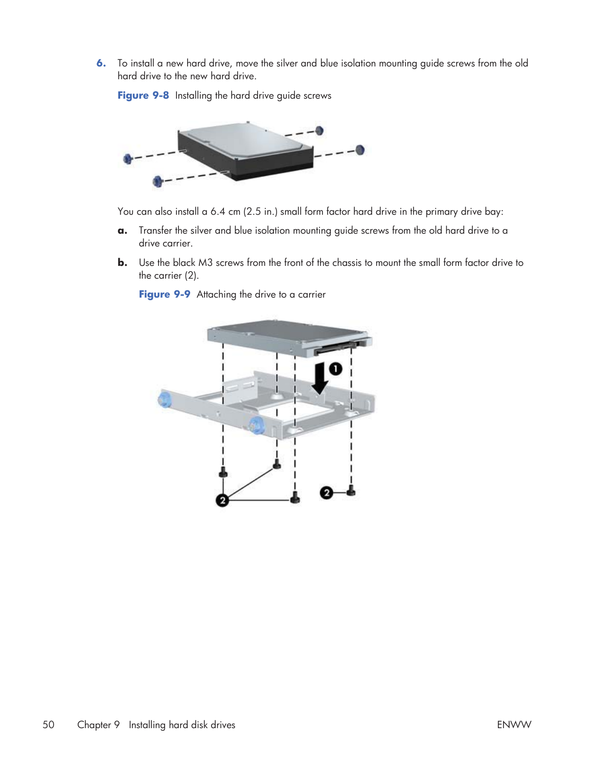6. To install a new hard drive, move the silver and blue isolation mounting guide screws from the old hard drive to the new hard drive.

   **Figure 9-8** Installing the hard drive guide screws

   You can also install a 6.4 cm (2.5 in.) small form factor hard drive in the primary drive bay:

   **a.** Transfer the silver and blue isolation mounting guide screws from the old hard drive to a drive carrier.

   **b.** Use the black M3 screws from the front of the chassis to mount the small form factor drive to the carrier (2).

   **Figure 9-9** Attaching the drive to a carrier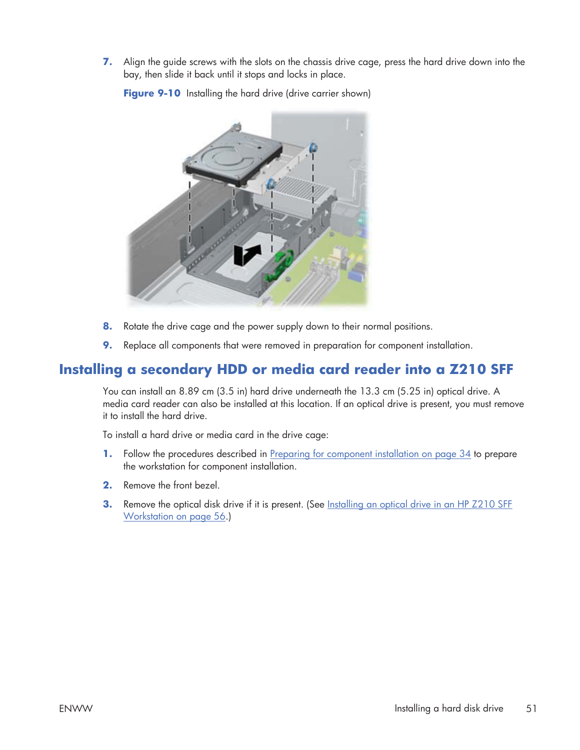7. Align the guide screws with the slots on the chassis drive cage, press the hard drive down into the bay, then slide it back until it stops and locks in place.

   **Figure 9-10** Installing the hard drive (drive carrier shown)

8. Rotate the drive cage and the power supply down to their normal positions.

9. Replace all components that were removed in preparation for component installation.

## Installing a secondary HDD or media card reader into a Z210 SFF

You can install an 8.89 cm (3.5 in) hard drive underneath the 13.3 cm (5.25 in) optical drive. A media card reader can also be installed at this location. If an optical drive is present, you must remove it to install the hard drive.

To install a hard drive or media card in the drive cage:

1. Follow the procedures described in Preparing for component installation on page 34 to prepare the workstation for component installation.

2. Remove the front bezel.

3. Remove the optical disk drive if it is present. (See Installing an optical drive in an HP Z210 SFF Workstation on page 56.)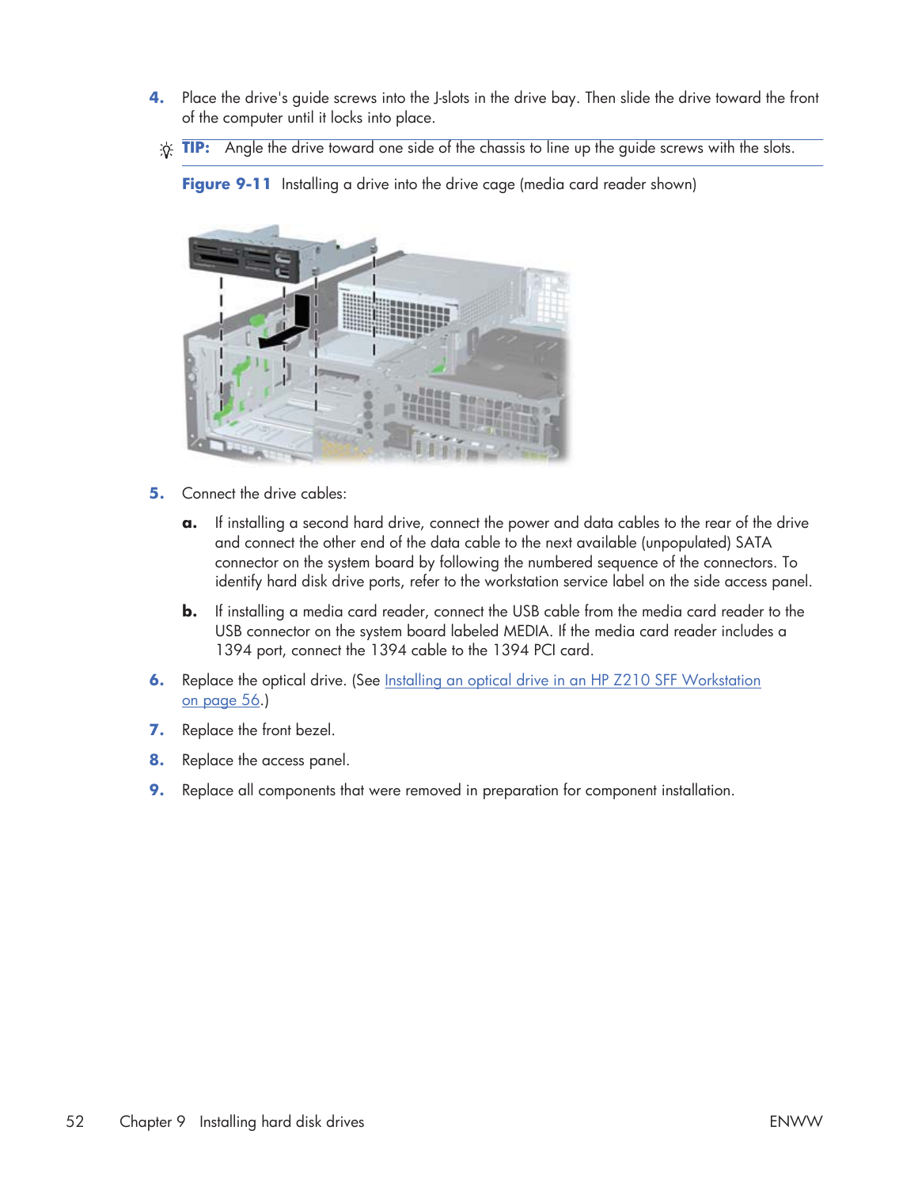4. Place the drive's guide screws into the J-slots in the drive bay. Then slide the drive toward the front of the computer until it locks into place.

   **TIP:** Angle the drive toward one side of the chassis to line up the guide screws with the slots.

   **Figure 9-11** Installing a drive into the drive cage (media card reader shown)

5. Connect the drive cables:

   **a.** If installing a second hard drive, connect the power and data cables to the rear of the drive and connect the other end of the data cable to the next available (unpopulated) SATA connector on the system board by following the numbered sequence of the connectors. To identify hard disk drive ports, refer to the workstation service label on the side access panel.

   **b.** If installing a media card reader, connect the USB cable from the media card reader to the USB connector on the system board labeled MEDIA. If the media card reader includes a 1394 port, connect the 1394 cable to the 1394 PCI card.

6. Replace the optical drive. (See Installing an optical drive in an HP Z210 SFF Workstation on page 56.)

7. Replace the front bezel.

8. Replace the access panel.

9. Replace all components that were removed in preparation for component installation.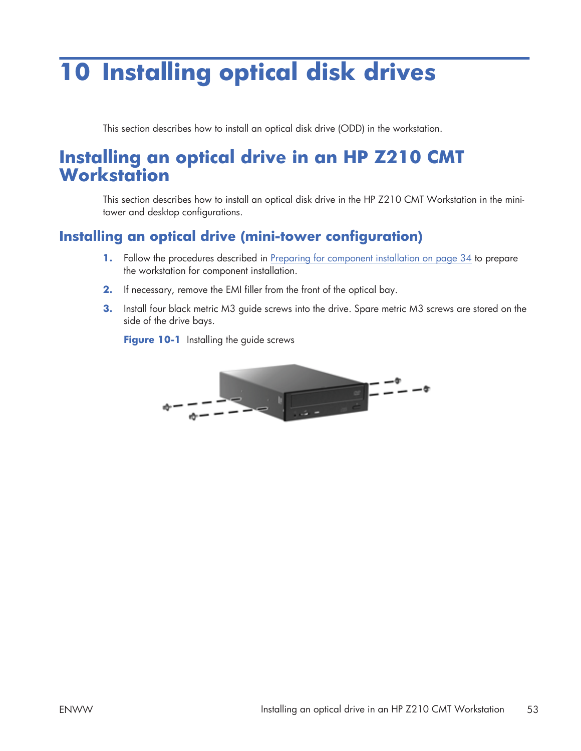# 10 Installing optical disk drives

This section describes how to install an optical disk drive (ODD) in the workstation.

## Installing an optical drive in an HP Z210 CMT Workstation

This section describes how to install an optical disk drive in the HP Z210 CMT Workstation in the mini-tower and desktop configurations.

### Installing an optical drive (mini-tower configuration)

1. Follow the procedures described in Preparing for component installation on page 34 to prepare the workstation for component installation.
2. If necessary, remove the EMI filler from the front of the optical bay.
3. Install four black metric M3 guide screws into the drive. Spare metric M3 screws are stored on the side of the drive bays.

   **Figure 10-1** Installing the guide screws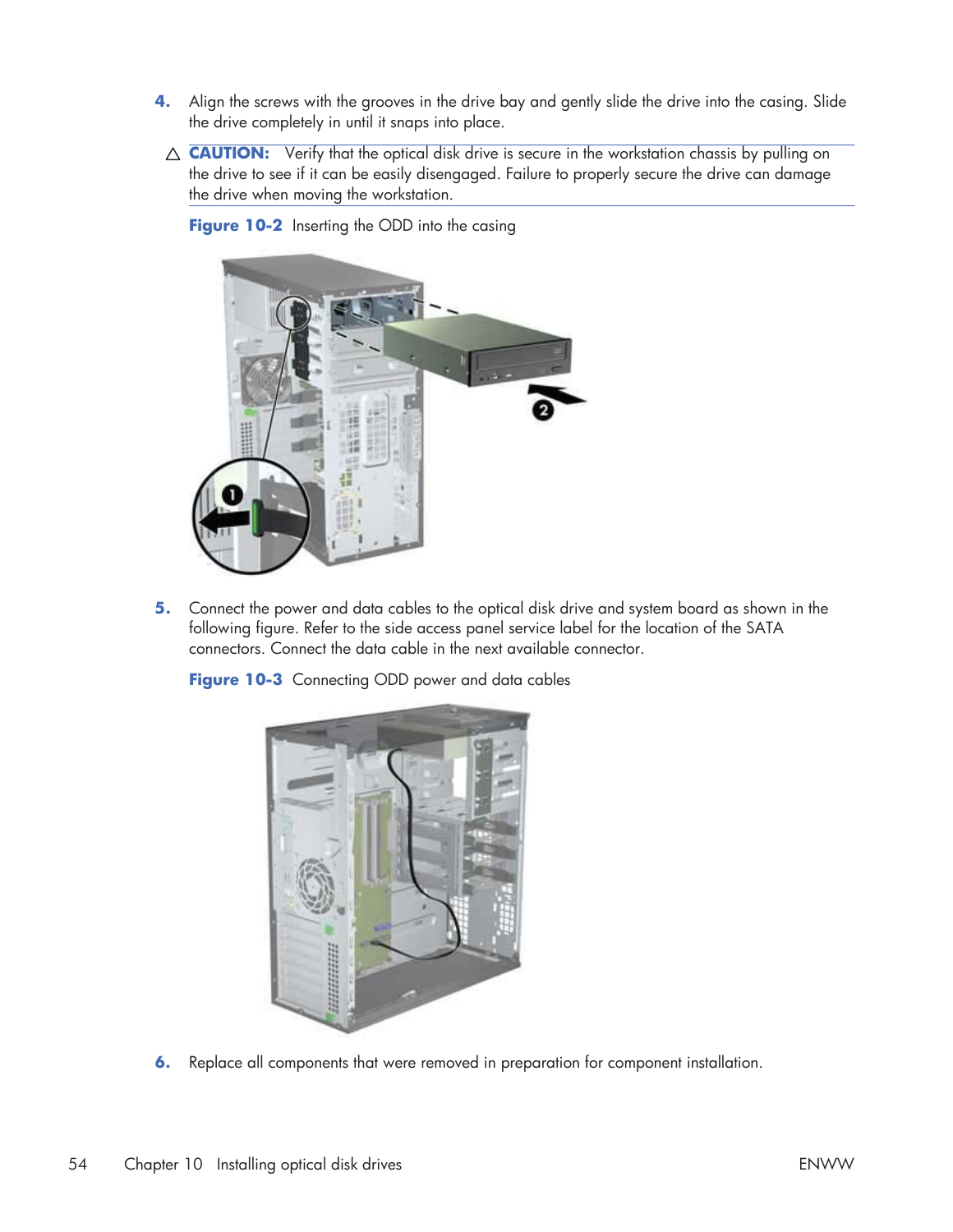4. Align the screws with the grooves in the drive bay and gently slide the drive into the casing. Slide the drive completely in until it snaps into place.

△ **CAUTION:** Verify that the optical disk drive is secure in the workstation chassis by pulling on the drive to see if it can be easily disengaged. Failure to properly secure the drive can damage the drive when moving the workstation.

**Figure 10-2** Inserting the ODD into the casing

5. Connect the power and data cables to the optical disk drive and system board as shown in the following figure. Refer to the side access panel service label for the location of the SATA connectors. Connect the data cable in the next available connector.

**Figure 10-3** Connecting ODD power and data cables

6. Replace all components that were removed in preparation for component installation.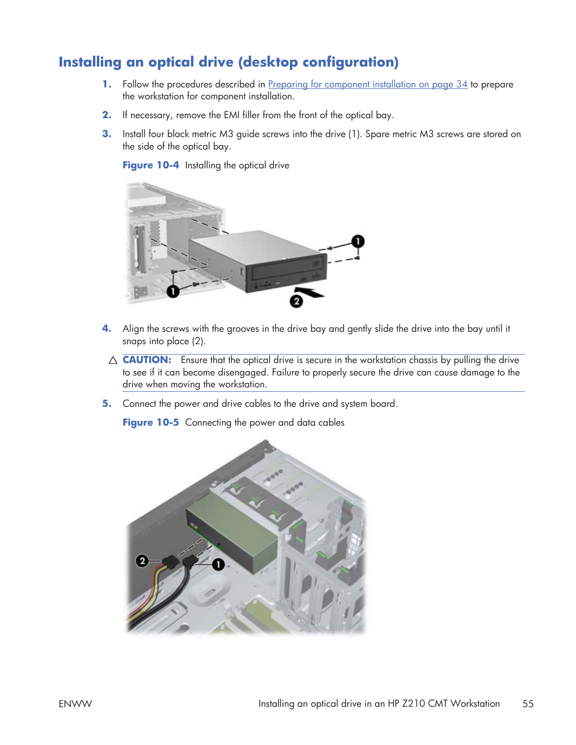## Installing an optical drive (desktop configuration)

1. Follow the procedures described in Preparing for component installation on page 34 to prepare the workstation for component installation.
2. If necessary, remove the EMI filler from the front of the optical bay.
3. Install four black metric M3 guide screws into the drive (1). Spare metric M3 screws are stored on the side of the optical bay.

   **Figure 10-4** Installing the optical drive

4. Align the screws with the grooves in the drive bay and gently slide the drive into the bay until it snaps into place (2).

△ **CAUTION:** Ensure that the optical drive is secure in the workstation chassis by pulling the drive to see if it can become disengaged. Failure to properly secure the drive can cause damage to the drive when moving the workstation.

5. Connect the power and drive cables to the drive and system board.

   **Figure 10-5** Connecting the power and data cables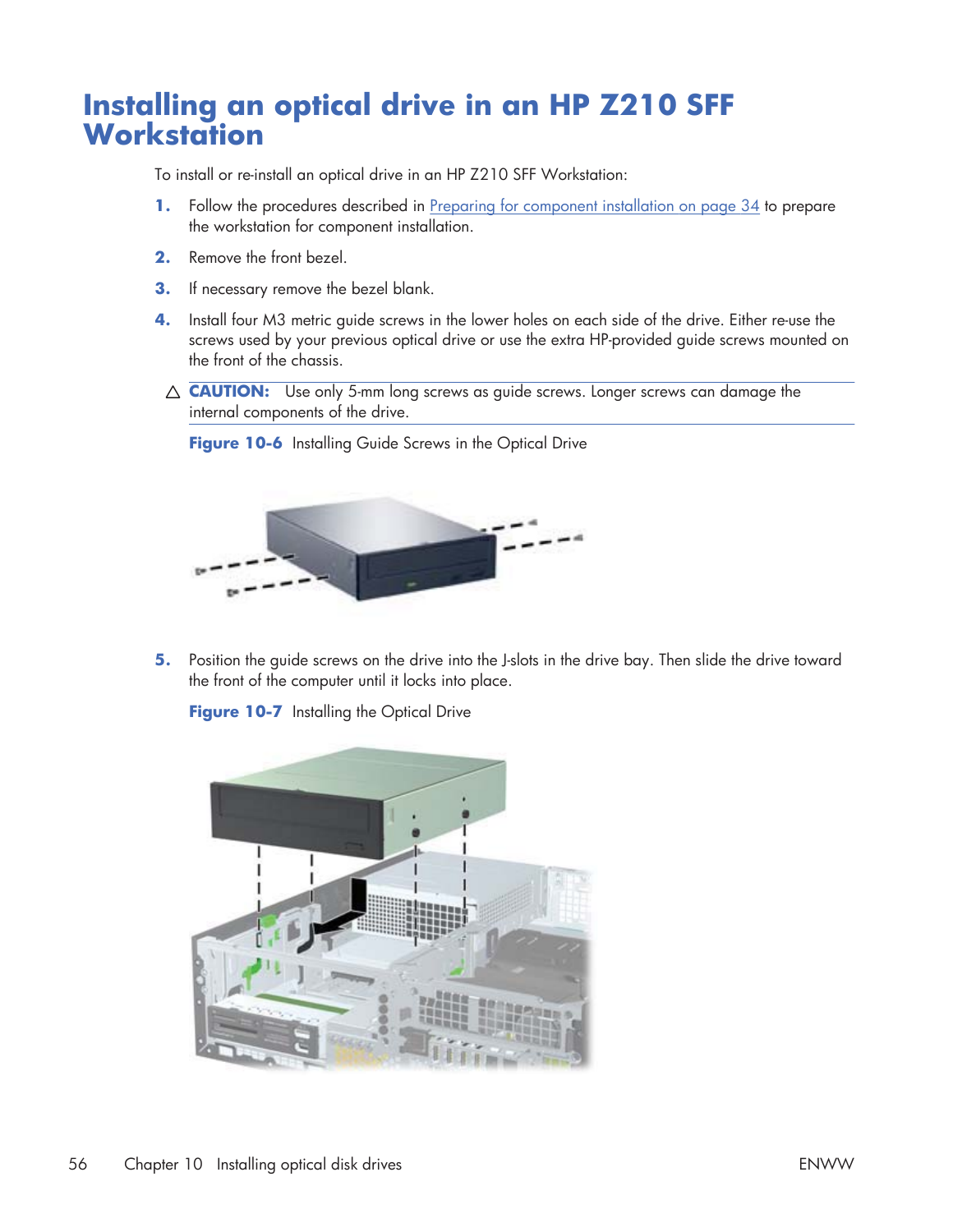# Installing an optical drive in an HP Z210 SFF Workstation

To install or re-install an optical drive in an HP Z210 SFF Workstation:

1. Follow the procedures described in Preparing for component installation on page 34 to prepare the workstation for component installation.
2. Remove the front bezel.
3. If necessary remove the bezel blank.
4. Install four M3 metric guide screws in the lower holes on each side of the drive. Either re-use the screws used by your previous optical drive or use the extra HP-provided guide screws mounted on the front of the chassis.

   **CAUTION:** Use only 5-mm long screws as guide screws. Longer screws can damage the internal components of the drive.

   **Figure 10-6** Installing Guide Screws in the Optical Drive

5. Position the guide screws on the drive into the J-slots in the drive bay. Then slide the drive toward the front of the computer until it locks into place.

   **Figure 10-7** Installing the Optical Drive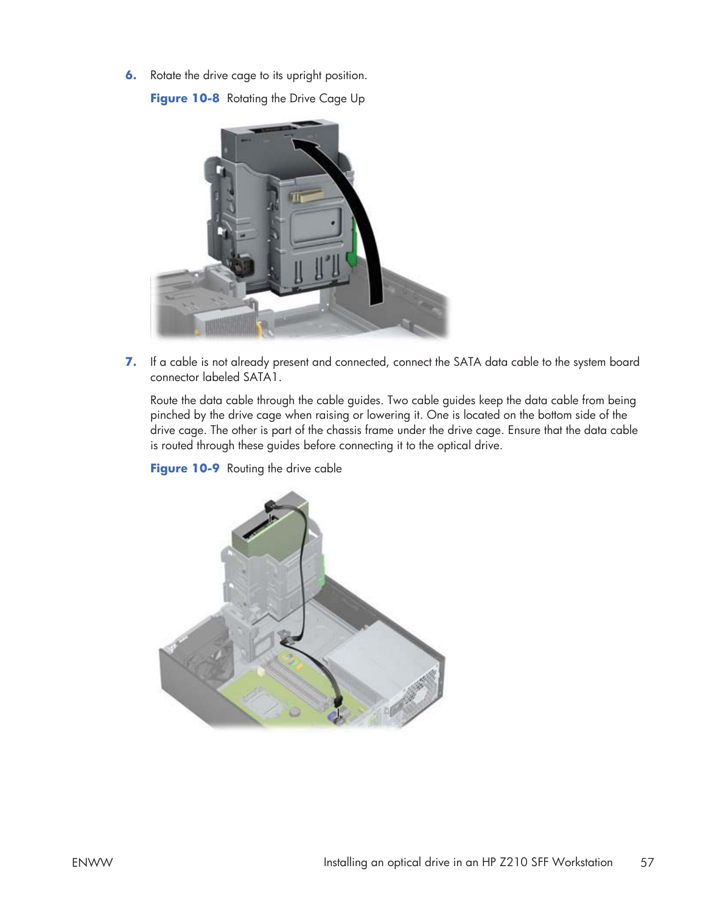6. Rotate the drive cage to its upright position.

   **Figure 10-8** Rotating the Drive Cage Up

7. If a cable is not already present and connected, connect the SATA data cable to the system board connector labeled SATA1.

   Route the data cable through the cable guides. Two cable guides keep the data cable from being pinched by the drive cage when raising or lowering it. One is located on the bottom side of the drive cage. The other is part of the chassis frame under the drive cage. Ensure that the data cable is routed through these guides before connecting it to the optical drive.

   **Figure 10-9** Routing the drive cable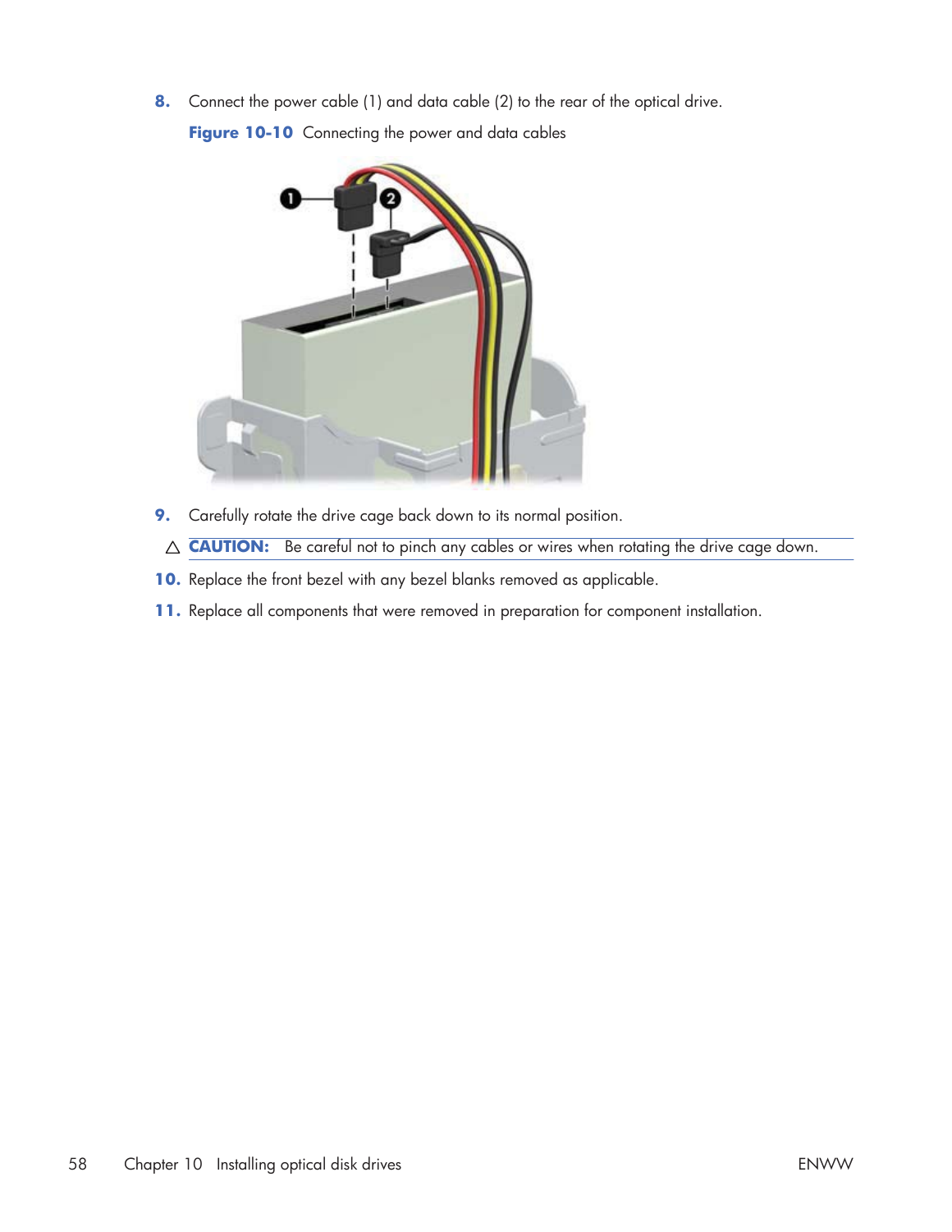8. Connect the power cable (1) and data cable (2) to the rear of the optical drive.

   **Figure 10-10** Connecting the power and data cables

9. Carefully rotate the drive cage back down to its normal position.

   △ **CAUTION:** Be careful not to pinch any cables or wires when rotating the drive cage down.

10. Replace the front bezel with any bezel blanks removed as applicable.

11. Replace all components that were removed in preparation for component installation.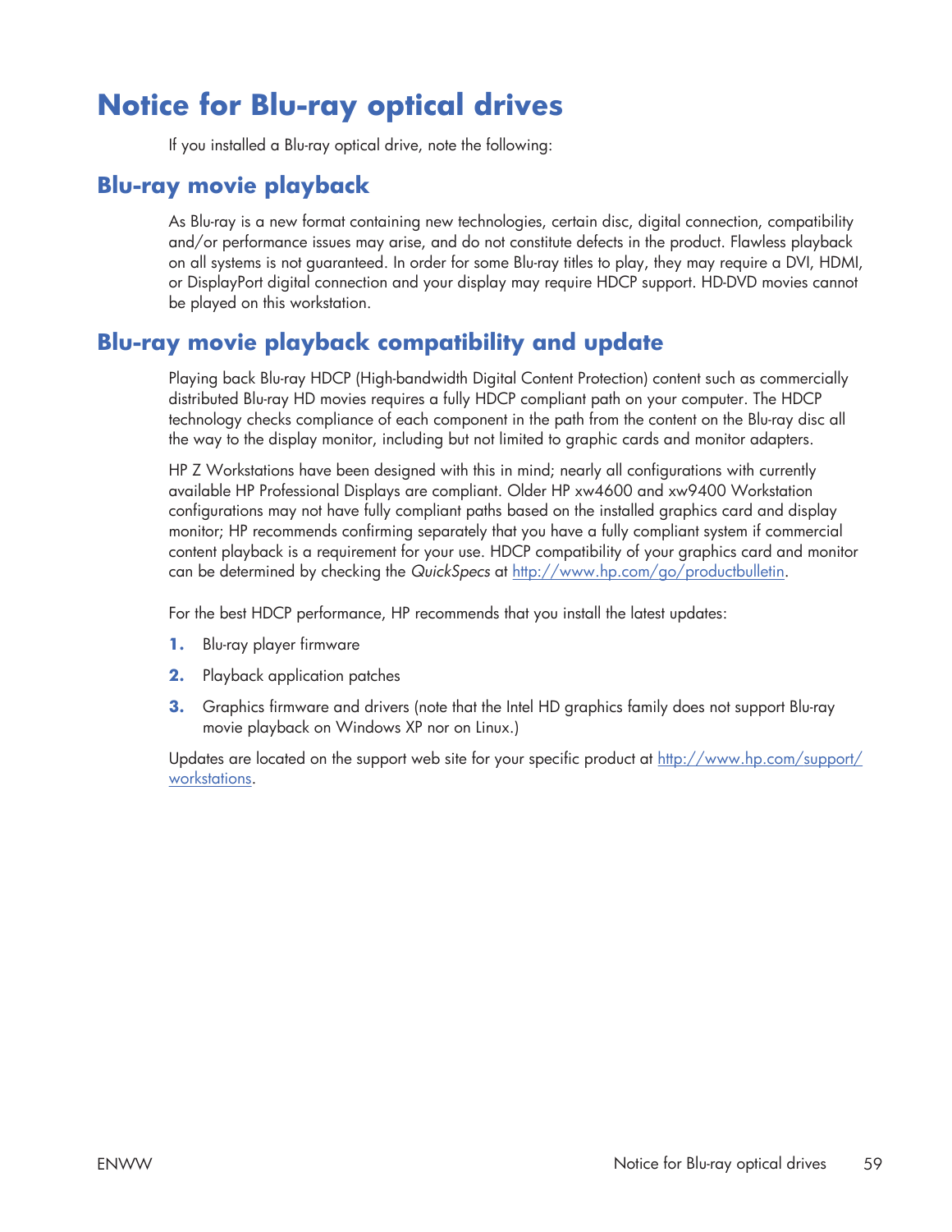# Notice for Blu-ray optical drives

If you installed a Blu-ray optical drive, note the following:

## Blu-ray movie playback

As Blu-ray is a new format containing new technologies, certain disc, digital connection, compatibility and/or performance issues may arise, and do not constitute defects in the product. Flawless playback on all systems is not guaranteed. In order for some Blu-ray titles to play, they may require a DVI, HDMI, or DisplayPort digital connection and your display may require HDCP support. HD-DVD movies cannot be played on this workstation.

## Blu-ray movie playback compatibility and update

Playing back Blu-ray HDCP (High-bandwidth Digital Content Protection) content such as commercially distributed Blu-ray HD movies requires a fully HDCP compliant path on your computer. The HDCP technology checks compliance of each component in the path from the content on the Blu-ray disc all the way to the display monitor, including but not limited to graphic cards and monitor adapters.

HP Z Workstations have been designed with this in mind; nearly all configurations with currently available HP Professional Displays are compliant. Older HP xw4600 and xw9400 Workstation configurations may not have fully compliant paths based on the installed graphics card and display monitor; HP recommends confirming separately that you have a fully compliant system if commercial content playback is a requirement for your use. HDCP compatibility of your graphics card and monitor can be determined by checking the *QuickSpecs* at http://www.hp.com/go/productbulletin.

For the best HDCP performance, HP recommends that you install the latest updates:

1. Blu-ray player firmware
2. Playback application patches
3. Graphics firmware and drivers (note that the Intel HD graphics family does not support Blu-ray movie playback on Windows XP nor on Linux.)

Updates are located on the support web site for your specific product at http://www.hp.com/support/workstations.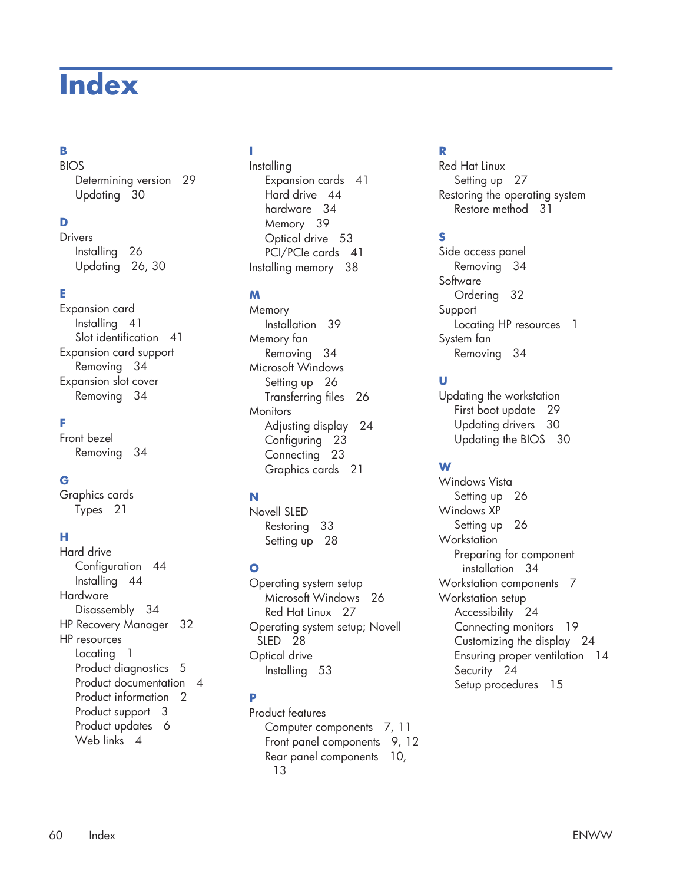# Index

**B**

BIOS
- Determining version 29
- Updating 30

**D**

Drivers
- Installing 26
- Updating 26, 30

**E**

Expansion card
- Installing 41
- Slot identification 41

Expansion card support
- Removing 34

Expansion slot cover
- Removing 34

**F**

Front bezel
- Removing 34

**G**

Graphics cards
- Types 21

**H**

Hard drive
- Configuration 44
- Installing 44

Hardware
- Disassembly 34

HP Recovery Manager 32

HP resources
- Locating 1
- Product diagnostics 5
- Product documentation 4
- Product information 2
- Product support 3
- Product updates 6
- Web links 4

**I**

Installing
- Expansion cards 41
- Hard drive 44
- hardware 34
- Memory 39
- Optical drive 53
- PCI/PCIe cards 41

Installing memory 38

**M**

Memory
- Installation 39

Memory fan
- Removing 34

Microsoft Windows
- Setting up 26
- Transferring files 26

Monitors
- Adjusting display 24
- Configuring 23
- Connecting 23
- Graphics cards 21

**N**

Novell SLED
- Restoring 33
- Setting up 28

**O**

Operating system setup
- Microsoft Windows 26
- Red Hat Linux 27

Operating system setup; Novell SLED 28

Optical drive
- Installing 53

**P**

Product features
- Computer components 7, 11
- Front panel components 9, 12
- Rear panel components 10, 13

**R**

Red Hat Linux
- Setting up 27

Restoring the operating system
- Restore method 31

**S**

Side access panel
- Removing 34

Software
- Ordering 32

Support
- Locating HP resources 1

System fan
- Removing 34

**U**

Updating the workstation
- First boot update 29
- Updating drivers 30
- Updating the BIOS 30

**W**

Windows Vista
- Setting up 26

Windows XP
- Setting up 26

Workstation
- Preparing for component installation 34

Workstation components 7

Workstation setup
- Accessibility 24
- Connecting monitors 19
- Customizing the display 24
- Ensuring proper ventilation 14
- Security 24
- Setup procedures 15